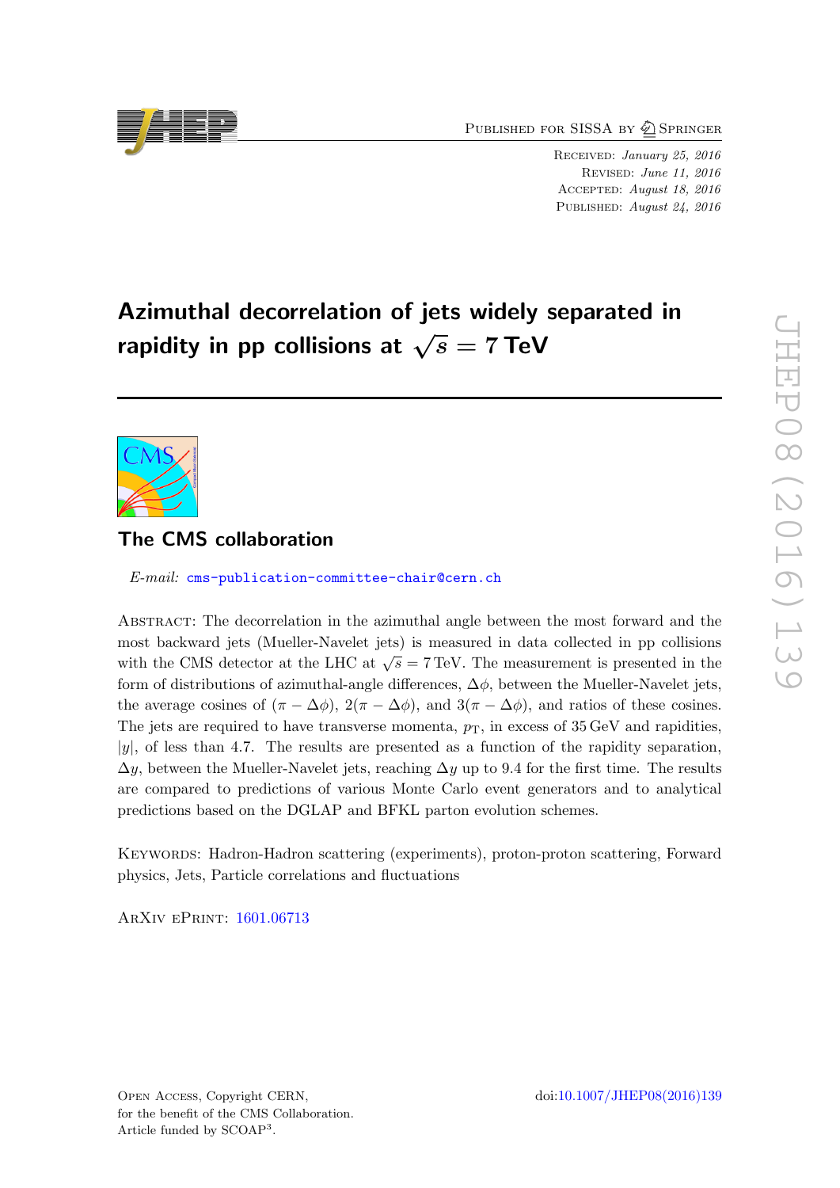Published for SISSA by Springer

Received: *January 25, 2016*
Revised: *June 11, 2016*
Accepted: *August 18, 2016*
Published: *August 24, 2016*

# Azimuthal decorrelation of jets widely separated in rapidity in pp collisions at $\sqrt{s} = 7$ TeV

## The CMS collaboration

*E-mail:* cms-publication-committee-chair@cern.ch

Abstract: The decorrelation in the azimuthal angle between the most forward and the most backward jets (Mueller-Navelet jets) is measured in data collected in pp collisions with the CMS detector at the LHC at $\sqrt{s} = 7$ TeV. The measurement is presented in the form of distributions of azimuthal-angle differences, $\Delta\phi$, between the Mueller-Navelet jets, the average cosines of $(\pi - \Delta\phi)$, $2(\pi - \Delta\phi)$, and $3(\pi - \Delta\phi)$, and ratios of these cosines. The jets are required to have transverse momenta, $p_{\mathrm{T}}$, in excess of 35 GeV and rapidities, $|y|$, of less than 4.7. The results are presented as a function of the rapidity separation, $\Delta y$, between the Mueller-Navelet jets, reaching $\Delta y$ up to 9.4 for the first time. The results are compared to predictions of various Monte Carlo event generators and to analytical predictions based on the DGLAP and BFKL parton evolution schemes.

Keywords: Hadron-Hadron scattering (experiments), proton-proton scattering, Forward physics, Jets, Particle correlations and fluctuations

ArXiv ePrint: 1601.06713

Open Access, Copyright CERN, for the benefit of the CMS Collaboration. Article funded by SCOAP[3].

doi:10.1007/JHEP08(2016)139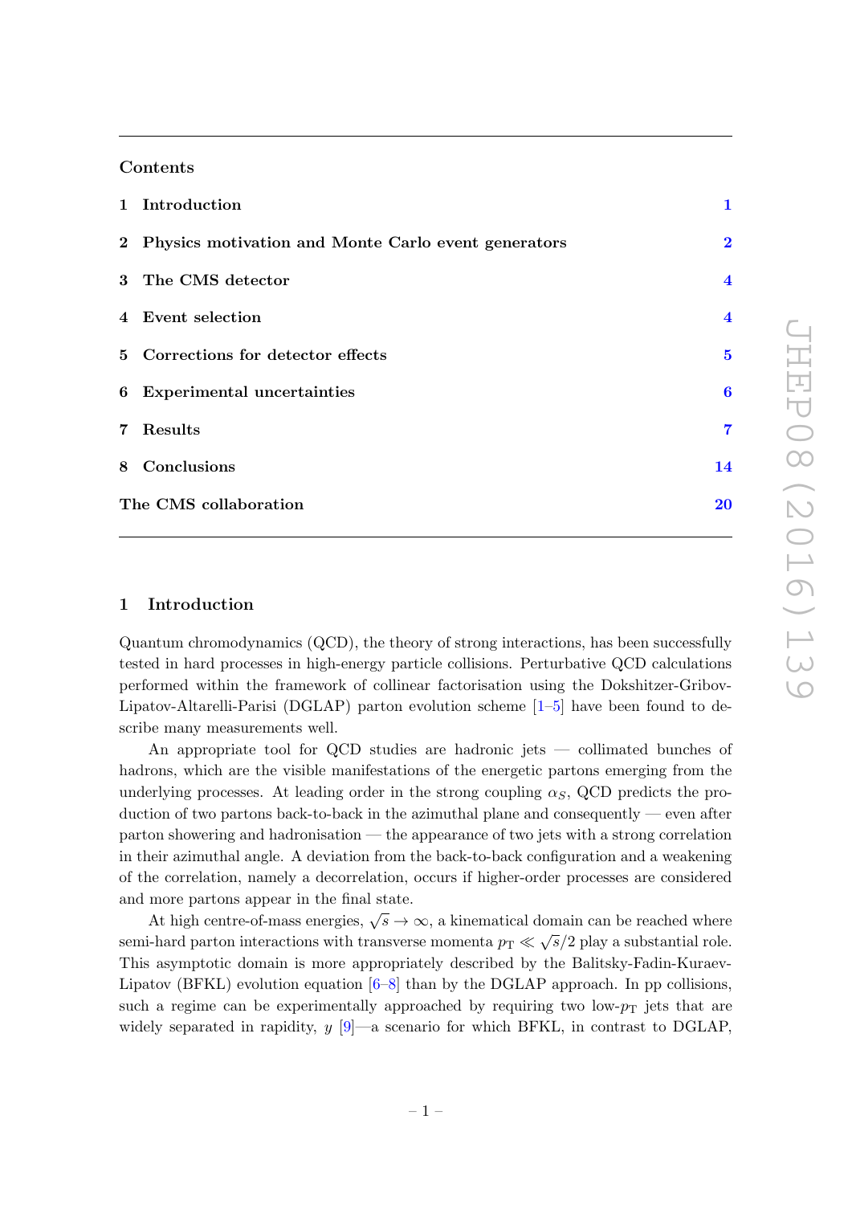## Contents

| | | |
|---|---|---|
| 1 | Introduction | 1 |
| 2 | Physics motivation and Monte Carlo event generators | 2 |
| 3 | The CMS detector | 4 |
| 4 | Event selection | 4 |
| 5 | Corrections for detector effects | 5 |
| 6 | Experimental uncertainties | 6 |
| 7 | Results | 7 |
| 8 | Conclusions | 14 |
| | The CMS collaboration | 20 |

# 1 Introduction

Quantum chromodynamics (QCD), the theory of strong interactions, has been successfully tested in hard processes in high-energy particle collisions. Perturbative QCD calculations performed within the framework of collinear factorisation using the Dokshitzer-Gribov-Lipatov-Altarelli-Parisi (DGLAP) parton evolution scheme [1–5] have been found to describe many measurements well.

An appropriate tool for QCD studies are hadronic jets — collimated bunches of hadrons, which are the visible manifestations of the energetic partons emerging from the underlying processes. At leading order in the strong coupling $\alpha_S$, QCD predicts the production of two partons back-to-back in the azimuthal plane and consequently — even after parton showering and hadronisation — the appearance of two jets with a strong correlation in their azimuthal angle. A deviation from the back-to-back configuration and a weakening of the correlation, namely a decorrelation, occurs if higher-order processes are considered and more partons appear in the final state.

At high centre-of-mass energies, $\sqrt{s} \to \infty$, a kinematical domain can be reached where semi-hard parton interactions with transverse momenta $p_{\mathrm{T}} \ll \sqrt{s}/2$ play a substantial role. This asymptotic domain is more appropriately described by the Balitsky-Fadin-Kuraev-Lipatov (BFKL) evolution equation [6–8] than by the DGLAP approach. In pp collisions, such a regime can be experimentally approached by requiring two low-$p_{\mathrm{T}}$ jets that are widely separated in rapidity, $y$ [9]—a scenario for which BFKL, in contrast to DGLAP,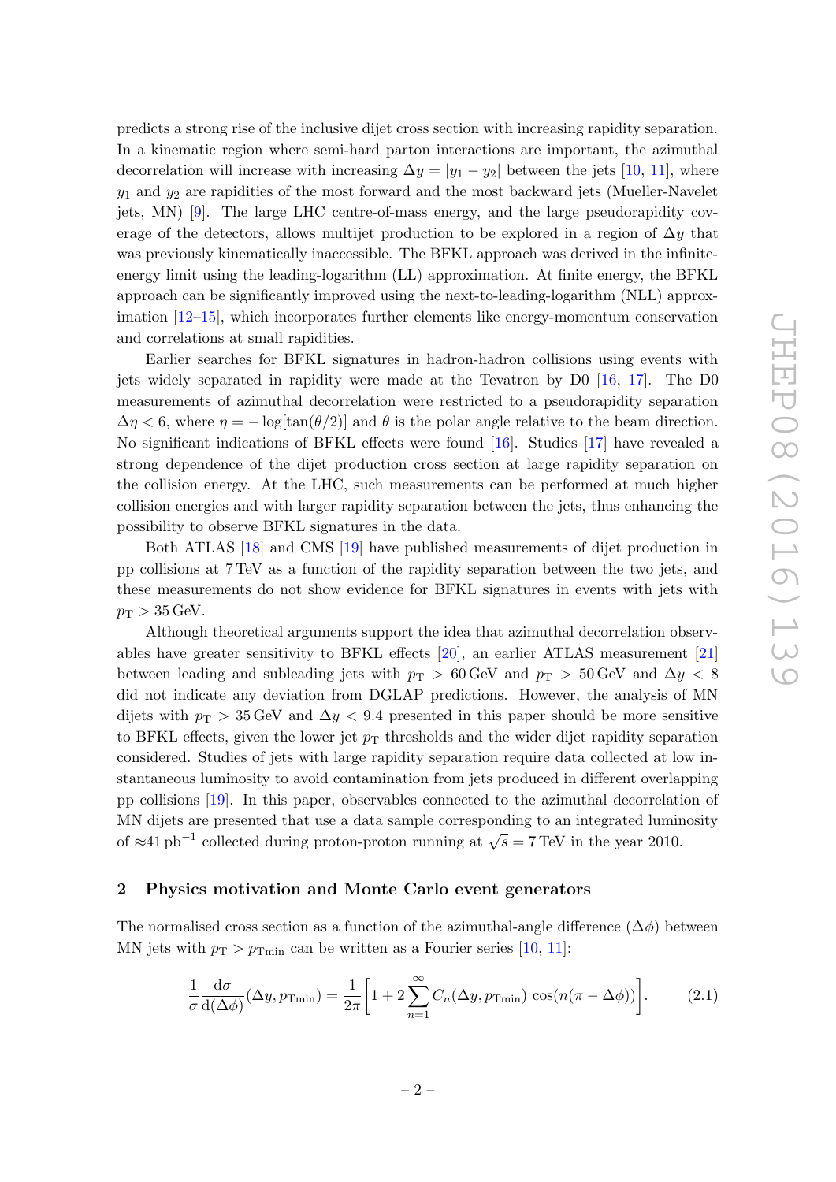predicts a strong rise of the inclusive dijet cross section with increasing rapidity separation. In a kinematic region where semi-hard parton interactions are important, the azimuthal decorrelation will increase with increasing $\Delta y = |y_1 - y_2|$ between the jets [10, 11], where $y_1$ and $y_2$ are rapidities of the most forward and the most backward jets (Mueller-Navelet jets, MN) [9]. The large LHC centre-of-mass energy, and the large pseudorapidity coverage of the detectors, allows multijet production to be explored in a region of $\Delta y$ that was previously kinematically inaccessible. The BFKL approach was derived in the infinite-energy limit using the leading-logarithm (LL) approximation. At finite energy, the BFKL approach can be significantly improved using the next-to-leading-logarithm (NLL) approximation [12–15], which incorporates further elements like energy-momentum conservation and correlations at small rapidities.

Earlier searches for BFKL signatures in hadron-hadron collisions using events with jets widely separated in rapidity were made at the Tevatron by D0 [16, 17]. The D0 measurements of azimuthal decorrelation were restricted to a pseudorapidity separation $\Delta\eta < 6$, where $\eta = -\log[\tan(\theta/2)]$ and $\theta$ is the polar angle relative to the beam direction. No significant indications of BFKL effects were found [16]. Studies [17] have revealed a strong dependence of the dijet production cross section at large rapidity separation on the collision energy. At the LHC, such measurements can be performed at much higher collision energies and with larger rapidity separation between the jets, thus enhancing the possibility to observe BFKL signatures in the data.

Both ATLAS [18] and CMS [19] have published measurements of dijet production in pp collisions at 7 TeV as a function of the rapidity separation between the two jets, and these measurements do not show evidence for BFKL signatures in events with jets with $p_{\mathrm{T}} > 35\,\mathrm{GeV}$.

Although theoretical arguments support the idea that azimuthal decorrelation observables have greater sensitivity to BFKL effects [20], an earlier ATLAS measurement [21] between leading and subleading jets with $p_{\mathrm{T}} > 60\,\mathrm{GeV}$ and $p_{\mathrm{T}} > 50\,\mathrm{GeV}$ and $\Delta y < 8$ did not indicate any deviation from DGLAP predictions. However, the analysis of MN dijets with $p_{\mathrm{T}} > 35\,\mathrm{GeV}$ and $\Delta y < 9.4$ presented in this paper should be more sensitive to BFKL effects, given the lower jet $p_{\mathrm{T}}$ thresholds and the wider dijet rapidity separation considered. Studies of jets with large rapidity separation require data collected at low instantaneous luminosity to avoid contamination from jets produced in different overlapping pp collisions [19]. In this paper, observables connected to the azimuthal decorrelation of MN dijets are presented that use a data sample corresponding to an integrated luminosity of $\approx$41 pb$^{-1}$ collected during proton-proton running at $\sqrt{s} = 7\,\mathrm{TeV}$ in the year 2010.

## 2 Physics motivation and Monte Carlo event generators

The normalised cross section as a function of the azimuthal-angle difference ($\Delta\phi$) between MN jets with $p_{\mathrm{T}} > p_{\mathrm{Tmin}}$ can be written as a Fourier series [10, 11]:

$$\frac{1}{\sigma}\frac{\mathrm{d}\sigma}{\mathrm{d}(\Delta\phi)}(\Delta y, p_{\mathrm{Tmin}}) = \frac{1}{2\pi}\left[1 + 2\sum_{n=1}^{\infty} C_n(\Delta y, p_{\mathrm{Tmin}})\,\cos(n(\pi - \Delta\phi))\right]. \tag{2.1}$$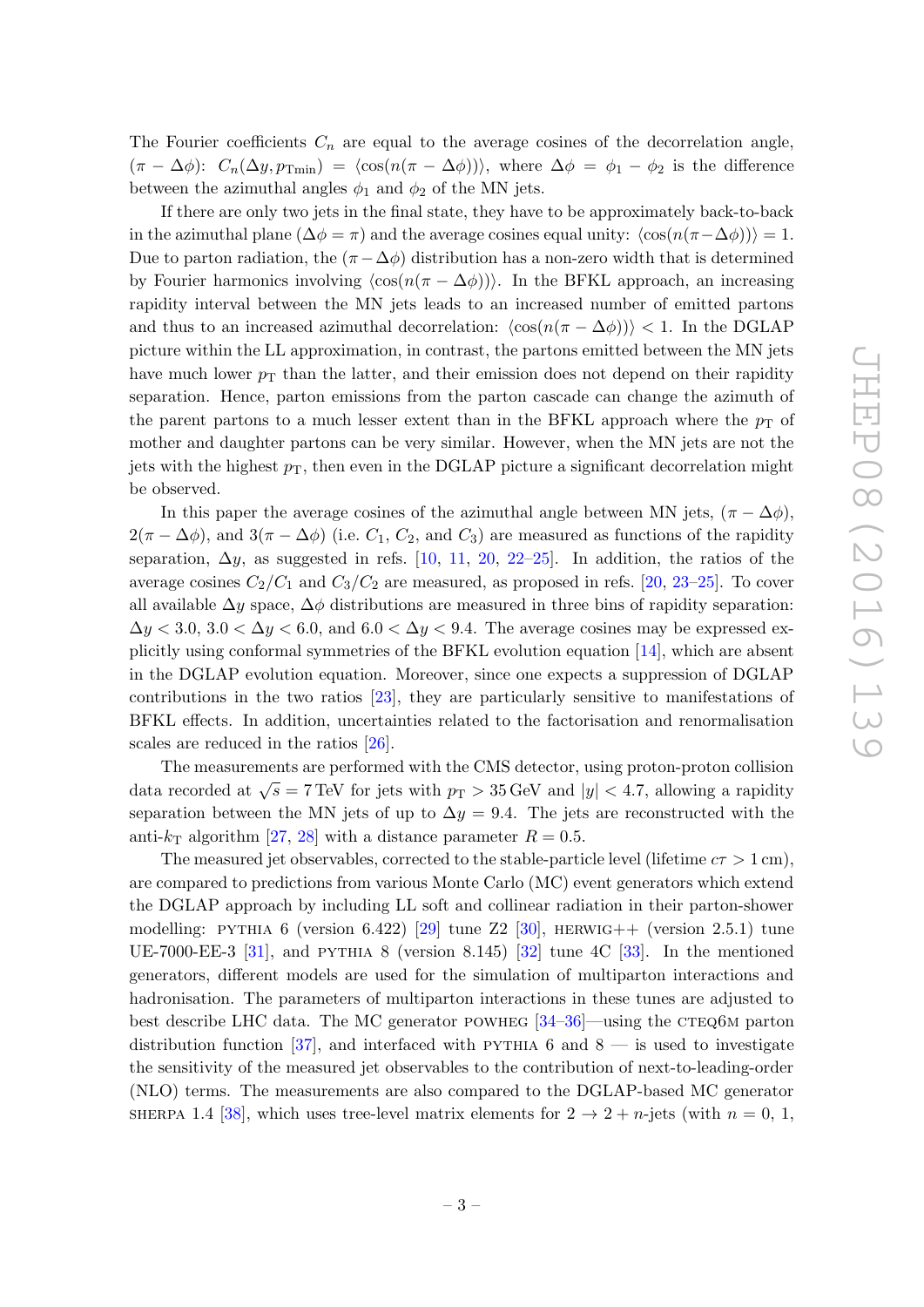The Fourier coefficients $C_n$ are equal to the average cosines of the decorrelation angle, $(\pi - \Delta\phi)$: $C_n(\Delta y, p_{\mathrm{Tmin}}) = \langle\cos(n(\pi - \Delta\phi))\rangle$, where $\Delta\phi = \phi_1 - \phi_2$ is the difference between the azimuthal angles $\phi_1$ and $\phi_2$ of the MN jets.

If there are only two jets in the final state, they have to be approximately back-to-back in the azimuthal plane ($\Delta\phi = \pi$) and the average cosines equal unity: $\langle\cos(n(\pi - \Delta\phi))\rangle = 1$. Due to parton radiation, the $(\pi - \Delta\phi)$ distribution has a non-zero width that is determined by Fourier harmonics involving $\langle\cos(n(\pi - \Delta\phi))\rangle$. In the BFKL approach, an increasing rapidity interval between the MN jets leads to an increased number of emitted partons and thus to an increased azimuthal decorrelation: $\langle\cos(n(\pi - \Delta\phi))\rangle < 1$. In the DGLAP picture within the LL approximation, in contrast, the partons emitted between the MN jets have much lower $p_{\mathrm{T}}$ than the latter, and their emission does not depend on their rapidity separation. Hence, parton emissions from the parton cascade can change the azimuth of the parent partons to a much lesser extent than in the BFKL approach where the $p_{\mathrm{T}}$ of mother and daughter partons can be very similar. However, when the MN jets are not the jets with the highest $p_{\mathrm{T}}$, then even in the DGLAP picture a significant decorrelation might be observed.

In this paper the average cosines of the azimuthal angle between MN jets, $(\pi - \Delta\phi)$, $2(\pi - \Delta\phi)$, and $3(\pi - \Delta\phi)$ (i.e. $C_1$, $C_2$, and $C_3$) are measured as functions of the rapidity separation, $\Delta y$, as suggested in refs. [10, 11, 20, 22–25]. In addition, the ratios of the average cosines $C_2/C_1$ and $C_3/C_2$ are measured, as proposed in refs. [20, 23–25]. To cover all available $\Delta y$ space, $\Delta\phi$ distributions are measured in three bins of rapidity separation: $\Delta y < 3.0$, $3.0 < \Delta y < 6.0$, and $6.0 < \Delta y < 9.4$. The average cosines may be expressed explicitly using conformal symmetries of the BFKL evolution equation [14], which are absent in the DGLAP evolution equation. Moreover, since one expects a suppression of DGLAP contributions in the two ratios [23], they are particularly sensitive to manifestations of BFKL effects. In addition, uncertainties related to the factorisation and renormalisation scales are reduced in the ratios [26].

The measurements are performed with the CMS detector, using proton-proton collision data recorded at $\sqrt{s} = 7\,\mathrm{TeV}$ for jets with $p_{\mathrm{T}} > 35\,\mathrm{GeV}$ and $|y| < 4.7$, allowing a rapidity separation between the MN jets of up to $\Delta y = 9.4$. The jets are reconstructed with the anti-$k_{\mathrm{T}}$ algorithm [27, 28] with a distance parameter $R = 0.5$.

The measured jet observables, corrected to the stable-particle level (lifetime $c\tau > 1\,\mathrm{cm}$), are compared to predictions from various Monte Carlo (MC) event generators which extend the DGLAP approach by including LL soft and collinear radiation in their parton-shower modelling: PYTHIA 6 (version 6.422) [29] tune Z2 [30], HERWIG++ (version 2.5.1) tune UE-7000-EE-3 [31], and PYTHIA 8 (version 8.145) [32] tune 4C [33]. In the mentioned generators, different models are used for the simulation of multiparton interactions and hadronisation. The parameters of multiparton interactions in these tunes are adjusted to best describe LHC data. The MC generator POWHEG [34–36]—using the CTEQ6M parton distribution function [37], and interfaced with PYTHIA 6 and 8 — is used to investigate the sensitivity of the measured jet observables to the contribution of next-to-leading-order (NLO) terms. The measurements are also compared to the DGLAP-based MC generator SHERPA 1.4 [38], which uses tree-level matrix elements for $2 \rightarrow 2 + n$-jets (with $n = 0$, 1,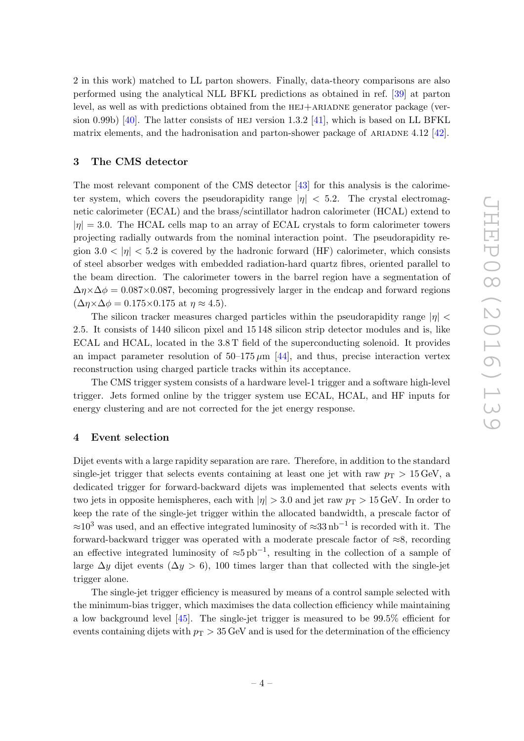2 in this work) matched to LL parton showers. Finally, data-theory comparisons are also performed using the analytical NLL BFKL predictions as obtained in ref. [39] at parton level, as well as with predictions obtained from the HEJ+ARIADNE generator package (version 0.99b) [40]. The latter consists of HEJ version 1.3.2 [41], which is based on LL BFKL matrix elements, and the hadronisation and parton-shower package of ARIADNE 4.12 [42].

## 3 The CMS detector

The most relevant component of the CMS detector [43] for this analysis is the calorimeter system, which covers the pseudorapidity range $|\eta| < 5.2$. The crystal electromagnetic calorimeter (ECAL) and the brass/scintillator hadron calorimeter (HCAL) extend to $|\eta| = 3.0$. The HCAL cells map to an array of ECAL crystals to form calorimeter towers projecting radially outwards from the nominal interaction point. The pseudorapidity region $3.0 < |\eta| < 5.2$ is covered by the hadronic forward (HF) calorimeter, which consists of steel absorber wedges with embedded radiation-hard quartz fibres, oriented parallel to the beam direction. The calorimeter towers in the barrel region have a segmentation of $\Delta\eta{\times}\Delta\phi = 0.087{\times}0.087$, becoming progressively larger in the endcap and forward regions ($\Delta\eta{\times}\Delta\phi = 0.175{\times}0.175$ at $\eta \approx 4.5$).

The silicon tracker measures charged particles within the pseudorapidity range $|\eta| < 2.5$. It consists of 1440 silicon pixel and 15 148 silicon strip detector modules and is, like ECAL and HCAL, located in the 3.8 T field of the superconducting solenoid. It provides an impact parameter resolution of 50–175 $\mu$m [44], and thus, precise interaction vertex reconstruction using charged particle tracks within its acceptance.

The CMS trigger system consists of a hardware level-1 trigger and a software high-level trigger. Jets formed online by the trigger system use ECAL, HCAL, and HF inputs for energy clustering and are not corrected for the jet energy response.

## 4 Event selection

Dijet events with a large rapidity separation are rare. Therefore, in addition to the standard single-jet trigger that selects events containing at least one jet with raw $p_{\mathrm{T}} > 15\,\mathrm{GeV}$, a dedicated trigger for forward-backward dijets was implemented that selects events with two jets in opposite hemispheres, each with $|\eta| > 3.0$ and jet raw $p_{\mathrm{T}} > 15\,\mathrm{GeV}$. In order to keep the rate of the single-jet trigger within the allocated bandwidth, a prescale factor of $\approx 10^3$ was used, and an effective integrated luminosity of $\approx 33\,\mathrm{nb}^{-1}$ is recorded with it. The forward-backward trigger was operated with a moderate prescale factor of $\approx 8$, recording an effective integrated luminosity of $\approx 5\,\mathrm{pb}^{-1}$, resulting in the collection of a sample of large $\Delta y$ dijet events ($\Delta y > 6$), 100 times larger than that collected with the single-jet trigger alone.

The single-jet trigger efficiency is measured by means of a control sample selected with the minimum-bias trigger, which maximises the data collection efficiency while maintaining a low background level [45]. The single-jet trigger is measured to be 99.5% efficient for events containing dijets with $p_{\mathrm{T}} > 35\,\mathrm{GeV}$ and is used for the determination of the efficiency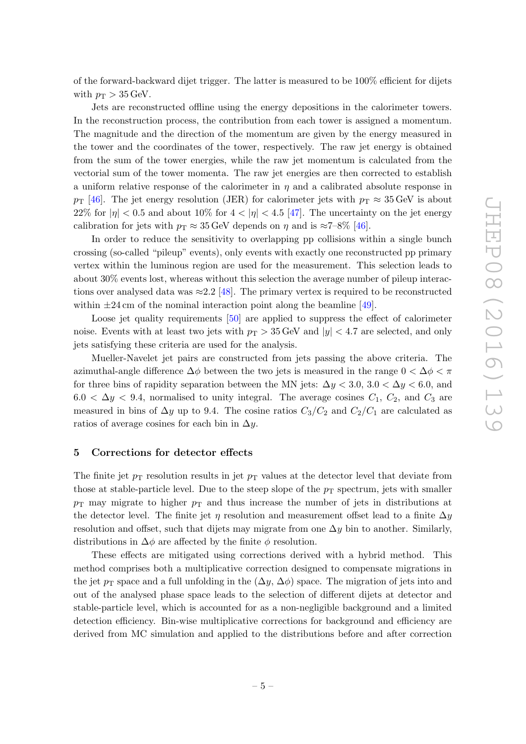of the forward-backward dijet trigger. The latter is measured to be 100% efficient for dijets with $p_{\mathrm{T}} > 35\,\mathrm{GeV}$.

Jets are reconstructed offline using the energy depositions in the calorimeter towers. In the reconstruction process, the contribution from each tower is assigned a momentum. The magnitude and the direction of the momentum are given by the energy measured in the tower and the coordinates of the tower, respectively. The raw jet energy is obtained from the sum of the tower energies, while the raw jet momentum is calculated from the vectorial sum of the tower momenta. The raw jet energies are then corrected to establish a uniform relative response of the calorimeter in $\eta$ and a calibrated absolute response in $p_{\mathrm{T}}$ [46]. The jet energy resolution (JER) for calorimeter jets with $p_{\mathrm{T}} \approx 35\,\mathrm{GeV}$ is about 22% for $|\eta| < 0.5$ and about 10% for $4 < |\eta| < 4.5$ [47]. The uncertainty on the jet energy calibration for jets with $p_{\mathrm{T}} \approx 35\,\mathrm{GeV}$ depends on $\eta$ and is $\approx$7–8% [46].

In order to reduce the sensitivity to overlapping pp collisions within a single bunch crossing (so-called "pileup" events), only events with exactly one reconstructed pp primary vertex within the luminous region are used for the measurement. This selection leads to about 30% events lost, whereas without this selection the average number of pileup interactions over analysed data was $\approx$2.2 [48]. The primary vertex is required to be reconstructed within $\pm 24\,\mathrm{cm}$ of the nominal interaction point along the beamline [49].

Loose jet quality requirements [50] are applied to suppress the effect of calorimeter noise. Events with at least two jets with $p_{\mathrm{T}} > 35\,\mathrm{GeV}$ and $|y| < 4.7$ are selected, and only jets satisfying these criteria are used for the analysis.

Mueller-Navelet jet pairs are constructed from jets passing the above criteria. The azimuthal-angle difference $\Delta\phi$ between the two jets is measured in the range $0 < \Delta\phi < \pi$ for three bins of rapidity separation between the MN jets: $\Delta y < 3.0$, $3.0 < \Delta y < 6.0$, and $6.0 < \Delta y < 9.4$, normalised to unity integral. The average cosines $C_1$, $C_2$, and $C_3$ are measured in bins of $\Delta y$ up to 9.4. The cosine ratios $C_3/C_2$ and $C_2/C_1$ are calculated as ratios of average cosines for each bin in $\Delta y$.

## 5 Corrections for detector effects

The finite jet $p_{\mathrm{T}}$ resolution results in jet $p_{\mathrm{T}}$ values at the detector level that deviate from those at stable-particle level. Due to the steep slope of the $p_{\mathrm{T}}$ spectrum, jets with smaller $p_{\mathrm{T}}$ may migrate to higher $p_{\mathrm{T}}$ and thus increase the number of jets in distributions at the detector level. The finite jet $\eta$ resolution and measurement offset lead to a finite $\Delta y$ resolution and offset, such that dijets may migrate from one $\Delta y$ bin to another. Similarly, distributions in $\Delta\phi$ are affected by the finite $\phi$ resolution.

These effects are mitigated using corrections derived with a hybrid method. This method comprises both a multiplicative correction designed to compensate migrations in the jet $p_{\mathrm{T}}$ space and a full unfolding in the ($\Delta y$, $\Delta\phi$) space. The migration of jets into and out of the analysed phase space leads to the selection of different dijets at detector and stable-particle level, which is accounted for as a non-negligible background and a limited detection efficiency. Bin-wise multiplicative corrections for background and efficiency are derived from MC simulation and applied to the distributions before and after correction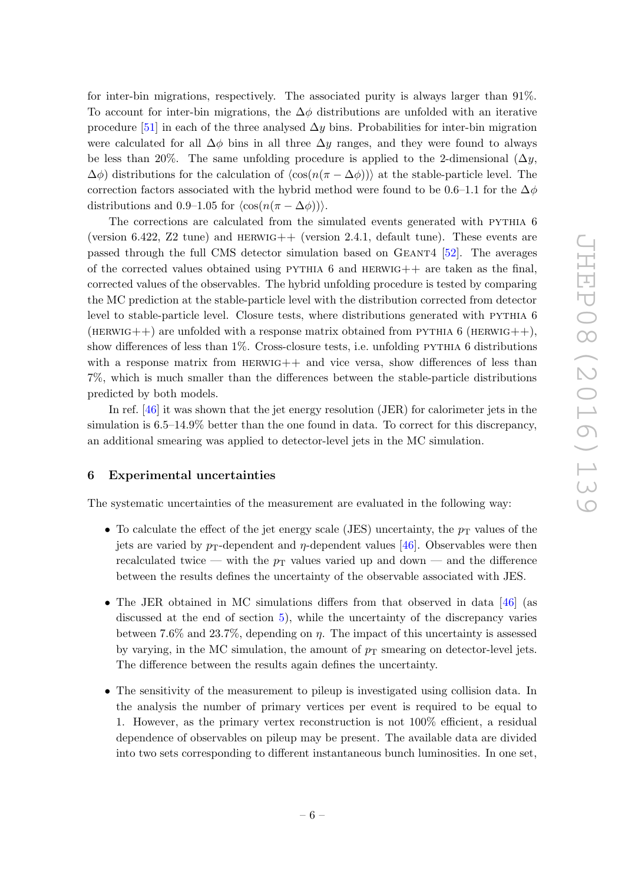for inter-bin migrations, respectively. The associated purity is always larger than 91%. To account for inter-bin migrations, the $\Delta\phi$ distributions are unfolded with an iterative procedure [51] in each of the three analysed $\Delta y$ bins. Probabilities for inter-bin migration were calculated for all $\Delta\phi$ bins in all three $\Delta y$ ranges, and they were found to always be less than 20%. The same unfolding procedure is applied to the 2-dimensional ($\Delta y$, $\Delta\phi$) distributions for the calculation of $\langle\cos(n(\pi - \Delta\phi))\rangle$ at the stable-particle level. The correction factors associated with the hybrid method were found to be 0.6–1.1 for the $\Delta\phi$ distributions and 0.9–1.05 for $\langle\cos(n(\pi - \Delta\phi))\rangle$.

The corrections are calculated from the simulated events generated with PYTHIA 6 (version 6.422, Z2 tune) and HERWIG++ (version 2.4.1, default tune). These events are passed through the full CMS detector simulation based on GEANT4 [52]. The averages of the corrected values obtained using PYTHIA 6 and HERWIG++ are taken as the final, corrected values of the observables. The hybrid unfolding procedure is tested by comparing the MC prediction at the stable-particle level with the distribution corrected from detector level to stable-particle level. Closure tests, where distributions generated with PYTHIA 6 (HERWIG++) are unfolded with a response matrix obtained from PYTHIA 6 (HERWIG++), show differences of less than 1%. Cross-closure tests, i.e. unfolding PYTHIA 6 distributions with a response matrix from HERWIG++ and vice versa, show differences of less than 7%, which is much smaller than the differences between the stable-particle distributions predicted by both models.

In ref. [46] it was shown that the jet energy resolution (JER) for calorimeter jets in the simulation is 6.5–14.9% better than the one found in data. To correct for this discrepancy, an additional smearing was applied to detector-level jets in the MC simulation.

## 6 Experimental uncertainties

The systematic uncertainties of the measurement are evaluated in the following way:

- To calculate the effect of the jet energy scale (JES) uncertainty, the $p_{\mathrm{T}}$ values of the jets are varied by $p_{\mathrm{T}}$-dependent and $\eta$-dependent values [46]. Observables were then recalculated twice — with the $p_{\mathrm{T}}$ values varied up and down — and the difference between the results defines the uncertainty of the observable associated with JES.
- The JER obtained in MC simulations differs from that observed in data [46] (as discussed at the end of section 5), while the uncertainty of the discrepancy varies between 7.6% and 23.7%, depending on $\eta$. The impact of this uncertainty is assessed by varying, in the MC simulation, the amount of $p_{\mathrm{T}}$ smearing on detector-level jets. The difference between the results again defines the uncertainty.
- The sensitivity of the measurement to pileup is investigated using collision data. In the analysis the number of primary vertices per event is required to be equal to 1. However, as the primary vertex reconstruction is not 100% efficient, a residual dependence of observables on pileup may be present. The available data are divided into two sets corresponding to different instantaneous bunch luminosities. In one set,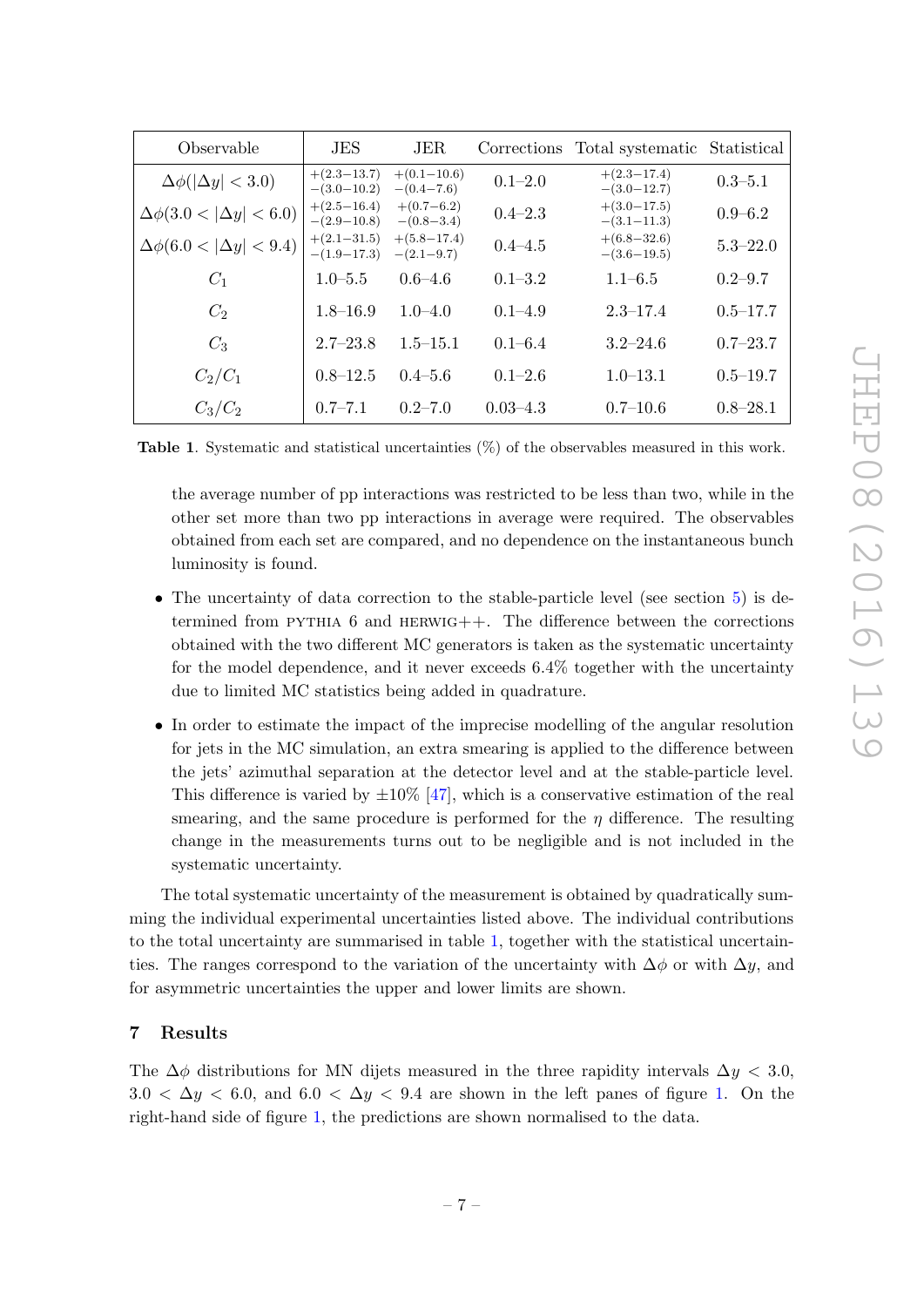| Observable | JES | JER | Corrections | Total systematic | Statistical |
|---|---|---|---|---|---|
| $\Delta\phi(\lvert\Delta y\rvert < 3.0)$ | $^{+(2.3-13.7)}_{-(3.0-10.2)}$ | $^{+(0.1-10.6)}_{-(0.4-7.6)}$ | 0.1–2.0 | $^{+(2.3-17.4)}_{-(3.0-12.7)}$ | 0.3–5.1 |
| $\Delta\phi(3.0 < \lvert\Delta y\rvert < 6.0)$ | $^{+(2.5-16.4)}_{-(2.9-10.8)}$ | $^{+(0.7-6.2)}_{-(0.8-3.4)}$ | 0.4–2.3 | $^{+(3.0-17.5)}_{-(3.1-11.3)}$ | 0.9–6.2 |
| $\Delta\phi(6.0 < \lvert\Delta y\rvert < 9.4)$ | $^{+(2.1-31.5)}_{-(1.9-17.3)}$ | $^{+(5.8-17.4)}_{-(2.1-9.7)}$ | 0.4–4.5 | $^{+(6.8-32.6)}_{-(3.6-19.5)}$ | 5.3–22.0 |
| $C_1$ | 1.0–5.5 | 0.6–4.6 | 0.1–3.2 | 1.1–6.5 | 0.2–9.7 |
| $C_2$ | 1.8–16.9 | 1.0–4.0 | 0.1–4.9 | 2.3–17.4 | 0.5–17.7 |
| $C_3$ | 2.7–23.8 | 1.5–15.1 | 0.1–6.4 | 3.2–24.6 | 0.7–23.7 |
| $C_2/C_1$ | 0.8–12.5 | 0.4–5.6 | 0.1–2.6 | 1.0–13.1 | 0.5–19.7 |
| $C_3/C_2$ | 0.7–7.1 | 0.2–7.0 | 0.03–4.3 | 0.7–10.6 | 0.8–28.1 |

**Table 1**. Systematic and statistical uncertainties (%) of the observables measured in this work.

the average number of pp interactions was restricted to be less than two, while in the other set more than two pp interactions in average were required. The observables obtained from each set are compared, and no dependence on the instantaneous bunch luminosity is found.

- The uncertainty of data correction to the stable-particle level (see section 5) is determined from PYTHIA 6 and HERWIG++. The difference between the corrections obtained with the two different MC generators is taken as the systematic uncertainty for the model dependence, and it never exceeds 6.4% together with the uncertainty due to limited MC statistics being added in quadrature.

- In order to estimate the impact of the imprecise modelling of the angular resolution for jets in the MC simulation, an extra smearing is applied to the difference between the jets' azimuthal separation at the detector level and at the stable-particle level. This difference is varied by ±10% [47], which is a conservative estimation of the real smearing, and the same procedure is performed for the $\eta$ difference. The resulting change in the measurements turns out to be negligible and is not included in the systematic uncertainty.

The total systematic uncertainty of the measurement is obtained by quadratically summing the individual experimental uncertainties listed above. The individual contributions to the total uncertainty are summarised in table 1, together with the statistical uncertainties. The ranges correspond to the variation of the uncertainty with $\Delta\phi$ or with $\Delta y$, and for asymmetric uncertainties the upper and lower limits are shown.

## 7 Results

The $\Delta\phi$ distributions for MN dijets measured in the three rapidity intervals $\Delta y < 3.0$, $3.0 < \Delta y < 6.0$, and $6.0 < \Delta y < 9.4$ are shown in the left panes of figure 1. On the right-hand side of figure 1, the predictions are shown normalised to the data.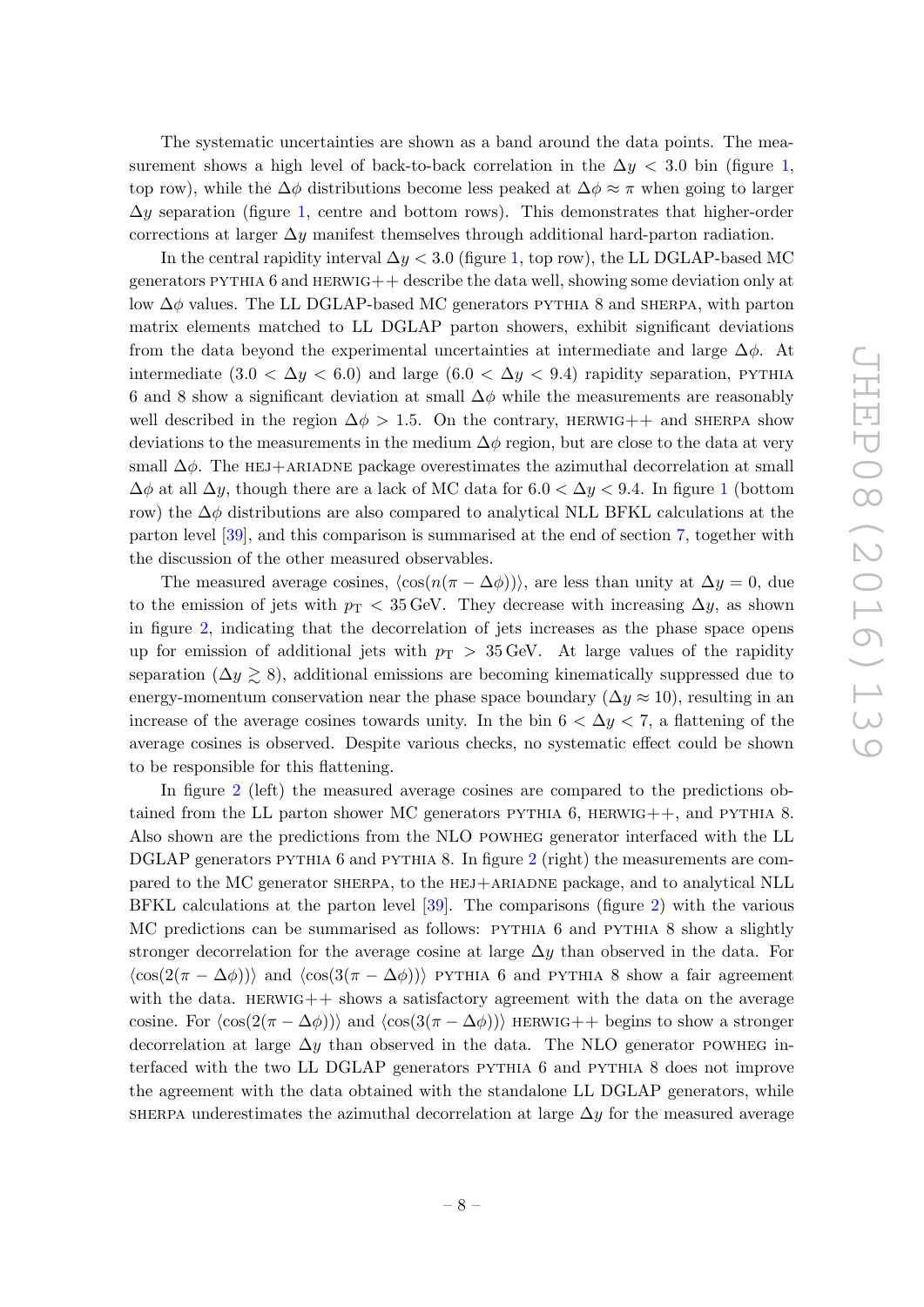The systematic uncertainties are shown as a band around the data points. The measurement shows a high level of back-to-back correlation in the $\Delta y < 3.0$ bin (figure 1, top row), while the $\Delta\phi$ distributions become less peaked at $\Delta\phi \approx \pi$ when going to larger $\Delta y$ separation (figure 1, centre and bottom rows). This demonstrates that higher-order corrections at larger $\Delta y$ manifest themselves through additional hard-parton radiation.

In the central rapidity interval $\Delta y < 3.0$ (figure 1, top row), the LL DGLAP-based MC generators PYTHIA 6 and HERWIG++ describe the data well, showing some deviation only at low $\Delta\phi$ values. The LL DGLAP-based MC generators PYTHIA 8 and SHERPA, with parton matrix elements matched to LL DGLAP parton showers, exhibit significant deviations from the data beyond the experimental uncertainties at intermediate and large $\Delta\phi$. At intermediate ($3.0 < \Delta y < 6.0$) and large ($6.0 < \Delta y < 9.4$) rapidity separation, PYTHIA 6 and 8 show a significant deviation at small $\Delta\phi$ while the measurements are reasonably well described in the region $\Delta\phi > 1.5$. On the contrary, HERWIG++ and SHERPA show deviations to the measurements in the medium $\Delta\phi$ region, but are close to the data at very small $\Delta\phi$. The HEJ+ARIADNE package overestimates the azimuthal decorrelation at small $\Delta\phi$ at all $\Delta y$, though there are a lack of MC data for $6.0 < \Delta y < 9.4$. In figure 1 (bottom row) the $\Delta\phi$ distributions are also compared to analytical NLL BFKL calculations at the parton level [39], and this comparison is summarised at the end of section 7, together with the discussion of the other measured observables.

The measured average cosines, $\langle\cos(n(\pi - \Delta\phi))\rangle$, are less than unity at $\Delta y = 0$, due to the emission of jets with $p_{\mathrm{T}} < 35\,\mathrm{GeV}$. They decrease with increasing $\Delta y$, as shown in figure 2, indicating that the decorrelation of jets increases as the phase space opens up for emission of additional jets with $p_{\mathrm{T}} > 35\,\mathrm{GeV}$. At large values of the rapidity separation ($\Delta y \gtrsim 8$), additional emissions are becoming kinematically suppressed due to energy-momentum conservation near the phase space boundary ($\Delta y \approx 10$), resulting in an increase of the average cosines towards unity. In the bin $6 < \Delta y < 7$, a flattening of the average cosines is observed. Despite various checks, no systematic effect could be shown to be responsible for this flattening.

In figure 2 (left) the measured average cosines are compared to the predictions obtained from the LL parton shower MC generators PYTHIA 6, HERWIG++, and PYTHIA 8. Also shown are the predictions from the NLO POWHEG generator interfaced with the LL DGLAP generators PYTHIA 6 and PYTHIA 8. In figure 2 (right) the measurements are compared to the MC generator SHERPA, to the HEJ+ARIADNE package, and to analytical NLL BFKL calculations at the parton level [39]. The comparisons (figure 2) with the various MC predictions can be summarised as follows: PYTHIA 6 and PYTHIA 8 show a slightly stronger decorrelation for the average cosine at large $\Delta y$ than observed in the data. For $\langle\cos(2(\pi - \Delta\phi))\rangle$ and $\langle\cos(3(\pi - \Delta\phi))\rangle$ PYTHIA 6 and PYTHIA 8 show a fair agreement with the data. HERWIG++ shows a satisfactory agreement with the data on the average cosine. For $\langle\cos(2(\pi - \Delta\phi))\rangle$ and $\langle\cos(3(\pi - \Delta\phi))\rangle$ HERWIG++ begins to show a stronger decorrelation at large $\Delta y$ than observed in the data. The NLO generator POWHEG interfaced with the two LL DGLAP generators PYTHIA 6 and PYTHIA 8 does not improve the agreement with the data obtained with the standalone LL DGLAP generators, while SHERPA underestimates the azimuthal decorrelation at large $\Delta y$ for the measured average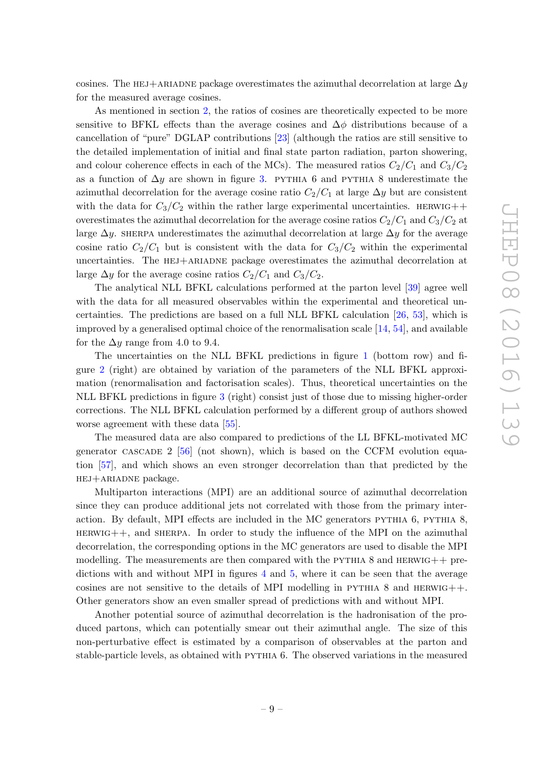cosines. The HEJ+ARIADNE package overestimates the azimuthal decorrelation at large $\Delta y$ for the measured average cosines.

As mentioned in section 2, the ratios of cosines are theoretically expected to be more sensitive to BFKL effects than the average cosines and $\Delta\phi$ distributions because of a cancellation of "pure" DGLAP contributions [23] (although the ratios are still sensitive to the detailed implementation of initial and final state parton radiation, parton showering, and colour coherence effects in each of the MCs). The measured ratios $C_2/C_1$ and $C_3/C_2$ as a function of $\Delta y$ are shown in figure 3. PYTHIA 6 and PYTHIA 8 underestimate the azimuthal decorrelation for the average cosine ratio $C_2/C_1$ at large $\Delta y$ but are consistent with the data for $C_3/C_2$ within the rather large experimental uncertainties. HERWIG++ overestimates the azimuthal decorrelation for the average cosine ratios $C_2/C_1$ and $C_3/C_2$ at large $\Delta y$. SHERPA underestimates the azimuthal decorrelation at large $\Delta y$ for the average cosine ratio $C_2/C_1$ but is consistent with the data for $C_3/C_2$ within the experimental uncertainties. The HEJ+ARIADNE package overestimates the azimuthal decorrelation at large $\Delta y$ for the average cosine ratios $C_2/C_1$ and $C_3/C_2$.

The analytical NLL BFKL calculations performed at the parton level [39] agree well with the data for all measured observables within the experimental and theoretical uncertainties. The predictions are based on a full NLL BFKL calculation [26, 53], which is improved by a generalised optimal choice of the renormalisation scale [14, 54], and available for the $\Delta y$ range from 4.0 to 9.4.

The uncertainties on the NLL BFKL predictions in figure 1 (bottom row) and figure 2 (right) are obtained by variation of the parameters of the NLL BFKL approximation (renormalisation and factorisation scales). Thus, theoretical uncertainties on the NLL BFKL predictions in figure 3 (right) consist just of those due to missing higher-order corrections. The NLL BFKL calculation performed by a different group of authors showed worse agreement with these data [55].

The measured data are also compared to predictions of the LL BFKL-motivated MC generator CASCADE 2 [56] (not shown), which is based on the CCFM evolution equation [57], and which shows an even stronger decorrelation than that predicted by the HEJ+ARIADNE package.

Multiparton interactions (MPI) are an additional source of azimuthal decorrelation since they can produce additional jets not correlated with those from the primary interaction. By default, MPI effects are included in the MC generators PYTHIA 6, PYTHIA 8, HERWIG++, and SHERPA. In order to study the influence of the MPI on the azimuthal decorrelation, the corresponding options in the MC generators are used to disable the MPI modelling. The measurements are then compared with the PYTHIA 8 and HERWIG++ predictions with and without MPI in figures 4 and 5, where it can be seen that the average cosines are not sensitive to the details of MPI modelling in PYTHIA 8 and HERWIG++. Other generators show an even smaller spread of predictions with and without MPI.

Another potential source of azimuthal decorrelation is the hadronisation of the produced partons, which can potentially smear out their azimuthal angle. The size of this non-perturbative effect is estimated by a comparison of observables at the parton and stable-particle levels, as obtained with PYTHIA 6. The observed variations in the measured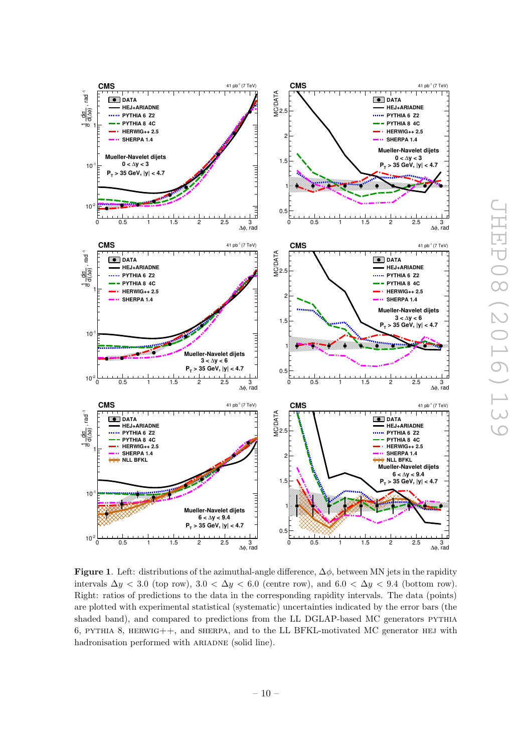CMS 41 pb$^{-1}$ (7 TeV)

$\frac{1}{\sigma}\frac{d\sigma}{d(\Delta\phi)}$, rad$^{-1}$

DATA
HEJ+ARIADNE
PYTHIA 6 Z2
PYTHIA 8 4C
HERWIG++ 2.5
SHERPA 1.4

Mueller-Navelet dijets
$0 < \Delta y < 3$
$P_T > 35$ GeV, $|y| < 4.7$

$\Delta\phi$, rad

CMS 41 pb$^{-1}$ (7 TeV)

MC/DATA

DATA
HEJ+ARIADNE
PYTHIA 6 Z2
PYTHIA 8 4C
HERWIG++ 2.5
SHERPA 1.4

Mueller-Navelet dijets
$0 < \Delta y < 3$
$P_T > 35$ GeV, $|y| < 4.7$

$\Delta\phi$, rad

CMS 41 pb$^{-1}$ (7 TeV)

$\frac{1}{\sigma}\frac{d\sigma}{d(\Delta\phi)}$, rad$^{-1}$

DATA
HEJ+ARIADNE
PYTHIA 6 Z2
PYTHIA 8 4C
HERWIG++ 2.5
SHERPA 1.4

Mueller-Navelet dijets
$3 < \Delta y < 6$
$P_T > 35$ GeV, $|y| < 4.7$

$\Delta\phi$, rad

CMS 41 pb$^{-1}$ (7 TeV)

MC/DATA

DATA
HEJ+ARIADNE
PYTHIA 6 Z2
PYTHIA 8 4C
HERWIG++ 2.5
SHERPA 1.4

Mueller-Navelet dijets
$3 < \Delta y < 6$
$P_T > 35$ GeV, $|y| < 4.7$

$\Delta\phi$, rad

CMS 41 pb$^{-1}$ (7 TeV)

$\frac{1}{\sigma}\frac{d\sigma}{d(\Delta\phi)}$, rad$^{-1}$

DATA
HEJ+ARIADNE
PYTHIA 6 Z2
PYTHIA 8 4C
HERWIG++ 2.5
SHERPA 1.4
NLL BFKL

Mueller-Navelet dijets
$6 < \Delta y < 9.4$
$P_T > 35$ GeV, $|y| < 4.7$

$\Delta\phi$, rad

CMS 41 pb$^{-1}$ (7 TeV)

MC/DATA

DATA
HEJ+ARIADNE
PYTHIA 6 Z2
PYTHIA 8 4C
HERWIG++ 2.5
SHERPA 1.4
NLL BFKL

Mueller-Navelet dijets
$6 < \Delta y < 9.4$
$P_T > 35$ GeV, $|y| < 4.7$

$\Delta\phi$, rad

**Figure 1**. Left: distributions of the azimuthal-angle difference, $\Delta\phi$, between MN jets in the rapidity intervals $\Delta y < 3.0$ (top row), $3.0 < \Delta y < 6.0$ (centre row), and $6.0 < \Delta y < 9.4$ (bottom row). Right: ratios of predictions to the data in the corresponding rapidity intervals. The data (points) are plotted with experimental statistical (systematic) uncertainties indicated by the error bars (the shaded band), and compared to predictions from the LL DGLAP-based MC generators PYTHIA 6, PYTHIA 8, HERWIG++, and SHERPA, and to the LL BFKL-motivated MC generator HEJ with hadronisation performed with ARIADNE (solid line).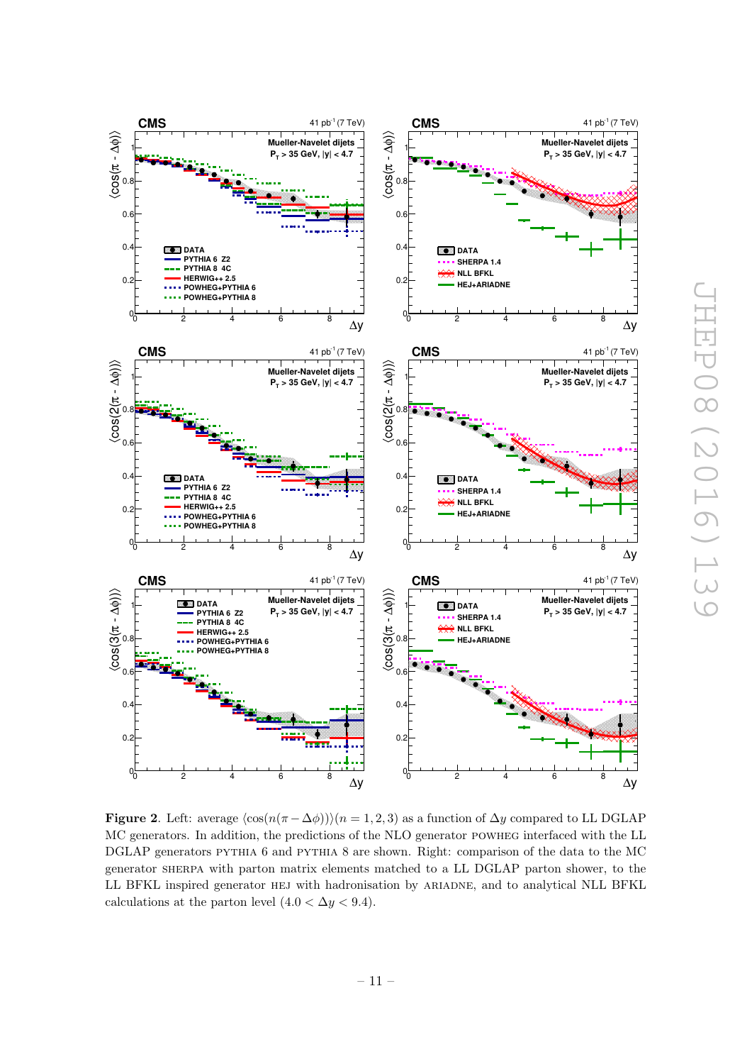CMS 41 pb$^{-1}$ (7 TeV)

Mueller-Navelet dijets
$P_T$ > 35 GeV, |y| < 4.7

$\langle\cos(\pi - \Delta\phi)\rangle$

DATA
PYTHIA 6 Z2
PYTHIA 8 4C
HERWIG++ 2.5
POWHEG+PYTHIA 6
POWHEG+PYTHIA 8

$\Delta y$

CMS 41 pb$^{-1}$ (7 TeV)

Mueller-Navelet dijets
$P_T$ > 35 GeV, |y| < 4.7

$\langle\cos(\pi - \Delta\phi)\rangle$

DATA
SHERPA 1.4
NLL BFKL
HEJ+ARIADNE

$\Delta y$

CMS 41 pb$^{-1}$ (7 TeV)

Mueller-Navelet dijets
$P_T$ > 35 GeV, |y| < 4.7

$\langle\cos(2(\pi - \Delta\phi))\rangle$

DATA
PYTHIA 6 Z2
PYTHIA 8 4C
HERWIG++ 2.5
POWHEG+PYTHIA 6
POWHEG+PYTHIA 8

$\Delta y$

CMS 41 pb$^{-1}$ (7 TeV)

Mueller-Navelet dijets
$P_T$ > 35 GeV, |y| < 4.7

$\langle\cos(2(\pi - \Delta\phi))\rangle$

DATA
SHERPA 1.4
NLL BFKL
HEJ+ARIADNE

$\Delta y$

CMS 41 pb$^{-1}$ (7 TeV)

Mueller-Navelet dijets
$P_T$ > 35 GeV, |y| < 4.7

$\langle\cos(3(\pi - \Delta\phi))\rangle$

DATA
PYTHIA 6 Z2
PYTHIA 8 4C
HERWIG++ 2.5
POWHEG+PYTHIA 6
POWHEG+PYTHIA 8

$\Delta y$

CMS 41 pb$^{-1}$ (7 TeV)

Mueller-Navelet dijets
$P_T$ > 35 GeV, |y| < 4.7

$\langle\cos(3(\pi - \Delta\phi))\rangle$

DATA
SHERPA 1.4
NLL BFKL
HEJ+ARIADNE

$\Delta y$

**Figure 2**. Left: average $\langle\cos(n(\pi - \Delta\phi))\rangle (n = 1, 2, 3)$ as a function of $\Delta y$ compared to LL DGLAP MC generators. In addition, the predictions of the NLO generator POWHEG interfaced with the LL DGLAP generators PYTHIA 6 and PYTHIA 8 are shown. Right: comparison of the data to the MC generator SHERPA with parton matrix elements matched to a LL DGLAP parton shower, to the LL BFKL inspired generator HEJ with hadronisation by ARIADNE, and to analytical NLL BFKL calculations at the parton level ($4.0 < \Delta y < 9.4$).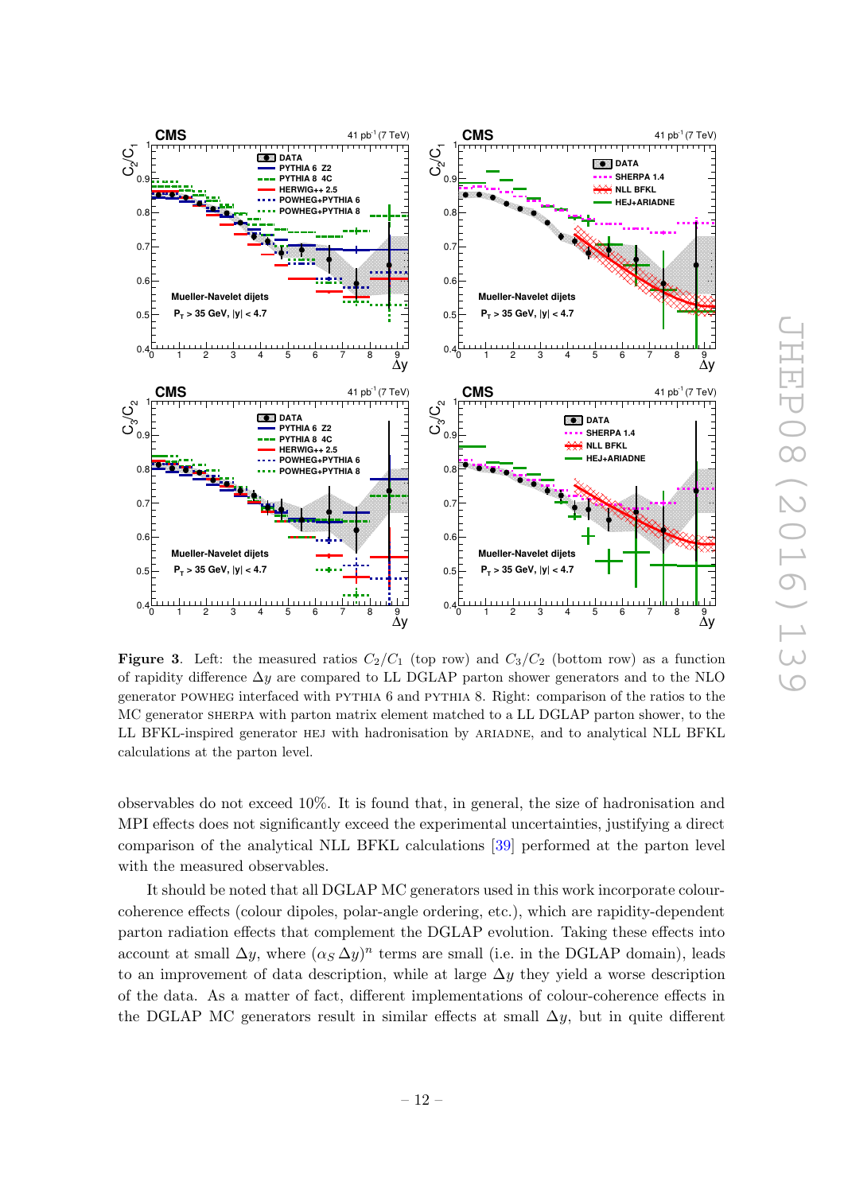CMS 41 pb$^{-1}$ (7 TeV)

$C_2/C_1$

DATA
PYTHIA 6 Z2
PYTHIA 8 4C
HERWIG++ 2.5
POWHEG+PYTHIA 6
POWHEG+PYTHIA 8

Mueller-Navelet dijets
$P_T > 35$ GeV, $|y| < 4.7$

$\Delta y$

CMS 41 pb$^{-1}$ (7 TeV)

$C_2/C_1$

DATA
SHERPA 1.4
NLL BFKL
HEJ+ARIADNE

Mueller-Navelet dijets
$P_T > 35$ GeV, $|y| < 4.7$

$\Delta y$

CMS 41 pb$^{-1}$ (7 TeV)

$C_3/C_2$

DATA
PYTHIA 6 Z2
PYTHIA 8 4C
HERWIG++ 2.5
POWHEG+PYTHIA 6
POWHEG+PYTHIA 8

Mueller-Navelet dijets
$P_T > 35$ GeV, $|y| < 4.7$

$\Delta y$

CMS 41 pb$^{-1}$ (7 TeV)

$C_3/C_2$

DATA
SHERPA 1.4
NLL BFKL
HEJ+ARIADNE

Mueller-Navelet dijets
$P_T > 35$ GeV, $|y| < 4.7$

$\Delta y$

**Figure 3**. Left: the measured ratios $C_2/C_1$ (top row) and $C_3/C_2$ (bottom row) as a function of rapidity difference $\Delta y$ are compared to LL DGLAP parton shower generators and to the NLO generator POWHEG interfaced with PYTHIA 6 and PYTHIA 8. Right: comparison of the ratios to the MC generator SHERPA with parton matrix element matched to a LL DGLAP parton shower, to the LL BFKL-inspired generator HEJ with hadronisation by ARIADNE, and to analytical NLL BFKL calculations at the parton level.

observables do not exceed 10%. It is found that, in general, the size of hadronisation and MPI effects does not significantly exceed the experimental uncertainties, justifying a direct comparison of the analytical NLL BFKL calculations [39] performed at the parton level with the measured observables.

It should be noted that all DGLAP MC generators used in this work incorporate colour-coherence effects (colour dipoles, polar-angle ordering, etc.), which are rapidity-dependent parton radiation effects that complement the DGLAP evolution. Taking these effects into account at small $\Delta y$, where $(\alpha_S \Delta y)^n$ terms are small (i.e. in the DGLAP domain), leads to an improvement of data description, while at large $\Delta y$ they yield a worse description of the data. As a matter of fact, different implementations of colour-coherence effects in the DGLAP MC generators result in similar effects at small $\Delta y$, but in quite different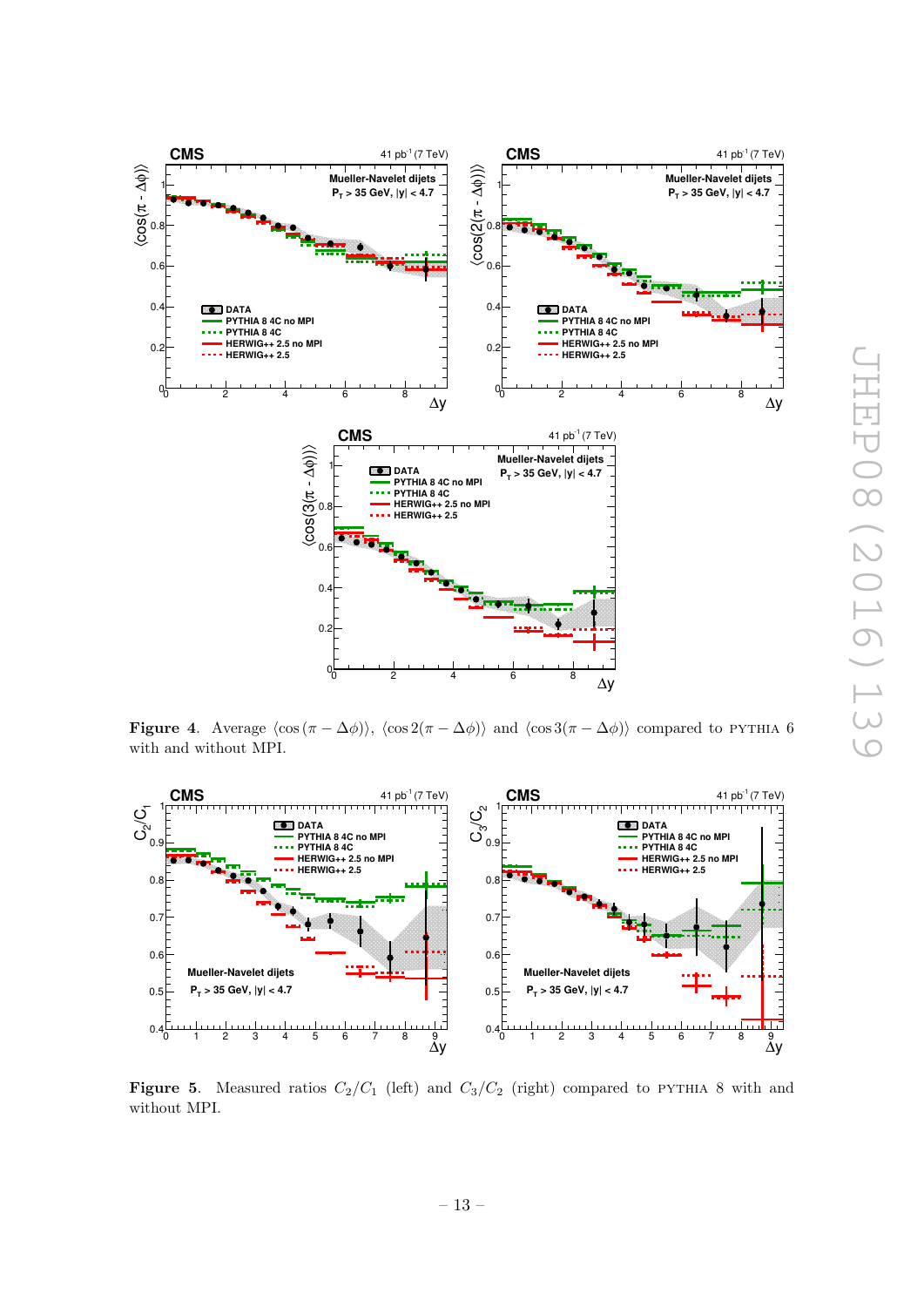CMS 41 pb$^{-1}$ (7 TeV)

Mueller-Navelet dijets
$P_T$ > 35 GeV, |y| < 4.7

DATA
PYTHIA 8 4C no MPI
PYTHIA 8 4C
HERWIG++ 2.5 no MPI
HERWIG++ 2.5

$\langle\cos(\pi - \Delta\phi)\rangle$

Δy

CMS 41 pb$^{-1}$ (7 TeV)

Mueller-Navelet dijets
$P_T$ > 35 GeV, |y| < 4.7

DATA
PYTHIA 8 4C no MPI
PYTHIA 8 4C
HERWIG++ 2.5 no MPI
HERWIG++ 2.5

$\langle\cos(2(\pi - \Delta\phi))\rangle$

Δy

CMS 41 pb$^{-1}$ (7 TeV)

Mueller-Navelet dijets
$P_T$ > 35 GeV, |y| < 4.7

DATA
PYTHIA 8 4C no MPI
PYTHIA 8 4C
HERWIG++ 2.5 no MPI
HERWIG++ 2.5

$\langle\cos(3(\pi - \Delta\phi))\rangle$

Δy

**Figure 4**. Average $\langle\cos(\pi - \Delta\phi)\rangle$, $\langle\cos 2(\pi - \Delta\phi)\rangle$ and $\langle\cos 3(\pi - \Delta\phi)\rangle$ compared to PYTHIA 6 with and without MPI.

CMS 41 pb$^{-1}$ (7 TeV)

DATA
PYTHIA 8 4C no MPI
PYTHIA 8 4C
HERWIG++ 2.5 no MPI
HERWIG++ 2.5

Mueller-Navelet dijets
$P_T$ > 35 GeV, |y| < 4.7

$C_2/C_1$

Δy

CMS 41 pb$^{-1}$ (7 TeV)

DATA
PYTHIA 8 4C no MPI
PYTHIA 8 4C
HERWIG++ 2.5 no MPI
HERWIG++ 2.5

Mueller-Navelet dijets
$P_T$ > 35 GeV, |y| < 4.7

$C_3/C_2$

Δy

**Figure 5**. Measured ratios $C_2/C_1$ (left) and $C_3/C_2$ (right) compared to PYTHIA 8 with and without MPI.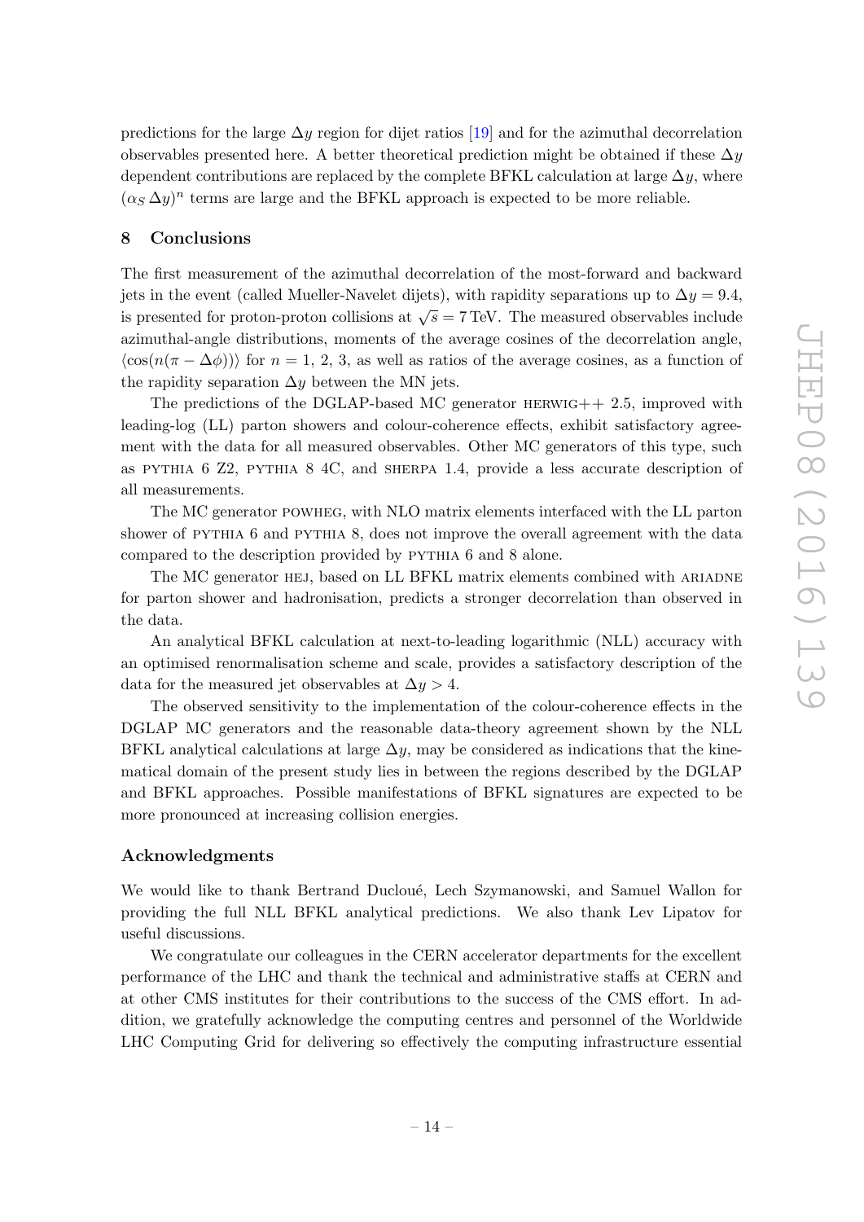predictions for the large $\Delta y$ region for dijet ratios [19] and for the azimuthal decorrelation observables presented here. A better theoretical prediction might be obtained if these $\Delta y$ dependent contributions are replaced by the complete BFKL calculation at large $\Delta y$, where $(\alpha_S \, \Delta y)^n$ terms are large and the BFKL approach is expected to be more reliable.

## 8 Conclusions

The first measurement of the azimuthal decorrelation of the most-forward and backward jets in the event (called Mueller-Navelet dijets), with rapidity separations up to $\Delta y = 9.4$, is presented for proton-proton collisions at $\sqrt{s} = 7\,\text{TeV}$. The measured observables include azimuthal-angle distributions, moments of the average cosines of the decorrelation angle, $\langle \cos(n(\pi - \Delta\phi)) \rangle$ for $n = 1$, 2, 3, as well as ratios of the average cosines, as a function of the rapidity separation $\Delta y$ between the MN jets.

The predictions of the DGLAP-based MC generator HERWIG++ 2.5, improved with leading-log (LL) parton showers and colour-coherence effects, exhibit satisfactory agreement with the data for all measured observables. Other MC generators of this type, such as PYTHIA 6 Z2, PYTHIA 8 4C, and SHERPA 1.4, provide a less accurate description of all measurements.

The MC generator POWHEG, with NLO matrix elements interfaced with the LL parton shower of PYTHIA 6 and PYTHIA 8, does not improve the overall agreement with the data compared to the description provided by PYTHIA 6 and 8 alone.

The MC generator HEJ, based on LL BFKL matrix elements combined with ARIADNE for parton shower and hadronisation, predicts a stronger decorrelation than observed in the data.

An analytical BFKL calculation at next-to-leading logarithmic (NLL) accuracy with an optimised renormalisation scheme and scale, provides a satisfactory description of the data for the measured jet observables at $\Delta y > 4$.

The observed sensitivity to the implementation of the colour-coherence effects in the DGLAP MC generators and the reasonable data-theory agreement shown by the NLL BFKL analytical calculations at large $\Delta y$, may be considered as indications that the kinematical domain of the present study lies in between the regions described by the DGLAP and BFKL approaches. Possible manifestations of BFKL signatures are expected to be more pronounced at increasing collision energies.

### Acknowledgments

We would like to thank Bertrand Ducloué, Lech Szymanowski, and Samuel Wallon for providing the full NLL BFKL analytical predictions. We also thank Lev Lipatov for useful discussions.

We congratulate our colleagues in the CERN accelerator departments for the excellent performance of the LHC and thank the technical and administrative staffs at CERN and at other CMS institutes for their contributions to the success of the CMS effort. In addition, we gratefully acknowledge the computing centres and personnel of the Worldwide LHC Computing Grid for delivering so effectively the computing infrastructure essential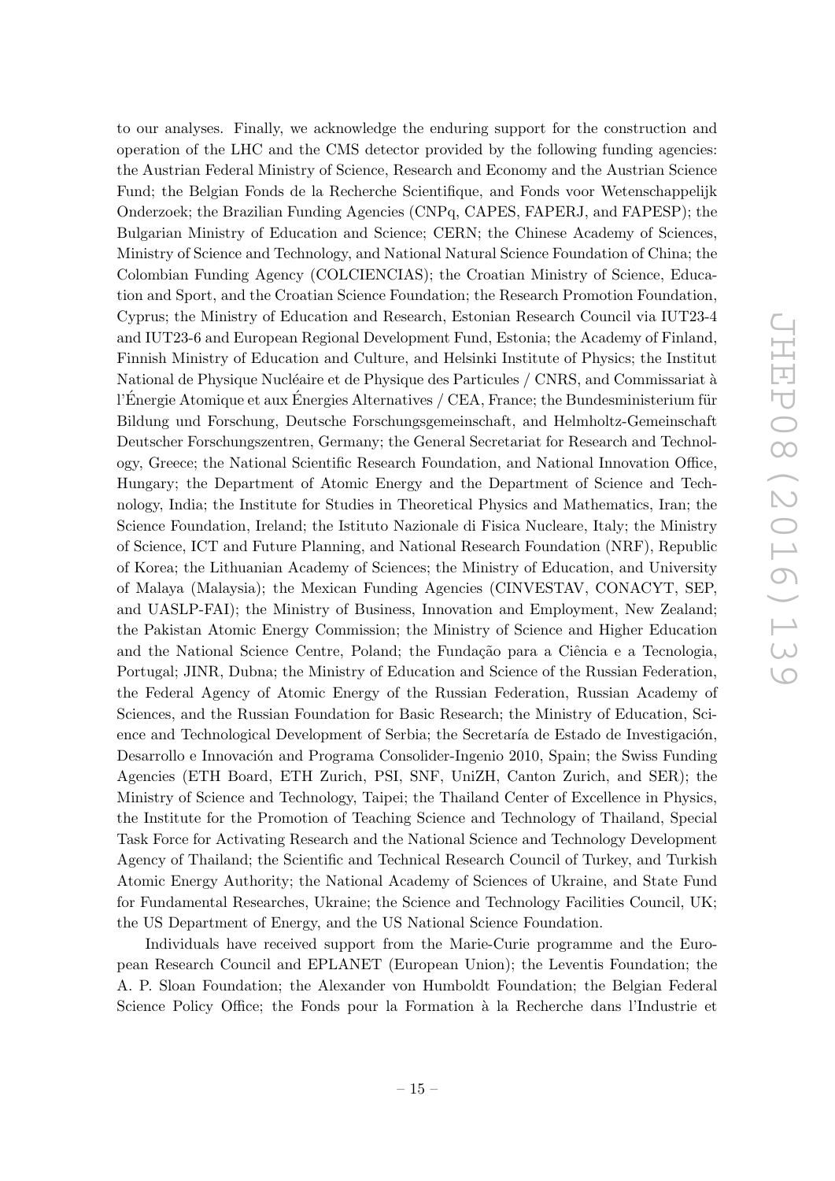to our analyses. Finally, we acknowledge the enduring support for the construction and operation of the LHC and the CMS detector provided by the following funding agencies: the Austrian Federal Ministry of Science, Research and Economy and the Austrian Science Fund; the Belgian Fonds de la Recherche Scientifique, and Fonds voor Wetenschappelijk Onderzoek; the Brazilian Funding Agencies (CNPq, CAPES, FAPERJ, and FAPESP); the Bulgarian Ministry of Education and Science; CERN; the Chinese Academy of Sciences, Ministry of Science and Technology, and National Natural Science Foundation of China; the Colombian Funding Agency (COLCIENCIAS); the Croatian Ministry of Science, Education and Sport, and the Croatian Science Foundation; the Research Promotion Foundation, Cyprus; the Ministry of Education and Research, Estonian Research Council via IUT23-4 and IUT23-6 and European Regional Development Fund, Estonia; the Academy of Finland, Finnish Ministry of Education and Culture, and Helsinki Institute of Physics; the Institut National de Physique Nucléaire et de Physique des Particules / CNRS, and Commissariat à l'Énergie Atomique et aux Énergies Alternatives / CEA, France; the Bundesministerium für Bildung und Forschung, Deutsche Forschungsgemeinschaft, and Helmholtz-Gemeinschaft Deutscher Forschungszentren, Germany; the General Secretariat for Research and Technology, Greece; the National Scientific Research Foundation, and National Innovation Office, Hungary; the Department of Atomic Energy and the Department of Science and Technology, India; the Institute for Studies in Theoretical Physics and Mathematics, Iran; the Science Foundation, Ireland; the Istituto Nazionale di Fisica Nucleare, Italy; the Ministry of Science, ICT and Future Planning, and National Research Foundation (NRF), Republic of Korea; the Lithuanian Academy of Sciences; the Ministry of Education, and University of Malaya (Malaysia); the Mexican Funding Agencies (CINVESTAV, CONACYT, SEP, and UASLP-FAI); the Ministry of Business, Innovation and Employment, New Zealand; the Pakistan Atomic Energy Commission; the Ministry of Science and Higher Education and the National Science Centre, Poland; the Fundação para a Ciência e a Tecnologia, Portugal; JINR, Dubna; the Ministry of Education and Science of the Russian Federation, the Federal Agency of Atomic Energy of the Russian Federation, Russian Academy of Sciences, and the Russian Foundation for Basic Research; the Ministry of Education, Science and Technological Development of Serbia; the Secretaría de Estado de Investigación, Desarrollo e Innovación and Programa Consolider-Ingenio 2010, Spain; the Swiss Funding Agencies (ETH Board, ETH Zurich, PSI, SNF, UniZH, Canton Zurich, and SER); the Ministry of Science and Technology, Taipei; the Thailand Center of Excellence in Physics, the Institute for the Promotion of Teaching Science and Technology of Thailand, Special Task Force for Activating Research and the National Science and Technology Development Agency of Thailand; the Scientific and Technical Research Council of Turkey, and Turkish Atomic Energy Authority; the National Academy of Sciences of Ukraine, and State Fund for Fundamental Researches, Ukraine; the Science and Technology Facilities Council, UK; the US Department of Energy, and the US National Science Foundation.

Individuals have received support from the Marie-Curie programme and the European Research Council and EPLANET (European Union); the Leventis Foundation; the A. P. Sloan Foundation; the Alexander von Humboldt Foundation; the Belgian Federal Science Policy Office; the Fonds pour la Formation à la Recherche dans l'Industrie et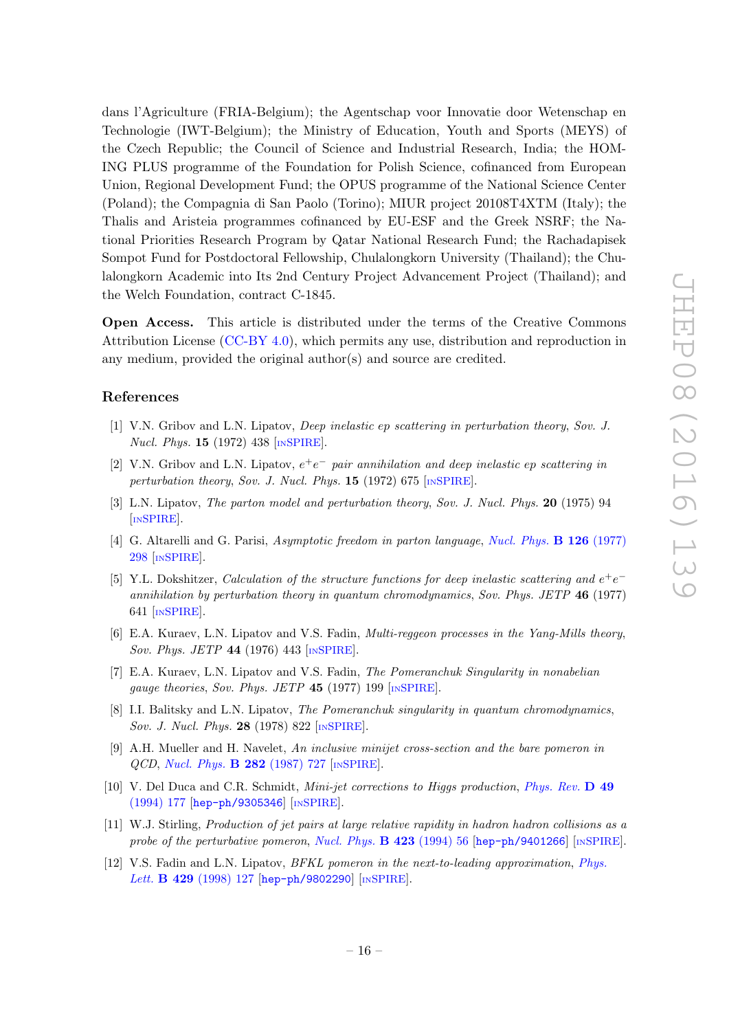dans l'Agriculture (FRIA-Belgium); the Agentschap voor Innovatie door Wetenschap en Technologie (IWT-Belgium); the Ministry of Education, Youth and Sports (MEYS) of the Czech Republic; the Council of Science and Industrial Research, India; the HOMING PLUS programme of the Foundation for Polish Science, cofinanced from European Union, Regional Development Fund; the OPUS programme of the National Science Center (Poland); the Compagnia di San Paolo (Torino); MIUR project 20108T4XTM (Italy); the Thalis and Aristeia programmes cofinanced by EU-ESF and the Greek NSRF; the National Priorities Research Program by Qatar National Research Fund; the Rachadapisek Sompot Fund for Postdoctoral Fellowship, Chulalongkorn University (Thailand); the Chulalongkorn Academic into Its 2nd Century Project Advancement Project (Thailand); and the Welch Foundation, contract C-1845.

**Open Access.** This article is distributed under the terms of the Creative Commons Attribution License (CC-BY 4.0), which permits any use, distribution and reproduction in any medium, provided the original author(s) and source are credited.

## References

[1] V.N. Gribov and L.N. Lipatov, *Deep inelastic ep scattering in perturbation theory*, *Sov. J. Nucl. Phys.* **15** (1972) 438 [INSPIRE].

[2] V.N. Gribov and L.N. Lipatov, *$e^+e^-$ pair annihilation and deep inelastic ep scattering in perturbation theory*, *Sov. J. Nucl. Phys.* **15** (1972) 675 [INSPIRE].

[3] L.N. Lipatov, *The parton model and perturbation theory*, *Sov. J. Nucl. Phys.* **20** (1975) 94 [INSPIRE].

[4] G. Altarelli and G. Parisi, *Asymptotic freedom in parton language*, *Nucl. Phys.* **B 126** (1977) 298 [INSPIRE].

[5] Y.L. Dokshitzer, *Calculation of the structure functions for deep inelastic scattering and $e^+e^-$ annihilation by perturbation theory in quantum chromodynamics*, *Sov. Phys. JETP* **46** (1977) 641 [INSPIRE].

[6] E.A. Kuraev, L.N. Lipatov and V.S. Fadin, *Multi-reggeon processes in the Yang-Mills theory*, *Sov. Phys. JETP* **44** (1976) 443 [INSPIRE].

[7] E.A. Kuraev, L.N. Lipatov and V.S. Fadin, *The Pomeranchuk Singularity in nonabelian gauge theories*, *Sov. Phys. JETP* **45** (1977) 199 [INSPIRE].

[8] I.I. Balitsky and L.N. Lipatov, *The Pomeranchuk singularity in quantum chromodynamics*, *Sov. J. Nucl. Phys.* **28** (1978) 822 [INSPIRE].

[9] A.H. Mueller and H. Navelet, *An inclusive minijet cross-section and the bare pomeron in QCD*, *Nucl. Phys.* **B 282** (1987) 727 [INSPIRE].

[10] V. Del Duca and C.R. Schmidt, *Mini-jet corrections to Higgs production*, *Phys. Rev.* **D 49** (1994) 177 [hep-ph/9305346] [INSPIRE].

[11] W.J. Stirling, *Production of jet pairs at large relative rapidity in hadron hadron collisions as a probe of the perturbative pomeron*, *Nucl. Phys.* **B 423** (1994) 56 [hep-ph/9401266] [INSPIRE].

[12] V.S. Fadin and L.N. Lipatov, *BFKL pomeron in the next-to-leading approximation*, *Phys. Lett.* **B 429** (1998) 127 [hep-ph/9802290] [INSPIRE].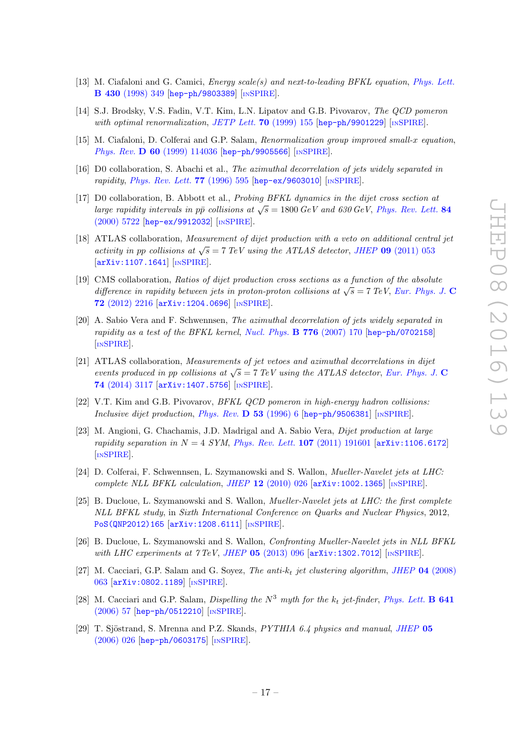[13] M. Ciafaloni and G. Camici, *Energy scale(s) and next-to-leading BFKL equation*, Phys. Lett. **B 430** (1998) 349 [hep-ph/9803389] [INSPIRE].

[14] S.J. Brodsky, V.S. Fadin, V.T. Kim, L.N. Lipatov and G.B. Pivovarov, *The QCD pomeron with optimal renormalization*, JETP Lett. **70** (1999) 155 [hep-ph/9901229] [INSPIRE].

[15] M. Ciafaloni, D. Colferai and G.P. Salam, *Renormalization group improved small-x equation*, Phys. Rev. **D 60** (1999) 114036 [hep-ph/9905566] [INSPIRE].

[16] D0 collaboration, S. Abachi et al., *The azimuthal decorrelation of jets widely separated in rapidity*, Phys. Rev. Lett. **77** (1996) 595 [hep-ex/9603010] [INSPIRE].

[17] D0 collaboration, B. Abbott et al., *Probing BFKL dynamics in the dijet cross section at large rapidity intervals in $p\bar{p}$ collisions at $\sqrt{s} = 1800$ GeV and 630 GeV*, Phys. Rev. Lett. **84** (2000) 5722 [hep-ex/9912032] [INSPIRE].

[18] ATLAS collaboration, *Measurement of dijet production with a veto on additional central jet activity in pp collisions at $\sqrt{s} = 7$ TeV using the ATLAS detector*, JHEP **09** (2011) 053 [arXiv:1107.1641] [INSPIRE].

[19] CMS collaboration, *Ratios of dijet production cross sections as a function of the absolute difference in rapidity between jets in proton-proton collisions at $\sqrt{s} = 7$ TeV*, Eur. Phys. J. **C 72** (2012) 2216 [arXiv:1204.0696] [INSPIRE].

[20] A. Sabio Vera and F. Schwennsen, *The azimuthal decorrelation of jets widely separated in rapidity as a test of the BFKL kernel*, Nucl. Phys. **B 776** (2007) 170 [hep-ph/0702158] [INSPIRE].

[21] ATLAS collaboration, *Measurements of jet vetoes and azimuthal decorrelations in dijet events produced in pp collisions at $\sqrt{s} = 7$ TeV using the ATLAS detector*, Eur. Phys. J. **C 74** (2014) 3117 [arXiv:1407.5756] [INSPIRE].

[22] V.T. Kim and G.B. Pivovarov, *BFKL QCD pomeron in high-energy hadron collisions: Inclusive dijet production*, Phys. Rev. **D 53** (1996) 6 [hep-ph/9506381] [INSPIRE].

[23] M. Angioni, G. Chachamis, J.D. Madrigal and A. Sabio Vera, *Dijet production at large rapidity separation in $N = 4$ SYM*, Phys. Rev. Lett. **107** (2011) 191601 [arXiv:1106.6172] [INSPIRE].

[24] D. Colferai, F. Schwennsen, L. Szymanowski and S. Wallon, *Mueller-Navelet jets at LHC: complete NLL BFKL calculation*, JHEP **12** (2010) 026 [arXiv:1002.1365] [INSPIRE].

[25] B. Ducloue, L. Szymanowski and S. Wallon, *Mueller-Navelet jets at LHC: the first complete NLL BFKL study*, in *Sixth International Conference on Quarks and Nuclear Physics*, 2012, PoS(QNP2012)165 [arXiv:1208.6111] [INSPIRE].

[26] B. Ducloue, L. Szymanowski and S. Wallon, *Confronting Mueller-Navelet jets in NLL BFKL with LHC experiments at 7 TeV*, JHEP **05** (2013) 096 [arXiv:1302.7012] [INSPIRE].

[27] M. Cacciari, G.P. Salam and G. Soyez, *The anti-$k_t$ jet clustering algorithm*, JHEP **04** (2008) 063 [arXiv:0802.1189] [INSPIRE].

[28] M. Cacciari and G.P. Salam, *Dispelling the $N^3$ myth for the $k_t$ jet-finder*, Phys. Lett. **B 641** (2006) 57 [hep-ph/0512210] [INSPIRE].

[29] T. Sjöstrand, S. Mrenna and P.Z. Skands, *PYTHIA 6.4 physics and manual*, JHEP **05** (2006) 026 [hep-ph/0603175] [INSPIRE].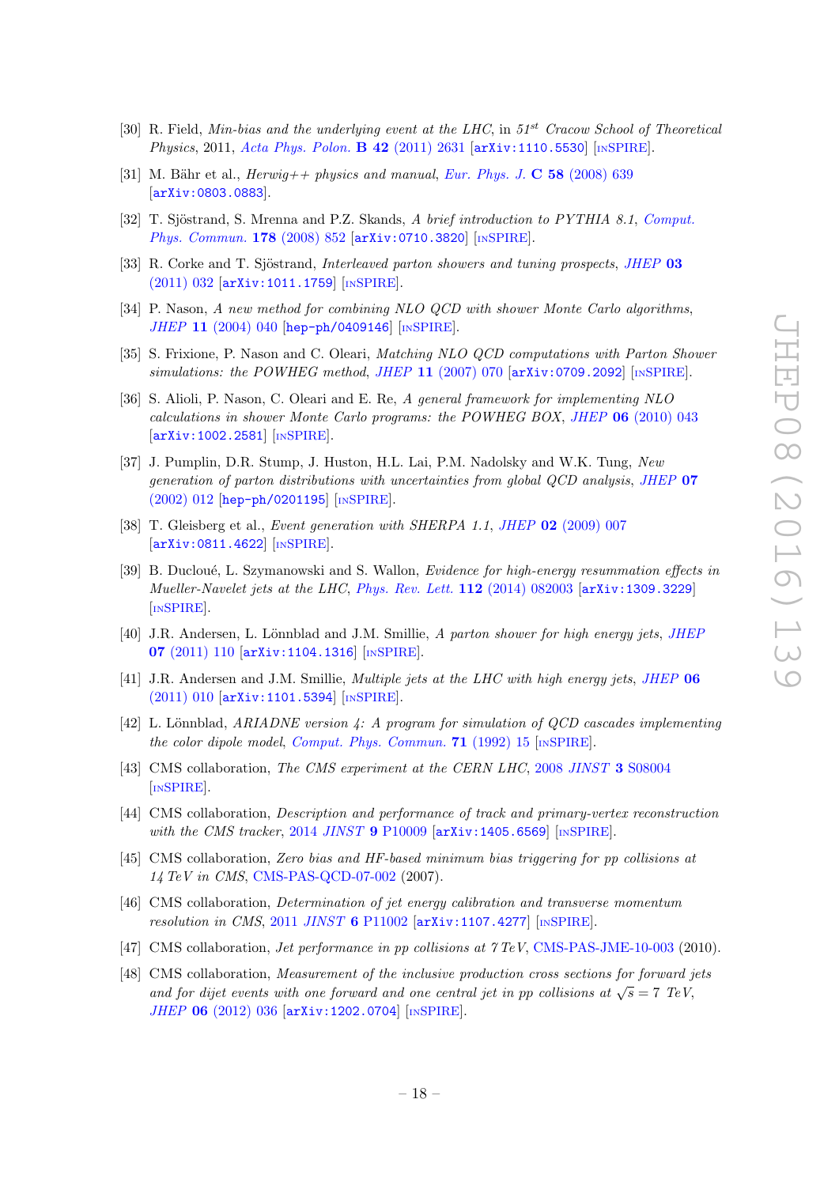[30] R. Field, *Min-bias and the underlying event at the LHC*, in *51st Cracow School of Theoretical Physics*, 2011, *Acta Phys. Polon.* **B 42** (2011) 2631 [arXiv:1110.5530] [INSPIRE].

[31] M. Bähr et al., *Herwig++ physics and manual*, *Eur. Phys. J.* **C 58** (2008) 639 [arXiv:0803.0883].

[32] T. Sjöstrand, S. Mrenna and P.Z. Skands, *A brief introduction to PYTHIA 8.1*, *Comput. Phys. Commun.* **178** (2008) 852 [arXiv:0710.3820] [INSPIRE].

[33] R. Corke and T. Sjöstrand, *Interleaved parton showers and tuning prospects*, *JHEP* **03** (2011) 032 [arXiv:1011.1759] [INSPIRE].

[34] P. Nason, *A new method for combining NLO QCD with shower Monte Carlo algorithms*, *JHEP* **11** (2004) 040 [hep-ph/0409146] [INSPIRE].

[35] S. Frixione, P. Nason and C. Oleari, *Matching NLO QCD computations with Parton Shower simulations: the POWHEG method*, *JHEP* **11** (2007) 070 [arXiv:0709.2092] [INSPIRE].

[36] S. Alioli, P. Nason, C. Oleari and E. Re, *A general framework for implementing NLO calculations in shower Monte Carlo programs: the POWHEG BOX*, *JHEP* **06** (2010) 043 [arXiv:1002.2581] [INSPIRE].

[37] J. Pumplin, D.R. Stump, J. Huston, H.L. Lai, P.M. Nadolsky and W.K. Tung, *New generation of parton distributions with uncertainties from global QCD analysis*, *JHEP* **07** (2002) 012 [hep-ph/0201195] [INSPIRE].

[38] T. Gleisberg et al., *Event generation with SHERPA 1.1*, *JHEP* **02** (2009) 007 [arXiv:0811.4622] [INSPIRE].

[39] B. Ducloué, L. Szymanowski and S. Wallon, *Evidence for high-energy resummation effects in Mueller-Navelet jets at the LHC*, *Phys. Rev. Lett.* **112** (2014) 082003 [arXiv:1309.3229] [INSPIRE].

[40] J.R. Andersen, L. Lönnblad and J.M. Smillie, *A parton shower for high energy jets*, *JHEP* **07** (2011) 110 [arXiv:1104.1316] [INSPIRE].

[41] J.R. Andersen and J.M. Smillie, *Multiple jets at the LHC with high energy jets*, *JHEP* **06** (2011) 010 [arXiv:1101.5394] [INSPIRE].

[42] L. Lönnblad, *ARIADNE version 4: A program for simulation of QCD cascades implementing the color dipole model*, *Comput. Phys. Commun.* **71** (1992) 15 [INSPIRE].

[43] CMS collaboration, *The CMS experiment at the CERN LHC*, 2008 *JINST* **3** S08004 [INSPIRE].

[44] CMS collaboration, *Description and performance of track and primary-vertex reconstruction with the CMS tracker*, 2014 *JINST* **9** P10009 [arXiv:1405.6569] [INSPIRE].

[45] CMS collaboration, *Zero bias and HF-based minimum bias triggering for pp collisions at 14 TeV in CMS*, CMS-PAS-QCD-07-002 (2007).

[46] CMS collaboration, *Determination of jet energy calibration and transverse momentum resolution in CMS*, 2011 *JINST* **6** P11002 [arXiv:1107.4277] [INSPIRE].

[47] CMS collaboration, *Jet performance in pp collisions at 7 TeV*, CMS-PAS-JME-10-003 (2010).

[48] CMS collaboration, *Measurement of the inclusive production cross sections for forward jets and for dijet events with one forward and one central jet in pp collisions at $\sqrt{s} = 7$ TeV*, *JHEP* **06** (2012) 036 [arXiv:1202.0704] [INSPIRE].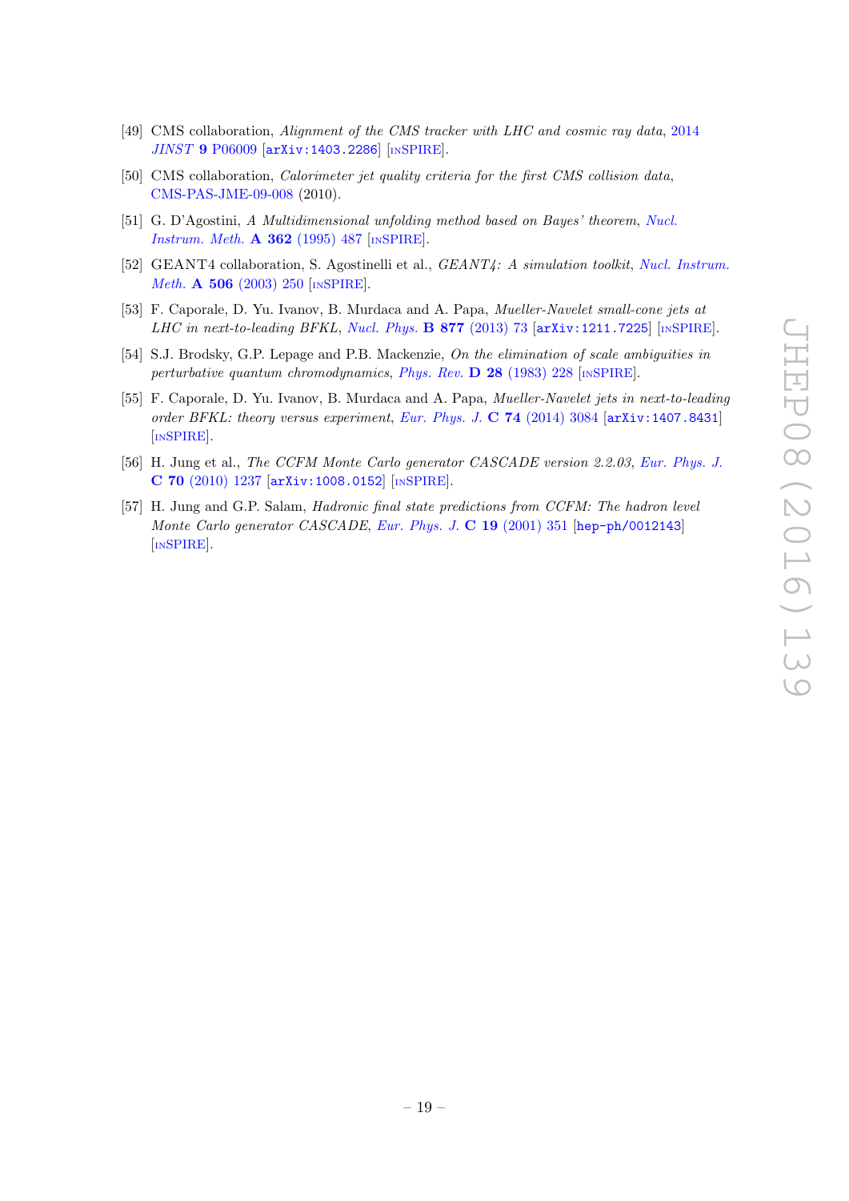[49] CMS collaboration, *Alignment of the CMS tracker with LHC and cosmic ray data*, 2014 *JINST* **9** P06009 [arXiv:1403.2286] [INSPIRE].

[50] CMS collaboration, *Calorimeter jet quality criteria for the first CMS collision data*, CMS-PAS-JME-09-008 (2010).

[51] G. D'Agostini, *A Multidimensional unfolding method based on Bayes' theorem*, *Nucl. Instrum. Meth.* **A 362** (1995) 487 [INSPIRE].

[52] GEANT4 collaboration, S. Agostinelli et al., *GEANT4: A simulation toolkit*, *Nucl. Instrum. Meth.* **A 506** (2003) 250 [INSPIRE].

[53] F. Caporale, D. Yu. Ivanov, B. Murdaca and A. Papa, *Mueller-Navelet small-cone jets at LHC in next-to-leading BFKL*, *Nucl. Phys.* **B 877** (2013) 73 [arXiv:1211.7225] [INSPIRE].

[54] S.J. Brodsky, G.P. Lepage and P.B. Mackenzie, *On the elimination of scale ambiguities in perturbative quantum chromodynamics*, *Phys. Rev.* **D 28** (1983) 228 [INSPIRE].

[55] F. Caporale, D. Yu. Ivanov, B. Murdaca and A. Papa, *Mueller-Navelet jets in next-to-leading order BFKL: theory versus experiment*, *Eur. Phys. J.* **C 74** (2014) 3084 [arXiv:1407.8431] [INSPIRE].

[56] H. Jung et al., *The CCFM Monte Carlo generator CASCADE version 2.2.03*, *Eur. Phys. J.* **C 70** (2010) 1237 [arXiv:1008.0152] [INSPIRE].

[57] H. Jung and G.P. Salam, *Hadronic final state predictions from CCFM: The hadron level Monte Carlo generator CASCADE*, *Eur. Phys. J.* **C 19** (2001) 351 [hep-ph/0012143] [INSPIRE].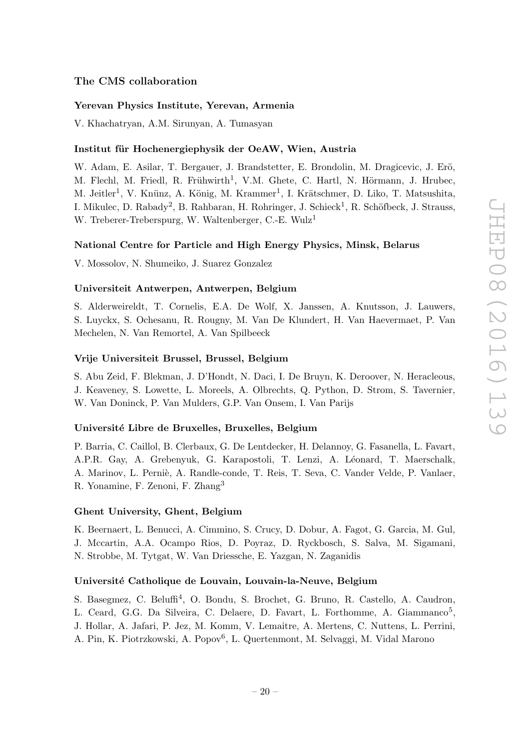### The CMS collaboration

#### Yerevan Physics Institute, Yerevan, Armenia

V. Khachatryan, A.M. Sirunyan, A. Tumasyan

#### Institut für Hochenergiephysik der OeAW, Wien, Austria

W. Adam, E. Asilar, T. Bergauer, J. Brandstetter, E. Brondolin, M. Dragicevic, J. Erö, M. Flechl, M. Friedl, R. Frühwirth[1], V.M. Ghete, C. Hartl, N. Hörmann, J. Hrubec, M. Jeitler[1], V. Knünz, A. König, M. Krammer[1], I. Krätschmer, D. Liko, T. Matsushita, I. Mikulec, D. Rabady[2], B. Rahbaran, H. Rohringer, J. Schieck[1], R. Schöfbeck, J. Strauss, W. Treberer-Treberspurg, W. Waltenberger, C.-E. Wulz[1]

#### National Centre for Particle and High Energy Physics, Minsk, Belarus

V. Mossolov, N. Shumeiko, J. Suarez Gonzalez

#### Universiteit Antwerpen, Antwerpen, Belgium

S. Alderweireldt, T. Cornelis, E.A. De Wolf, X. Janssen, A. Knutsson, J. Lauwers, S. Luyckx, S. Ochesanu, R. Rougny, M. Van De Klundert, H. Van Haevermaet, P. Van Mechelen, N. Van Remortel, A. Van Spilbeeck

#### Vrije Universiteit Brussel, Brussel, Belgium

S. Abu Zeid, F. Blekman, J. D'Hondt, N. Daci, I. De Bruyn, K. Deroover, N. Heracleous, J. Keaveney, S. Lowette, L. Moreels, A. Olbrechts, Q. Python, D. Strom, S. Tavernier, W. Van Doninck, P. Van Mulders, G.P. Van Onsem, I. Van Parijs

#### Université Libre de Bruxelles, Bruxelles, Belgium

P. Barria, C. Caillol, B. Clerbaux, G. De Lentdecker, H. Delannoy, G. Fasanella, L. Favart, A.P.R. Gay, A. Grebenyuk, G. Karapostoli, T. Lenzi, A. Léonard, T. Maerschalk, A. Marinov, L. Perniè, A. Randle-conde, T. Reis, T. Seva, C. Vander Velde, P. Vanlaer, R. Yonamine, F. Zenoni, F. Zhang[3]

#### Ghent University, Ghent, Belgium

K. Beernaert, L. Benucci, A. Cimmino, S. Crucy, D. Dobur, A. Fagot, G. Garcia, M. Gul, J. Mccartin, A.A. Ocampo Rios, D. Poyraz, D. Ryckbosch, S. Salva, M. Sigamani, N. Strobbe, M. Tytgat, W. Van Driessche, E. Yazgan, N. Zaganidis

#### Université Catholique de Louvain, Louvain-la-Neuve, Belgium

S. Basegmez, C. Beluffi[4], O. Bondu, S. Brochet, G. Bruno, R. Castello, A. Caudron, L. Ceard, G.G. Da Silveira, C. Delaere, D. Favart, L. Forthomme, A. Giammanco[5], J. Hollar, A. Jafari, P. Jez, M. Komm, V. Lemaitre, A. Mertens, C. Nuttens, L. Perrini, A. Pin, K. Piotrzkowski, A. Popov[6], L. Quertenmont, M. Selvaggi, M. Vidal Marono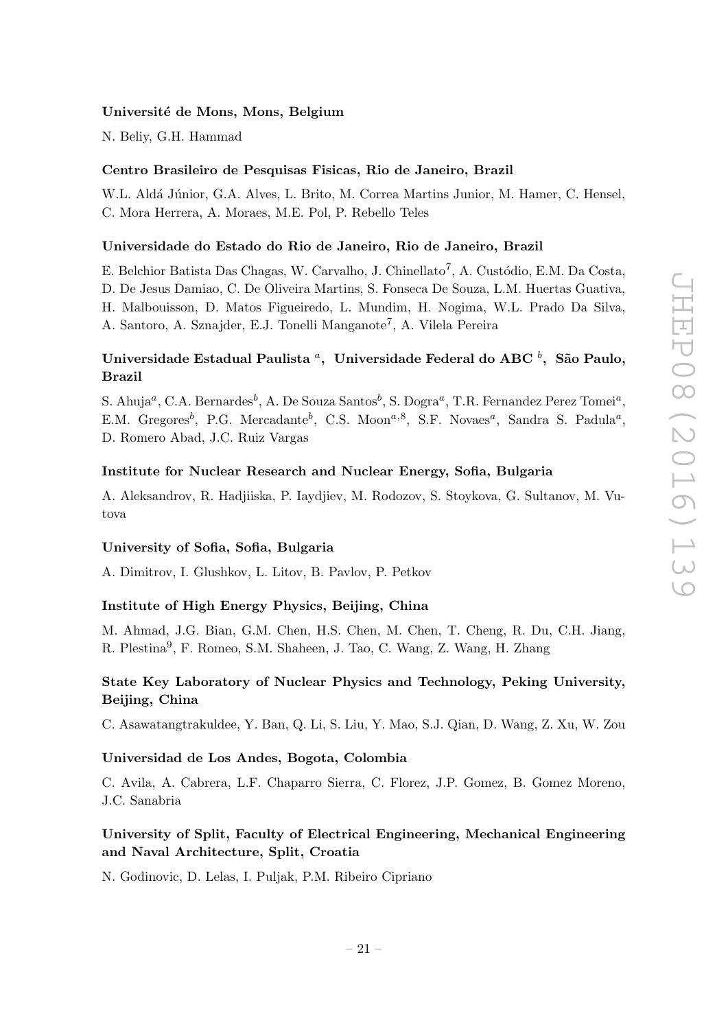**Université de Mons, Mons, Belgium**

N. Beliy, G.H. Hammad

**Centro Brasileiro de Pesquisas Fisicas, Rio de Janeiro, Brazil**

W.L. Aldá Júnior, G.A. Alves, L. Brito, M. Correa Martins Junior, M. Hamer, C. Hensel, C. Mora Herrera, A. Moraes, M.E. Pol, P. Rebello Teles

**Universidade do Estado do Rio de Janeiro, Rio de Janeiro, Brazil**

E. Belchior Batista Das Chagas, W. Carvalho, J. Chinellato[7], A. Custódio, E.M. Da Costa, D. De Jesus Damiao, C. De Oliveira Martins, S. Fonseca De Souza, L.M. Huertas Guativa, H. Malbouisson, D. Matos Figueiredo, L. Mundim, H. Nogima, W.L. Prado Da Silva, A. Santoro, A. Sznajder, E.J. Tonelli Manganote[7], A. Vilela Pereira

**Universidade Estadual Paulista [a], Universidade Federal do ABC [b], São Paulo, Brazil**

S. Ahuja[a], C.A. Bernardes[b], A. De Souza Santos[b], S. Dogra[a], T.R. Fernandez Perez Tomei[a], E.M. Gregores[b], P.G. Mercadante[b], C.S. Moon[a,8], S.F. Novaes[a], Sandra S. Padula[a], D. Romero Abad, J.C. Ruiz Vargas

**Institute for Nuclear Research and Nuclear Energy, Sofia, Bulgaria**

A. Aleksandrov, R. Hadjiiska, P. Iaydjiev, M. Rodozov, S. Stoykova, G. Sultanov, M. Vutova

**University of Sofia, Sofia, Bulgaria**

A. Dimitrov, I. Glushkov, L. Litov, B. Pavlov, P. Petkov

**Institute of High Energy Physics, Beijing, China**

M. Ahmad, J.G. Bian, G.M. Chen, H.S. Chen, M. Chen, T. Cheng, R. Du, C.H. Jiang, R. Plestina[9], F. Romeo, S.M. Shaheen, J. Tao, C. Wang, Z. Wang, H. Zhang

**State Key Laboratory of Nuclear Physics and Technology, Peking University, Beijing, China**

C. Asawatangtrakuldee, Y. Ban, Q. Li, S. Liu, Y. Mao, S.J. Qian, D. Wang, Z. Xu, W. Zou

**Universidad de Los Andes, Bogota, Colombia**

C. Avila, A. Cabrera, L.F. Chaparro Sierra, C. Florez, J.P. Gomez, B. Gomez Moreno, J.C. Sanabria

**University of Split, Faculty of Electrical Engineering, Mechanical Engineering and Naval Architecture, Split, Croatia**

N. Godinovic, D. Lelas, I. Puljak, P.M. Ribeiro Cipriano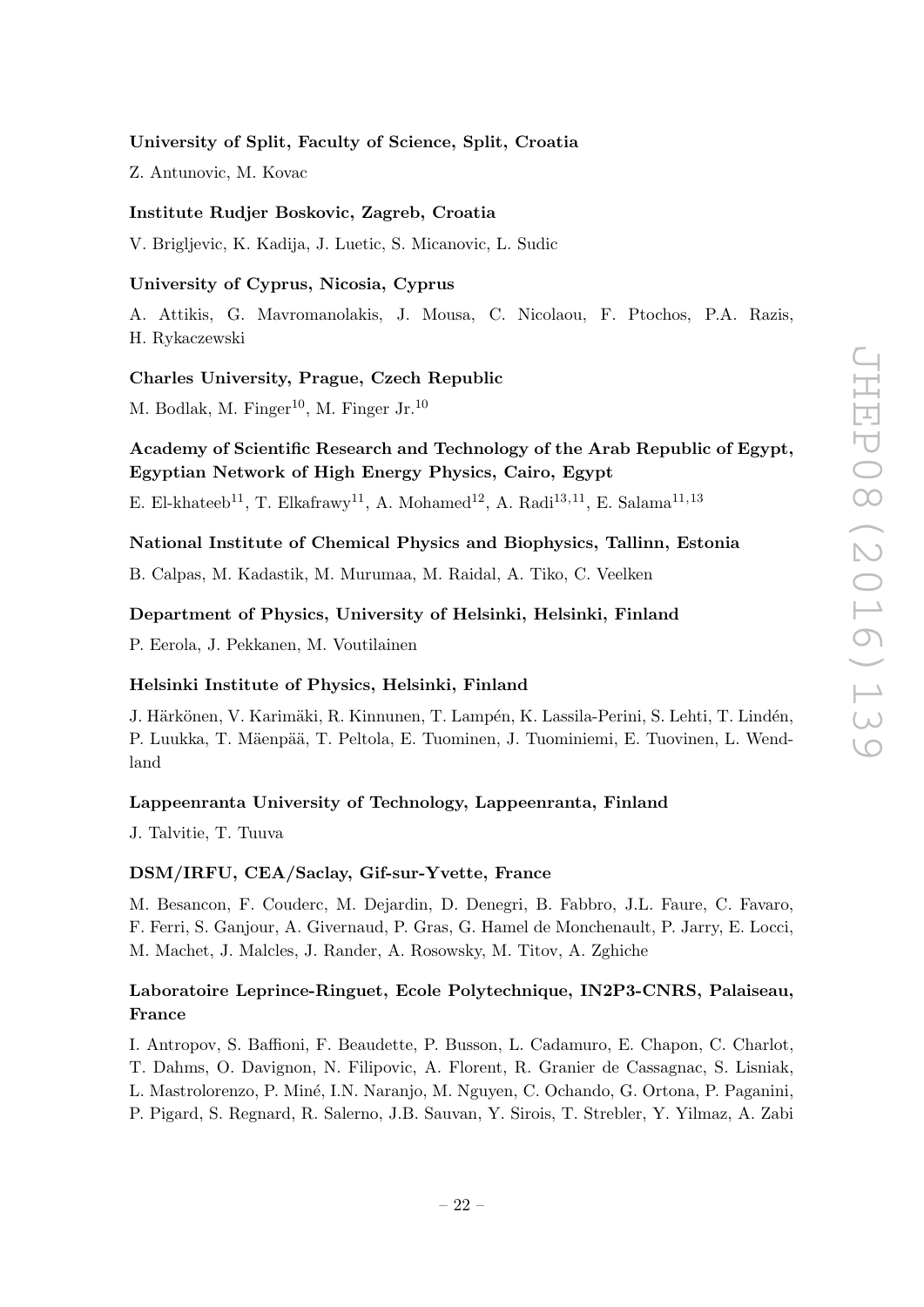**University of Split, Faculty of Science, Split, Croatia**

Z. Antunovic, M. Kovac

**Institute Rudjer Boskovic, Zagreb, Croatia**

V. Brigljevic, K. Kadija, J. Luetic, S. Micanovic, L. Sudic

**University of Cyprus, Nicosia, Cyprus**

A. Attikis, G. Mavromanolakis, J. Mousa, C. Nicolaou, F. Ptochos, P.A. Razis, H. Rykaczewski

**Charles University, Prague, Czech Republic**

M. Bodlak, M. Finger[10], M. Finger Jr.[10]

**Academy of Scientific Research and Technology of the Arab Republic of Egypt, Egyptian Network of High Energy Physics, Cairo, Egypt**

E. El-khateeb[11], T. Elkafrawy[11], A. Mohamed[12], A. Radi[13,11], E. Salama[11,13]

**National Institute of Chemical Physics and Biophysics, Tallinn, Estonia**

B. Calpas, M. Kadastik, M. Murumaa, M. Raidal, A. Tiko, C. Veelken

**Department of Physics, University of Helsinki, Helsinki, Finland**

P. Eerola, J. Pekkanen, M. Voutilainen

**Helsinki Institute of Physics, Helsinki, Finland**

J. Härkönen, V. Karimäki, R. Kinnunen, T. Lampén, K. Lassila-Perini, S. Lehti, T. Lindén, P. Luukka, T. Mäenpää, T. Peltola, E. Tuominen, J. Tuominiemi, E. Tuovinen, L. Wendland

**Lappeenranta University of Technology, Lappeenranta, Finland**

J. Talvitie, T. Tuuva

**DSM/IRFU, CEA/Saclay, Gif-sur-Yvette, France**

M. Besancon, F. Couderc, M. Dejardin, D. Denegri, B. Fabbro, J.L. Faure, C. Favaro, F. Ferri, S. Ganjour, A. Givernaud, P. Gras, G. Hamel de Monchenault, P. Jarry, E. Locci, M. Machet, J. Malcles, J. Rander, A. Rosowsky, M. Titov, A. Zghiche

**Laboratoire Leprince-Ringuet, Ecole Polytechnique, IN2P3-CNRS, Palaiseau, France**

I. Antropov, S. Baffioni, F. Beaudette, P. Busson, L. Cadamuro, E. Chapon, C. Charlot, T. Dahms, O. Davignon, N. Filipovic, A. Florent, R. Granier de Cassagnac, S. Lisniak, L. Mastrolorenzo, P. Miné, I.N. Naranjo, M. Nguyen, C. Ochando, G. Ortona, P. Paganini, P. Pigard, S. Regnard, R. Salerno, J.B. Sauvan, Y. Sirois, T. Strebler, Y. Yilmaz, A. Zabi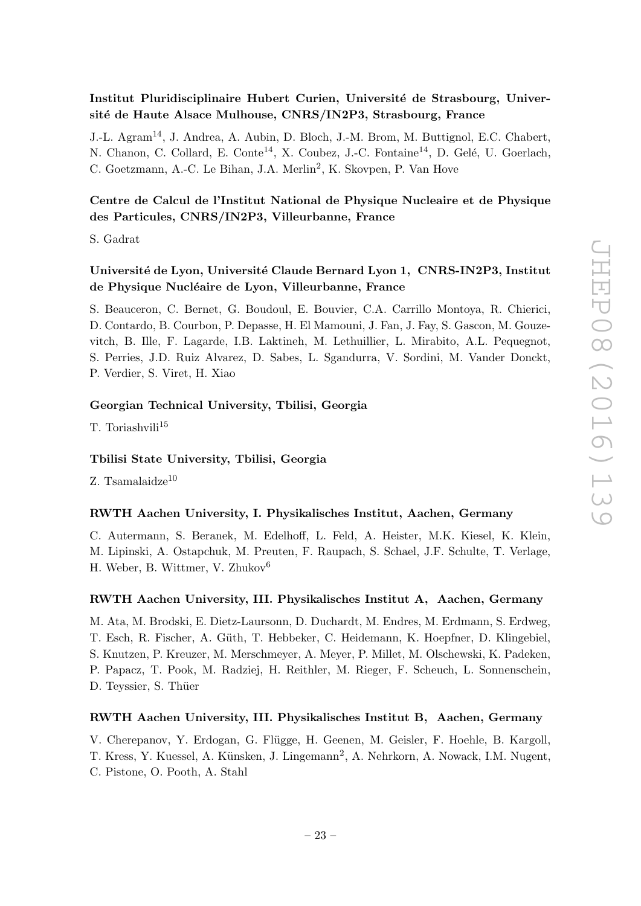### Institut Pluridisciplinaire Hubert Curien, Université de Strasbourg, Université de Haute Alsace Mulhouse, CNRS/IN2P3, Strasbourg, France

J.-L. Agram[14], J. Andrea, A. Aubin, D. Bloch, J.-M. Brom, M. Buttignol, E.C. Chabert, N. Chanon, C. Collard, E. Conte[14], X. Coubez, J.-C. Fontaine[14], D. Gelé, U. Goerlach, C. Goetzmann, A.-C. Le Bihan, J.A. Merlin[2], K. Skovpen, P. Van Hove

### Centre de Calcul de l'Institut National de Physique Nucleaire et de Physique des Particules, CNRS/IN2P3, Villeurbanne, France

S. Gadrat

### Université de Lyon, Université Claude Bernard Lyon 1, CNRS-IN2P3, Institut de Physique Nucléaire de Lyon, Villeurbanne, France

S. Beauceron, C. Bernet, G. Boudoul, E. Bouvier, C.A. Carrillo Montoya, R. Chierici, D. Contardo, B. Courbon, P. Depasse, H. El Mamouni, J. Fan, J. Fay, S. Gascon, M. Gouzevitch, B. Ille, F. Lagarde, I.B. Laktineh, M. Lethuillier, L. Mirabito, A.L. Pequegnot, S. Perries, J.D. Ruiz Alvarez, D. Sabes, L. Sgandurra, V. Sordini, M. Vander Donckt, P. Verdier, S. Viret, H. Xiao

### Georgian Technical University, Tbilisi, Georgia

T. Toriashvili[15]

### Tbilisi State University, Tbilisi, Georgia

Z. Tsamalaidze[10]

### RWTH Aachen University, I. Physikalisches Institut, Aachen, Germany

C. Autermann, S. Beranek, M. Edelhoff, L. Feld, A. Heister, M.K. Kiesel, K. Klein, M. Lipinski, A. Ostapchuk, M. Preuten, F. Raupach, S. Schael, J.F. Schulte, T. Verlage, H. Weber, B. Wittmer, V. Zhukov[6]

### RWTH Aachen University, III. Physikalisches Institut A, Aachen, Germany

M. Ata, M. Brodski, E. Dietz-Laursonn, D. Duchardt, M. Endres, M. Erdmann, S. Erdweg, T. Esch, R. Fischer, A. Güth, T. Hebbeker, C. Heidemann, K. Hoepfner, D. Klingebiel, S. Knutzen, P. Kreuzer, M. Merschmeyer, A. Meyer, P. Millet, M. Olschewski, K. Padeken, P. Papacz, T. Pook, M. Radziej, H. Reithler, M. Rieger, F. Scheuch, L. Sonnenschein, D. Teyssier, S. Thüer

### RWTH Aachen University, III. Physikalisches Institut B, Aachen, Germany

V. Cherepanov, Y. Erdogan, G. Flügge, H. Geenen, M. Geisler, F. Hoehle, B. Kargoll, T. Kress, Y. Kuessel, A. Künsken, J. Lingemann[2], A. Nehrkorn, A. Nowack, I.M. Nugent, C. Pistone, O. Pooth, A. Stahl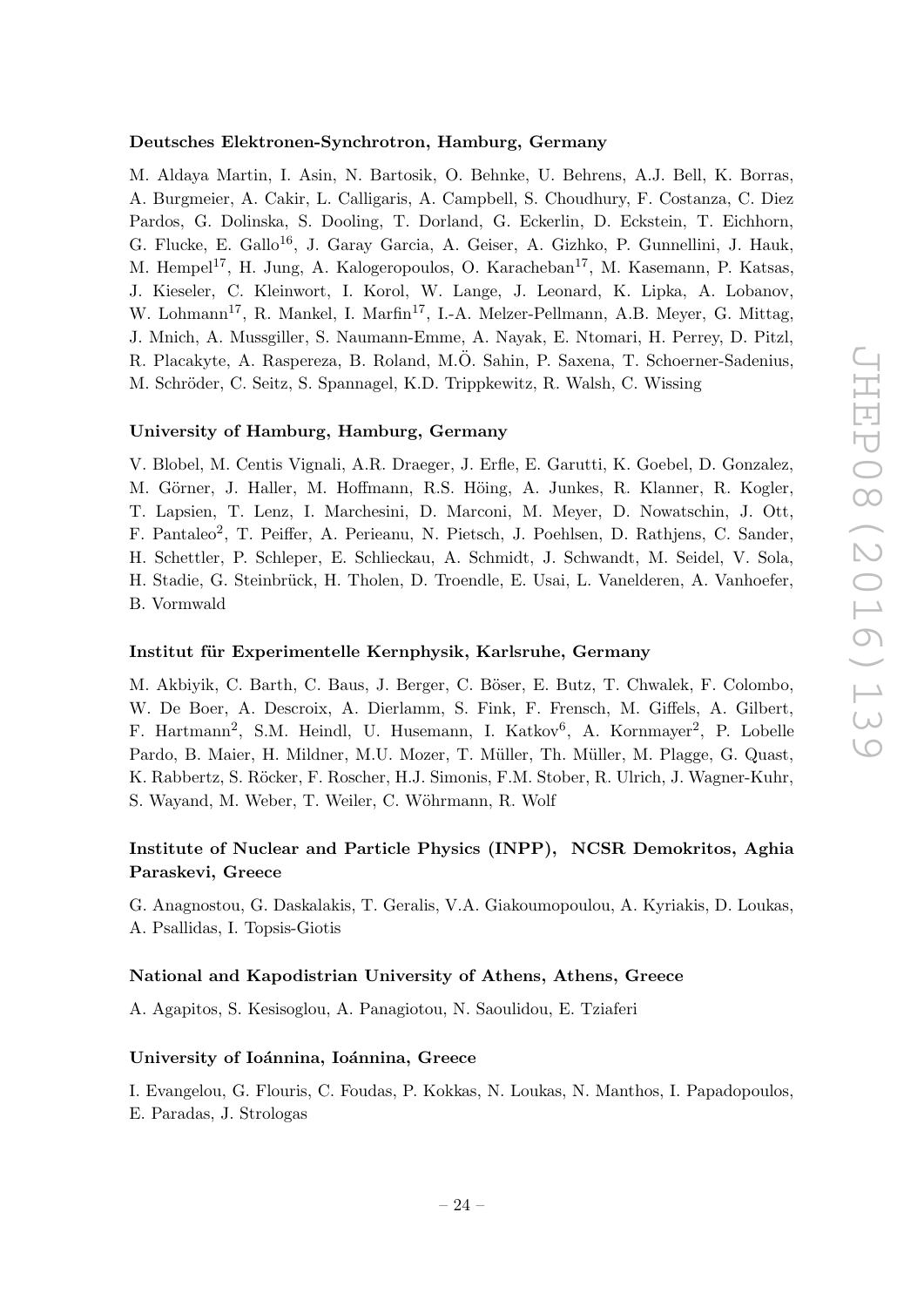**Deutsches Elektronen-Synchrotron, Hamburg, Germany**

M. Aldaya Martin, I. Asin, N. Bartosik, O. Behnke, U. Behrens, A.J. Bell, K. Borras, A. Burgmeier, A. Cakir, L. Calligaris, A. Campbell, S. Choudhury, F. Costanza, C. Diez Pardos, G. Dolinska, S. Dooling, T. Dorland, G. Eckerlin, D. Eckstein, T. Eichhorn, G. Flucke, E. Gallo[16], J. Garay Garcia, A. Geiser, A. Gizhko, P. Gunnellini, J. Hauk, M. Hempel[17], H. Jung, A. Kalogeropoulos, O. Karacheban[17], M. Kasemann, P. Katsas, J. Kieseler, C. Kleinwort, I. Korol, W. Lange, J. Leonard, K. Lipka, A. Lobanov, W. Lohmann[17], R. Mankel, I. Marfin[17], I.-A. Melzer-Pellmann, A.B. Meyer, G. Mittag, J. Mnich, A. Mussgiller, S. Naumann-Emme, A. Nayak, E. Ntomari, H. Perrey, D. Pitzl, R. Placakyte, A. Raspereza, B. Roland, M.Ö. Sahin, P. Saxena, T. Schoerner-Sadenius, M. Schröder, C. Seitz, S. Spannagel, K.D. Trippkewitz, R. Walsh, C. Wissing

**University of Hamburg, Hamburg, Germany**

V. Blobel, M. Centis Vignali, A.R. Draeger, J. Erfle, E. Garutti, K. Goebel, D. Gonzalez, M. Görner, J. Haller, M. Hoffmann, R.S. Höing, A. Junkes, R. Klanner, R. Kogler, T. Lapsien, T. Lenz, I. Marchesini, D. Marconi, M. Meyer, D. Nowatschin, J. Ott, F. Pantaleo[2], T. Peiffer, A. Perieanu, N. Pietsch, J. Poehlsen, D. Rathjens, C. Sander, H. Schettler, P. Schleper, E. Schlieckau, A. Schmidt, J. Schwandt, M. Seidel, V. Sola, H. Stadie, G. Steinbrück, H. Tholen, D. Troendle, E. Usai, L. Vanelderen, A. Vanhoefer, B. Vormwald

**Institut für Experimentelle Kernphysik, Karlsruhe, Germany**

M. Akbiyik, C. Barth, C. Baus, J. Berger, C. Böser, E. Butz, T. Chwalek, F. Colombo, W. De Boer, A. Descroix, A. Dierlamm, S. Fink, F. Frensch, M. Giffels, A. Gilbert, F. Hartmann[2], S.M. Heindl, U. Husemann, I. Katkov[6], A. Kornmayer[2], P. Lobelle Pardo, B. Maier, H. Mildner, M.U. Mozer, T. Müller, Th. Müller, M. Plagge, G. Quast, K. Rabbertz, S. Röcker, F. Roscher, H.J. Simonis, F.M. Stober, R. Ulrich, J. Wagner-Kuhr, S. Wayand, M. Weber, T. Weiler, C. Wöhrmann, R. Wolf

**Institute of Nuclear and Particle Physics (INPP), NCSR Demokritos, Aghia Paraskevi, Greece**

G. Anagnostou, G. Daskalakis, T. Geralis, V.A. Giakoumopoulou, A. Kyriakis, D. Loukas, A. Psallidas, I. Topsis-Giotis

**National and Kapodistrian University of Athens, Athens, Greece**

A. Agapitos, S. Kesisoglou, A. Panagiotou, N. Saoulidou, E. Tziaferi

**University of Ioánnina, Ioánnina, Greece**

I. Evangelou, G. Flouris, C. Foudas, P. Kokkas, N. Loukas, N. Manthos, I. Papadopoulos, E. Paradas, J. Strologas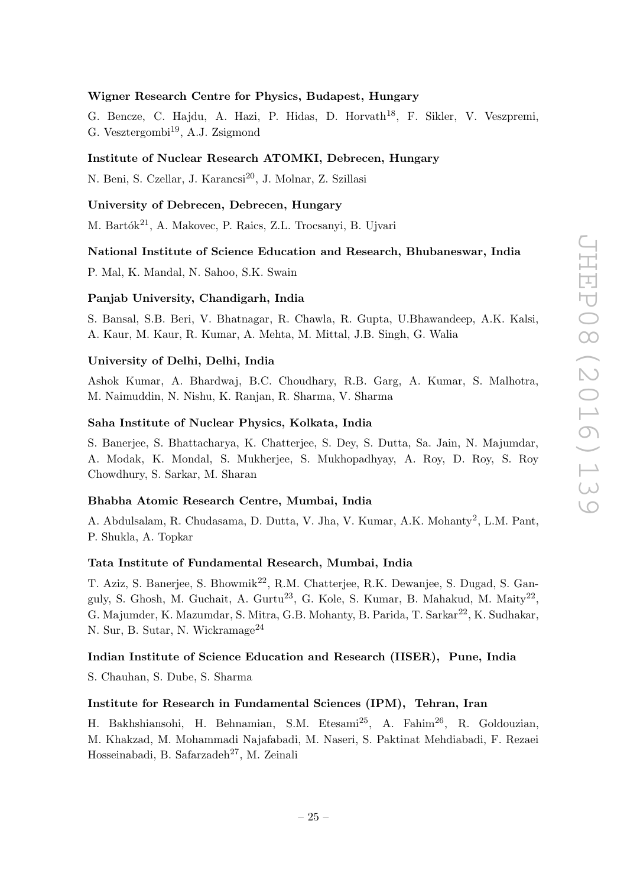**Wigner Research Centre for Physics, Budapest, Hungary**

G. Bencze, C. Hajdu, A. Hazi, P. Hidas, D. Horvath[18], F. Sikler, V. Veszpremi, G. Vesztergombi[19], A.J. Zsigmond

**Institute of Nuclear Research ATOMKI, Debrecen, Hungary**

N. Beni, S. Czellar, J. Karancsi[20], J. Molnar, Z. Szillasi

**University of Debrecen, Debrecen, Hungary**

M. Bartók[21], A. Makovec, P. Raics, Z.L. Trocsanyi, B. Ujvari

**National Institute of Science Education and Research, Bhubaneswar, India**

P. Mal, K. Mandal, N. Sahoo, S.K. Swain

**Panjab University, Chandigarh, India**

S. Bansal, S.B. Beri, V. Bhatnagar, R. Chawla, R. Gupta, U.Bhawandeep, A.K. Kalsi, A. Kaur, M. Kaur, R. Kumar, A. Mehta, M. Mittal, J.B. Singh, G. Walia

**University of Delhi, Delhi, India**

Ashok Kumar, A. Bhardwaj, B.C. Choudhary, R.B. Garg, A. Kumar, S. Malhotra, M. Naimuddin, N. Nishu, K. Ranjan, R. Sharma, V. Sharma

**Saha Institute of Nuclear Physics, Kolkata, India**

S. Banerjee, S. Bhattacharya, K. Chatterjee, S. Dey, S. Dutta, Sa. Jain, N. Majumdar, A. Modak, K. Mondal, S. Mukherjee, S. Mukhopadhyay, A. Roy, D. Roy, S. Roy Chowdhury, S. Sarkar, M. Sharan

**Bhabha Atomic Research Centre, Mumbai, India**

A. Abdulsalam, R. Chudasama, D. Dutta, V. Jha, V. Kumar, A.K. Mohanty[2], L.M. Pant, P. Shukla, A. Topkar

**Tata Institute of Fundamental Research, Mumbai, India**

T. Aziz, S. Banerjee, S. Bhowmik[22], R.M. Chatterjee, R.K. Dewanjee, S. Dugad, S. Ganguly, S. Ghosh, M. Guchait, A. Gurtu[23], G. Kole, S. Kumar, B. Mahakud, M. Maity[22], G. Majumder, K. Mazumdar, S. Mitra, G.B. Mohanty, B. Parida, T. Sarkar[22], K. Sudhakar, N. Sur, B. Sutar, N. Wickramage[24]

**Indian Institute of Science Education and Research (IISER), Pune, India**

S. Chauhan, S. Dube, S. Sharma

**Institute for Research in Fundamental Sciences (IPM), Tehran, Iran**

H. Bakhshiansohi, H. Behnamian, S.M. Etesami[25], A. Fahim[26], R. Goldouzian, M. Khakzad, M. Mohammadi Najafabadi, M. Naseri, S. Paktinat Mehdiabadi, F. Rezaei Hosseinabadi, B. Safarzadeh[27], M. Zeinali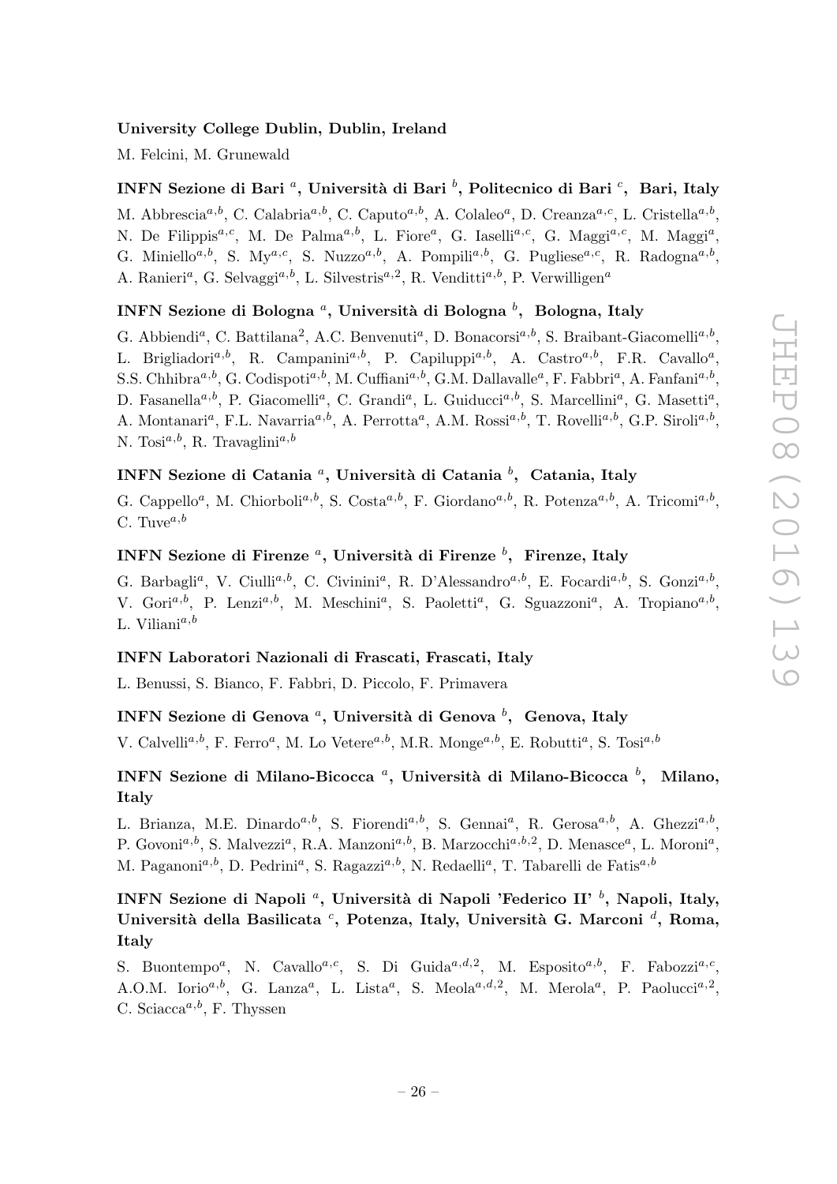**University College Dublin, Dublin, Ireland**

M. Felcini, M. Grunewald

**INFN Sezione di Bari [a], Università di Bari [b], Politecnico di Bari [c], Bari, Italy**

M. Abbrescia[a,b], C. Calabria[a,b], C. Caputo[a,b], A. Colaleo[a], D. Creanza[a,c], L. Cristella[a,b], N. De Filippis[a,c], M. De Palma[a,b], L. Fiore[a], G. Iaselli[a,c], G. Maggi[a,c], M. Maggi[a], G. Miniello[a,b], S. My[a,c], S. Nuzzo[a,b], A. Pompili[a,b], G. Pugliese[a,c], R. Radogna[a,b], A. Ranieri[a], G. Selvaggi[a,b], L. Silvestris[a,2], R. Venditti[a,b], P. Verwilligen[a]

**INFN Sezione di Bologna [a], Università di Bologna [b], Bologna, Italy**

G. Abbiendi[a], C. Battilana[2], A.C. Benvenuti[a], D. Bonacorsi[a,b], S. Braibant-Giacomelli[a,b], L. Brigliadori[a,b], R. Campanini[a,b], P. Capiluppi[a,b], A. Castro[a,b], F.R. Cavallo[a], S.S. Chhibra[a,b], G. Codispoti[a,b], M. Cuffiani[a,b], G.M. Dallavalle[a], F. Fabbri[a], A. Fanfani[a,b], D. Fasanella[a,b], P. Giacomelli[a], C. Grandi[a], L. Guiducci[a,b], S. Marcellini[a], G. Masetti[a], A. Montanari[a], F.L. Navarria[a,b], A. Perrotta[a], A.M. Rossi[a,b], T. Rovelli[a,b], G.P. Siroli[a,b], N. Tosi[a,b], R. Travaglini[a,b]

**INFN Sezione di Catania [a], Università di Catania [b], Catania, Italy**

G. Cappello[a], M. Chiorboli[a,b], S. Costa[a,b], F. Giordano[a,b], R. Potenza[a,b], A. Tricomi[a,b], C. Tuve[a,b]

**INFN Sezione di Firenze [a], Università di Firenze [b], Firenze, Italy**

G. Barbagli[a], V. Ciulli[a,b], C. Civinini[a], R. D'Alessandro[a,b], E. Focardi[a,b], S. Gonzi[a,b], V. Gori[a,b], P. Lenzi[a,b], M. Meschini[a], S. Paoletti[a], G. Sguazzoni[a], A. Tropiano[a,b], L. Viliani[a,b]

**INFN Laboratori Nazionali di Frascati, Frascati, Italy**

L. Benussi, S. Bianco, F. Fabbri, D. Piccolo, F. Primavera

**INFN Sezione di Genova [a], Università di Genova [b], Genova, Italy**

V. Calvelli[a,b], F. Ferro[a], M. Lo Vetere[a,b], M.R. Monge[a,b], E. Robutti[a], S. Tosi[a,b]

**INFN Sezione di Milano-Bicocca [a], Università di Milano-Bicocca [b], Milano, Italy**

L. Brianza, M.E. Dinardo[a,b], S. Fiorendi[a,b], S. Gennai[a], R. Gerosa[a,b], A. Ghezzi[a,b], P. Govoni[a,b], S. Malvezzi[a], R.A. Manzoni[a,b], B. Marzocchi[a,b,2], D. Menasce[a], L. Moroni[a], M. Paganoni[a,b], D. Pedrini[a], S. Ragazzi[a,b], N. Redaelli[a], T. Tabarelli de Fatis[a,b]

**INFN Sezione di Napoli [a], Università di Napoli 'Federico II' [b], Napoli, Italy, Università della Basilicata [c], Potenza, Italy, Università G. Marconi [d], Roma, Italy**

S. Buontempo[a], N. Cavallo[a,c], S. Di Guida[a,d,2], M. Esposito[a,b], F. Fabozzi[a,c], A.O.M. Iorio[a,b], G. Lanza[a], L. Lista[a], S. Meola[a,d,2], M. Merola[a], P. Paolucci[a,2], C. Sciacca[a,b], F. Thyssen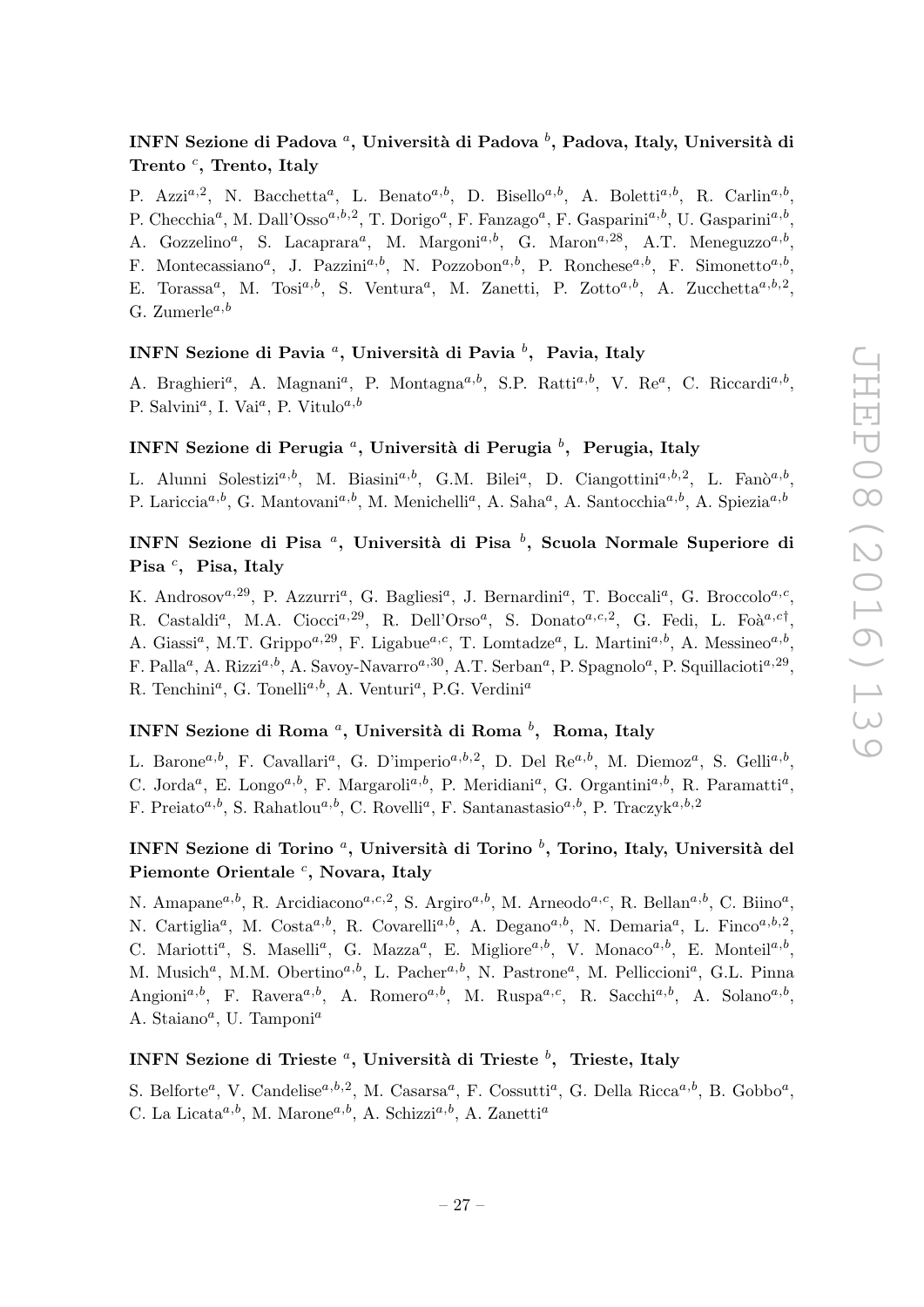### INFN Sezione di Padova [a], Università di Padova [b], Padova, Italy, Università di Trento [c], Trento, Italy

P. Azzi[a,2], N. Bacchetta[a], L. Benato[a,b], D. Bisello[a,b], A. Boletti[a,b], R. Carlin[a,b], P. Checchia[a], M. Dall'Osso[a,b,2], T. Dorigo[a], F. Fanzago[a], F. Gasparini[a,b], U. Gasparini[a,b], A. Gozzelino[a], S. Lacaprara[a], M. Margoni[a,b], G. Maron[a,28], A.T. Meneguzzo[a,b], F. Montecassiano[a], J. Pazzini[a,b], N. Pozzobon[a,b], P. Ronchese[a,b], F. Simonetto[a,b], E. Torassa[a], M. Tosi[a,b], S. Ventura[a], M. Zanetti, P. Zotto[a,b], A. Zucchetta[a,b,2], G. Zumerle[a,b]

### INFN Sezione di Pavia [a], Università di Pavia [b], Pavia, Italy

A. Braghieri[a], A. Magnani[a], P. Montagna[a,b], S.P. Ratti[a,b], V. Re[a], C. Riccardi[a,b], P. Salvini[a], I. Vai[a], P. Vitulo[a,b]

### INFN Sezione di Perugia [a], Università di Perugia [b], Perugia, Italy

L. Alunni Solestizi[a,b], M. Biasini[a,b], G.M. Bilei[a], D. Ciangottini[a,b,2], L. Fanò[a,b], P. Lariccia[a,b], G. Mantovani[a,b], M. Menichelli[a], A. Saha[a], A. Santocchia[a,b], A. Spiezia[a,b]

### INFN Sezione di Pisa [a], Università di Pisa [b], Scuola Normale Superiore di Pisa [c], Pisa, Italy

K. Androsov[a,29], P. Azzurri[a], G. Bagliesi[a], J. Bernardini[a], T. Boccali[a], G. Broccolo[a,c], R. Castaldi[a], M.A. Ciocci[a,29], R. Dell'Orso[a], S. Donato[a,c,2], G. Fedi, L. Foà[a,c†], A. Giassi[a], M.T. Grippo[a,29], F. Ligabue[a,c], T. Lomtadze[a], L. Martini[a,b], A. Messineo[a,b], F. Palla[a], A. Rizzi[a,b], A. Savoy-Navarro[a,30], A.T. Serban[a], P. Spagnolo[a], P. Squillacioti[a,29], R. Tenchini[a], G. Tonelli[a,b], A. Venturi[a], P.G. Verdini[a]

### INFN Sezione di Roma [a], Università di Roma [b], Roma, Italy

L. Barone[a,b], F. Cavallari[a], G. D'imperio[a,b,2], D. Del Re[a,b], M. Diemoz[a], S. Gelli[a,b], C. Jorda[a], E. Longo[a,b], F. Margaroli[a,b], P. Meridiani[a], G. Organtini[a,b], R. Paramatti[a], F. Preiato[a,b], S. Rahatlou[a,b], C. Rovelli[a], F. Santanastasio[a,b], P. Traczyk[a,b,2]

### INFN Sezione di Torino [a], Università di Torino [b], Torino, Italy, Università del Piemonte Orientale [c], Novara, Italy

N. Amapane[a,b], R. Arcidiacono[a,c,2], S. Argiro[a,b], M. Arneodo[a,c], R. Bellan[a,b], C. Biino[a], N. Cartiglia[a], M. Costa[a,b], R. Covarelli[a,b], A. Degano[a,b], N. Demaria[a], L. Finco[a,b,2], C. Mariotti[a], S. Maselli[a], G. Mazza[a], E. Migliore[a,b], V. Monaco[a,b], E. Monteil[a,b], M. Musich[a], M.M. Obertino[a,b], L. Pacher[a,b], N. Pastrone[a], M. Pelliccioni[a], G.L. Pinna Angioni[a,b], F. Ravera[a,b], A. Romero[a,b], M. Ruspa[a,c], R. Sacchi[a,b], A. Solano[a,b], A. Staiano[a], U. Tamponi[a]

### INFN Sezione di Trieste [a], Università di Trieste [b], Trieste, Italy

S. Belforte[a], V. Candelise[a,b,2], M. Casarsa[a], F. Cossutti[a], G. Della Ricca[a,b], B. Gobbo[a], C. La Licata[a,b], M. Marone[a,b], A. Schizzi[a,b], A. Zanetti[a]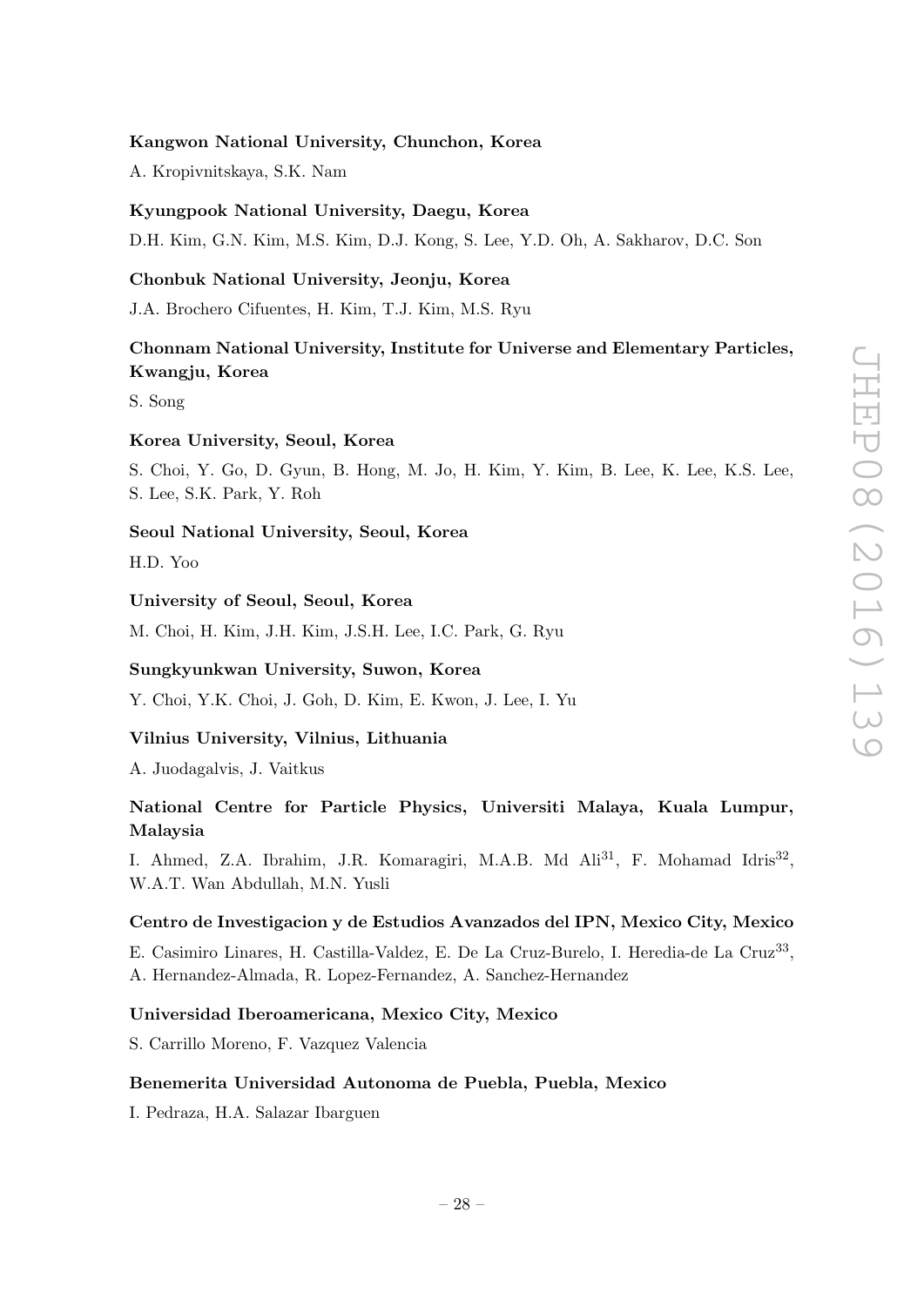**Kangwon National University, Chunchon, Korea**

A. Kropivnitskaya, S.K. Nam

**Kyungpook National University, Daegu, Korea**

D.H. Kim, G.N. Kim, M.S. Kim, D.J. Kong, S. Lee, Y.D. Oh, A. Sakharov, D.C. Son

**Chonbuk National University, Jeonju, Korea**

J.A. Brochero Cifuentes, H. Kim, T.J. Kim, M.S. Ryu

**Chonnam National University, Institute for Universe and Elementary Particles, Kwangju, Korea**

S. Song

**Korea University, Seoul, Korea**

S. Choi, Y. Go, D. Gyun, B. Hong, M. Jo, H. Kim, Y. Kim, B. Lee, K. Lee, K.S. Lee, S. Lee, S.K. Park, Y. Roh

**Seoul National University, Seoul, Korea**

H.D. Yoo

**University of Seoul, Seoul, Korea**

M. Choi, H. Kim, J.H. Kim, J.S.H. Lee, I.C. Park, G. Ryu

**Sungkyunkwan University, Suwon, Korea**

Y. Choi, Y.K. Choi, J. Goh, D. Kim, E. Kwon, J. Lee, I. Yu

**Vilnius University, Vilnius, Lithuania**

A. Juodagalvis, J. Vaitkus

**National Centre for Particle Physics, Universiti Malaya, Kuala Lumpur, Malaysia**

I. Ahmed, Z.A. Ibrahim, J.R. Komaragiri, M.A.B. Md Ali[31], F. Mohamad Idris[32], W.A.T. Wan Abdullah, M.N. Yusli

**Centro de Investigacion y de Estudios Avanzados del IPN, Mexico City, Mexico**

E. Casimiro Linares, H. Castilla-Valdez, E. De La Cruz-Burelo, I. Heredia-de La Cruz[33], A. Hernandez-Almada, R. Lopez-Fernandez, A. Sanchez-Hernandez

**Universidad Iberoamericana, Mexico City, Mexico**

S. Carrillo Moreno, F. Vazquez Valencia

**Benemerita Universidad Autonoma de Puebla, Puebla, Mexico**

I. Pedraza, H.A. Salazar Ibarguen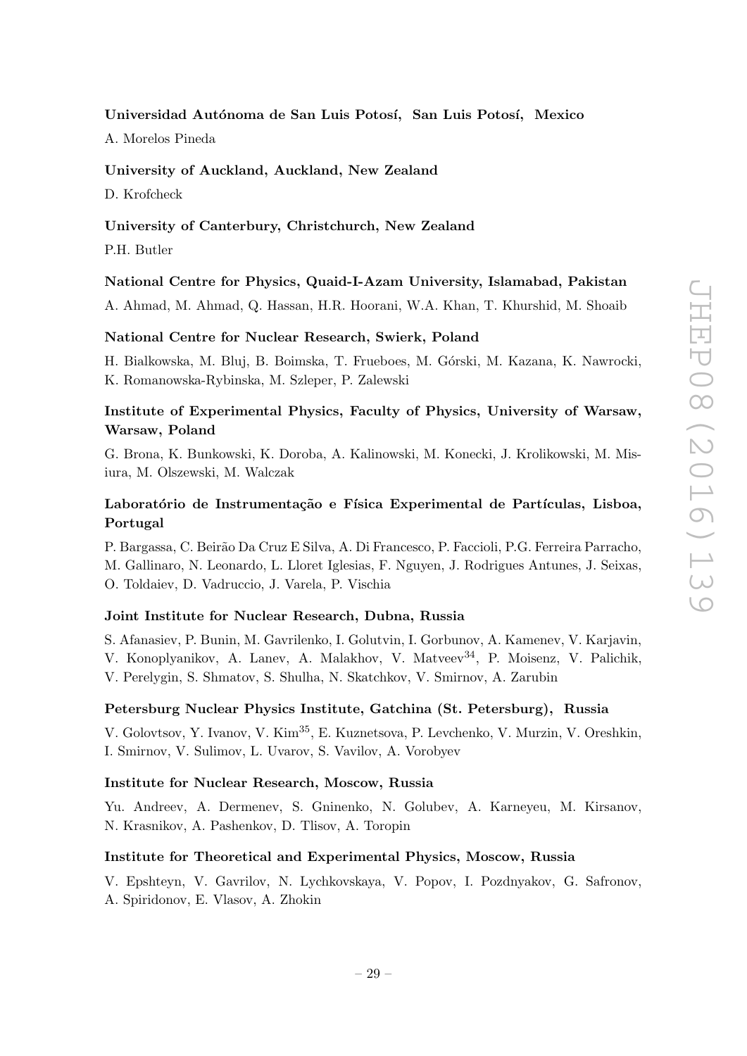**Universidad Autónoma de San Luis Potosí, San Luis Potosí, Mexico**

A. Morelos Pineda

**University of Auckland, Auckland, New Zealand**

D. Krofcheck

**University of Canterbury, Christchurch, New Zealand**

P.H. Butler

**National Centre for Physics, Quaid-I-Azam University, Islamabad, Pakistan**

A. Ahmad, M. Ahmad, Q. Hassan, H.R. Hoorani, W.A. Khan, T. Khurshid, M. Shoaib

**National Centre for Nuclear Research, Swierk, Poland**

H. Bialkowska, M. Bluj, B. Boimska, T. Frueboes, M. Górski, M. Kazana, K. Nawrocki, K. Romanowska-Rybinska, M. Szleper, P. Zalewski

**Institute of Experimental Physics, Faculty of Physics, University of Warsaw, Warsaw, Poland**

G. Brona, K. Bunkowski, K. Doroba, A. Kalinowski, M. Konecki, J. Krolikowski, M. Misiura, M. Olszewski, M. Walczak

**Laboratório de Instrumentação e Física Experimental de Partículas, Lisboa, Portugal**

P. Bargassa, C. Beirão Da Cruz E Silva, A. Di Francesco, P. Faccioli, P.G. Ferreira Parracho, M. Gallinaro, N. Leonardo, L. Lloret Iglesias, F. Nguyen, J. Rodrigues Antunes, J. Seixas, O. Toldaiev, D. Vadruccio, J. Varela, P. Vischia

**Joint Institute for Nuclear Research, Dubna, Russia**

S. Afanasiev, P. Bunin, M. Gavrilenko, I. Golutvin, I. Gorbunov, A. Kamenev, V. Karjavin, V. Konoplyanikov, A. Lanev, A. Malakhov, V. Matveev[34], P. Moisenz, V. Palichik, V. Perelygin, S. Shmatov, S. Shulha, N. Skatchkov, V. Smirnov, A. Zarubin

**Petersburg Nuclear Physics Institute, Gatchina (St. Petersburg), Russia**

V. Golovtsov, Y. Ivanov, V. Kim[35], E. Kuznetsova, P. Levchenko, V. Murzin, V. Oreshkin, I. Smirnov, V. Sulimov, L. Uvarov, S. Vavilov, A. Vorobyev

**Institute for Nuclear Research, Moscow, Russia**

Yu. Andreev, A. Dermenev, S. Gninenko, N. Golubev, A. Karneyeu, M. Kirsanov, N. Krasnikov, A. Pashenkov, D. Tlisov, A. Toropin

**Institute for Theoretical and Experimental Physics, Moscow, Russia**

V. Epshteyn, V. Gavrilov, N. Lychkovskaya, V. Popov, I. Pozdnyakov, G. Safronov, A. Spiridonov, E. Vlasov, A. Zhokin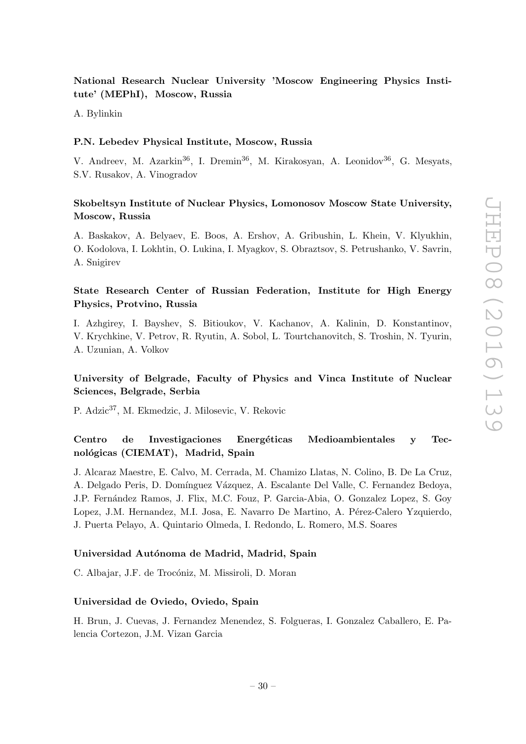**National Research Nuclear University 'Moscow Engineering Physics Institute' (MEPhI), Moscow, Russia**

A. Bylinkin

**P.N. Lebedev Physical Institute, Moscow, Russia**

V. Andreev, M. Azarkin[36], I. Dremin[36], M. Kirakosyan, A. Leonidov[36], G. Mesyats, S.V. Rusakov, A. Vinogradov

**Skobeltsyn Institute of Nuclear Physics, Lomonosov Moscow State University, Moscow, Russia**

A. Baskakov, A. Belyaev, E. Boos, A. Ershov, A. Gribushin, L. Khein, V. Klyukhin, O. Kodolova, I. Lokhtin, O. Lukina, I. Myagkov, S. Obraztsov, S. Petrushanko, V. Savrin, A. Snigirev

**State Research Center of Russian Federation, Institute for High Energy Physics, Protvino, Russia**

I. Azhgirey, I. Bayshev, S. Bitioukov, V. Kachanov, A. Kalinin, D. Konstantinov, V. Krychkine, V. Petrov, R. Ryutin, A. Sobol, L. Tourtchanovitch, S. Troshin, N. Tyurin, A. Uzunian, A. Volkov

**University of Belgrade, Faculty of Physics and Vinca Institute of Nuclear Sciences, Belgrade, Serbia**

P. Adzic[37], M. Ekmedzic, J. Milosevic, V. Rekovic

**Centro de Investigaciones Energéticas Medioambientales y Tecnológicas (CIEMAT), Madrid, Spain**

J. Alcaraz Maestre, E. Calvo, M. Cerrada, M. Chamizo Llatas, N. Colino, B. De La Cruz, A. Delgado Peris, D. Domínguez Vázquez, A. Escalante Del Valle, C. Fernandez Bedoya, J.P. Fernández Ramos, J. Flix, M.C. Fouz, P. Garcia-Abia, O. Gonzalez Lopez, S. Goy Lopez, J.M. Hernandez, M.I. Josa, E. Navarro De Martino, A. Pérez-Calero Yzquierdo, J. Puerta Pelayo, A. Quintario Olmeda, I. Redondo, L. Romero, M.S. Soares

**Universidad Autónoma de Madrid, Madrid, Spain**

C. Albajar, J.F. de Trocóniz, M. Missiroli, D. Moran

**Universidad de Oviedo, Oviedo, Spain**

H. Brun, J. Cuevas, J. Fernandez Menendez, S. Folgueras, I. Gonzalez Caballero, E. Palencia Cortezon, J.M. Vizan Garcia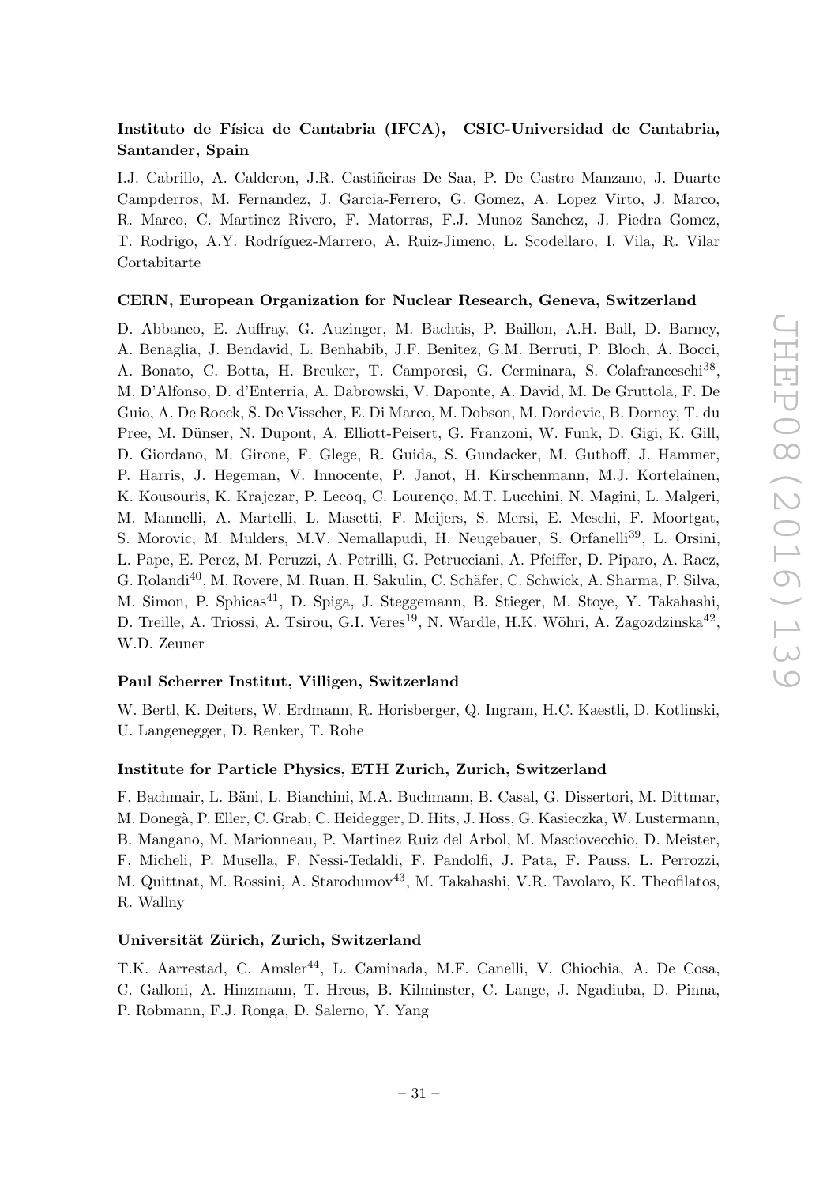### Instituto de Física de Cantabria (IFCA), CSIC-Universidad de Cantabria, Santander, Spain

I.J. Cabrillo, A. Calderon, J.R. Castiñeiras De Saa, P. De Castro Manzano, J. Duarte Campderros, M. Fernandez, J. Garcia-Ferrero, G. Gomez, A. Lopez Virto, J. Marco, R. Marco, C. Martinez Rivero, F. Matorras, F.J. Munoz Sanchez, J. Piedra Gomez, T. Rodrigo, A.Y. Rodríguez-Marrero, A. Ruiz-Jimeno, L. Scodellaro, I. Vila, R. Vilar Cortabitarte

### CERN, European Organization for Nuclear Research, Geneva, Switzerland

D. Abbaneo, E. Auffray, G. Auzinger, M. Bachtis, P. Baillon, A.H. Ball, D. Barney, A. Benaglia, J. Bendavid, L. Benhabib, J.F. Benitez, G.M. Berruti, P. Bloch, A. Bocci, A. Bonato, C. Botta, H. Breuker, T. Camporesi, G. Cerminara, S. Colafranceschi[38], M. D'Alfonso, D. d'Enterria, A. Dabrowski, V. Daponte, A. David, M. De Gruttola, F. De Guio, A. De Roeck, S. De Visscher, E. Di Marco, M. Dobson, M. Dordevic, B. Dorney, T. du Pree, M. Dünser, N. Dupont, A. Elliott-Peisert, G. Franzoni, W. Funk, D. Gigi, K. Gill, D. Giordano, M. Girone, F. Glege, R. Guida, S. Gundacker, M. Guthoff, J. Hammer, P. Harris, J. Hegeman, V. Innocente, P. Janot, H. Kirschenmann, M.J. Kortelainen, K. Kousouris, K. Krajczar, P. Lecoq, C. Lourenço, M.T. Lucchini, N. Magini, L. Malgeri, M. Mannelli, A. Martelli, L. Masetti, F. Meijers, S. Mersi, E. Meschi, F. Moortgat, S. Morovic, M. Mulders, M.V. Nemallapudi, H. Neugebauer, S. Orfanelli[39], L. Orsini, L. Pape, E. Perez, M. Peruzzi, A. Petrilli, G. Petrucciani, A. Pfeiffer, D. Piparo, A. Racz, G. Rolandi[40], M. Rovere, M. Ruan, H. Sakulin, C. Schäfer, C. Schwick, A. Sharma, P. Silva, M. Simon, P. Sphicas[41], D. Spiga, J. Steggemann, B. Stieger, M. Stoye, Y. Takahashi, D. Treille, A. Triossi, A. Tsirou, G.I. Veres[19], N. Wardle, H.K. Wöhri, A. Zagozdzinska[42], W.D. Zeuner

### Paul Scherrer Institut, Villigen, Switzerland

W. Bertl, K. Deiters, W. Erdmann, R. Horisberger, Q. Ingram, H.C. Kaestli, D. Kotlinski, U. Langenegger, D. Renker, T. Rohe

### Institute for Particle Physics, ETH Zurich, Zurich, Switzerland

F. Bachmair, L. Bäni, L. Bianchini, M.A. Buchmann, B. Casal, G. Dissertori, M. Dittmar, M. Donegà, P. Eller, C. Grab, C. Heidegger, D. Hits, J. Hoss, G. Kasieczka, W. Lustermann, B. Mangano, M. Marionneau, P. Martinez Ruiz del Arbol, M. Masciovecchio, D. Meister, F. Micheli, P. Musella, F. Nessi-Tedaldi, F. Pandolfi, J. Pata, F. Pauss, L. Perrozzi, M. Quittnat, M. Rossini, A. Starodumov[43], M. Takahashi, V.R. Tavolaro, K. Theofilatos, R. Wallny

### Universität Zürich, Zurich, Switzerland

T.K. Aarrestad, C. Amsler[44], L. Caminada, M.F. Canelli, V. Chiochia, A. De Cosa, C. Galloni, A. Hinzmann, T. Hreus, B. Kilminster, C. Lange, J. Ngadiuba, D. Pinna, P. Robmann, F.J. Ronga, D. Salerno, Y. Yang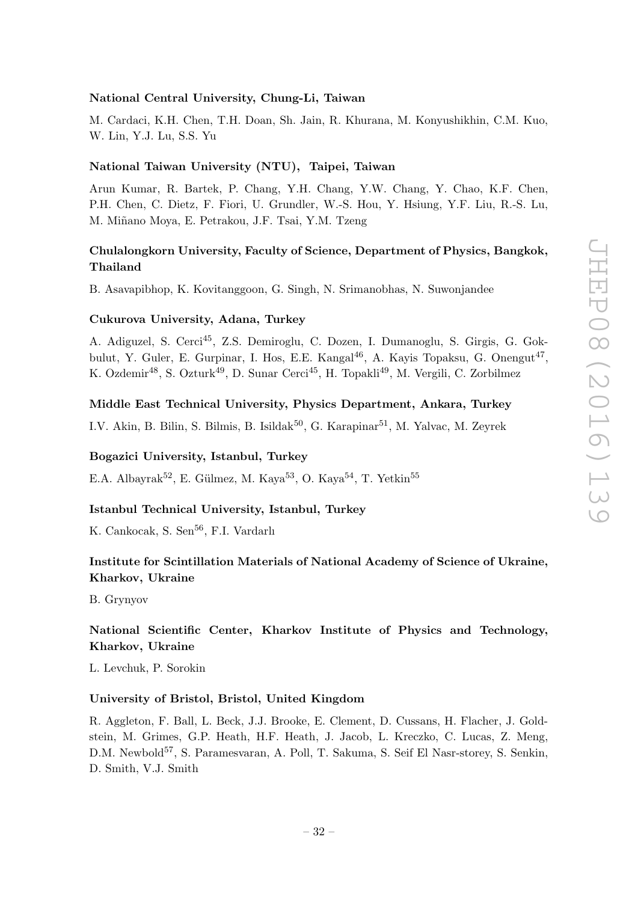**National Central University, Chung-Li, Taiwan**

M. Cardaci, K.H. Chen, T.H. Doan, Sh. Jain, R. Khurana, M. Konyushikhin, C.M. Kuo, W. Lin, Y.J. Lu, S.S. Yu

**National Taiwan University (NTU), Taipei, Taiwan**

Arun Kumar, R. Bartek, P. Chang, Y.H. Chang, Y.W. Chang, Y. Chao, K.F. Chen, P.H. Chen, C. Dietz, F. Fiori, U. Grundler, W.-S. Hou, Y. Hsiung, Y.F. Liu, R.-S. Lu, M. Miñano Moya, E. Petrakou, J.F. Tsai, Y.M. Tzeng

**Chulalongkorn University, Faculty of Science, Department of Physics, Bangkok, Thailand**

B. Asavapibhop, K. Kovitanggoon, G. Singh, N. Srimanobhas, N. Suwonjandee

**Cukurova University, Adana, Turkey**

A. Adiguzel, S. Cerci[45], Z.S. Demiroglu, C. Dozen, I. Dumanoglu, S. Girgis, G. Gokbulut, Y. Guler, E. Gurpinar, I. Hos, E.E. Kangal[46], A. Kayis Topaksu, G. Onengut[47], K. Ozdemir[48], S. Ozturk[49], D. Sunar Cerci[45], H. Topakli[49], M. Vergili, C. Zorbilmez

**Middle East Technical University, Physics Department, Ankara, Turkey**

I.V. Akin, B. Bilin, S. Bilmis, B. Isildak[50], G. Karapinar[51], M. Yalvac, M. Zeyrek

**Bogazici University, Istanbul, Turkey**

E.A. Albayrak[52], E. Gülmez, M. Kaya[53], O. Kaya[54], T. Yetkin[55]

**Istanbul Technical University, Istanbul, Turkey**

K. Cankocak, S. Sen[56], F.I. Vardarlı

**Institute for Scintillation Materials of National Academy of Science of Ukraine, Kharkov, Ukraine**

B. Grynyov

**National Scientific Center, Kharkov Institute of Physics and Technology, Kharkov, Ukraine**

L. Levchuk, P. Sorokin

**University of Bristol, Bristol, United Kingdom**

R. Aggleton, F. Ball, L. Beck, J.J. Brooke, E. Clement, D. Cussans, H. Flacher, J. Goldstein, M. Grimes, G.P. Heath, H.F. Heath, J. Jacob, L. Kreczko, C. Lucas, Z. Meng, D.M. Newbold[57], S. Paramesvaran, A. Poll, T. Sakuma, S. Seif El Nasr-storey, S. Senkin, D. Smith, V.J. Smith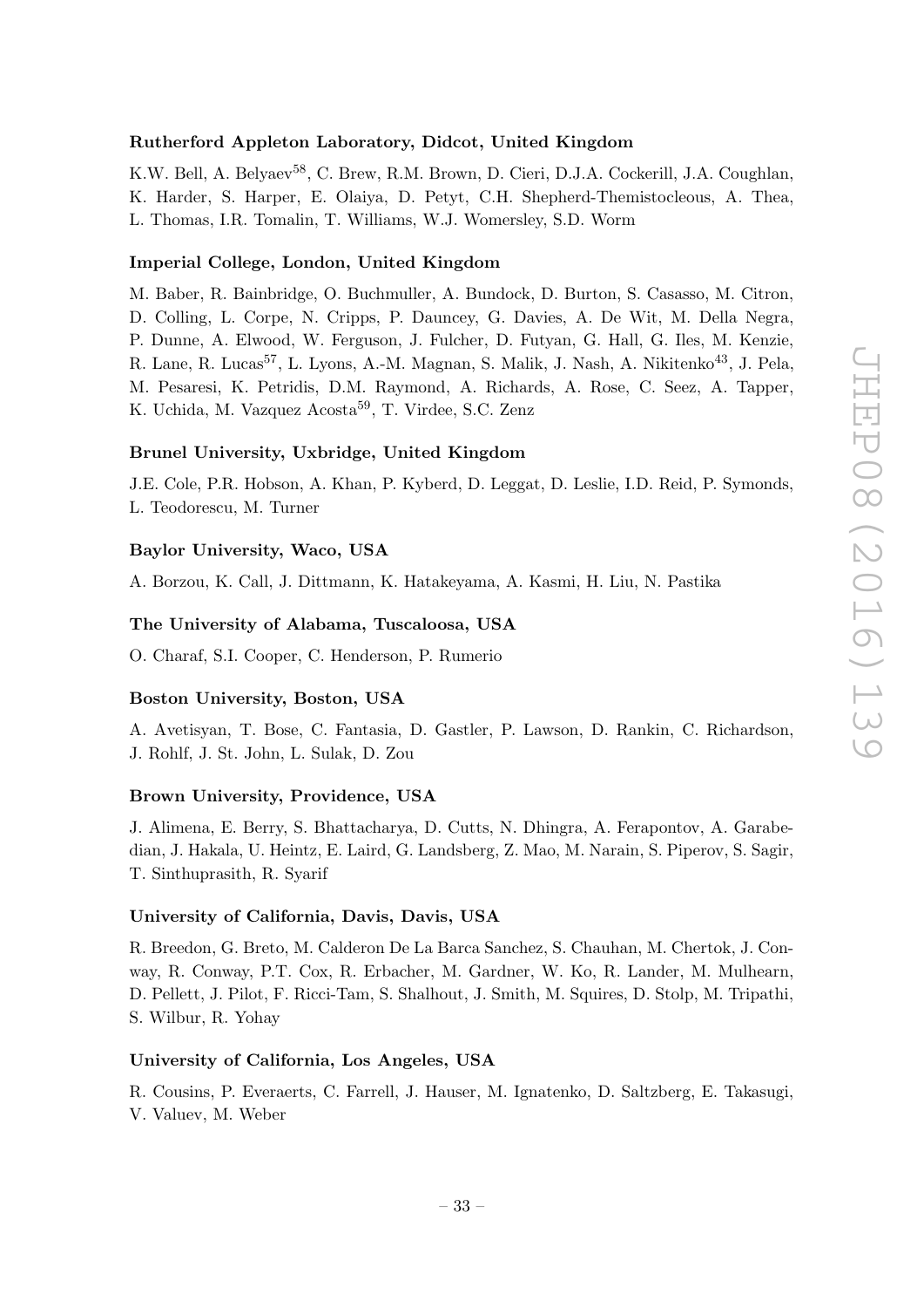### Rutherford Appleton Laboratory, Didcot, United Kingdom

K.W. Bell, A. Belyaev[58], C. Brew, R.M. Brown, D. Cieri, D.J.A. Cockerill, J.A. Coughlan, K. Harder, S. Harper, E. Olaiya, D. Petyt, C.H. Shepherd-Themistocleous, A. Thea, L. Thomas, I.R. Tomalin, T. Williams, W.J. Womersley, S.D. Worm

### Imperial College, London, United Kingdom

M. Baber, R. Bainbridge, O. Buchmuller, A. Bundock, D. Burton, S. Casasso, M. Citron, D. Colling, L. Corpe, N. Cripps, P. Dauncey, G. Davies, A. De Wit, M. Della Negra, P. Dunne, A. Elwood, W. Ferguson, J. Fulcher, D. Futyan, G. Hall, G. Iles, M. Kenzie, R. Lane, R. Lucas[57], L. Lyons, A.-M. Magnan, S. Malik, J. Nash, A. Nikitenko[43], J. Pela, M. Pesaresi, K. Petridis, D.M. Raymond, A. Richards, A. Rose, C. Seez, A. Tapper, K. Uchida, M. Vazquez Acosta[59], T. Virdee, S.C. Zenz

### Brunel University, Uxbridge, United Kingdom

J.E. Cole, P.R. Hobson, A. Khan, P. Kyberd, D. Leggat, D. Leslie, I.D. Reid, P. Symonds, L. Teodorescu, M. Turner

### Baylor University, Waco, USA

A. Borzou, K. Call, J. Dittmann, K. Hatakeyama, A. Kasmi, H. Liu, N. Pastika

### The University of Alabama, Tuscaloosa, USA

O. Charaf, S.I. Cooper, C. Henderson, P. Rumerio

### Boston University, Boston, USA

A. Avetisyan, T. Bose, C. Fantasia, D. Gastler, P. Lawson, D. Rankin, C. Richardson, J. Rohlf, J. St. John, L. Sulak, D. Zou

### Brown University, Providence, USA

J. Alimena, E. Berry, S. Bhattacharya, D. Cutts, N. Dhingra, A. Ferapontov, A. Garabedian, J. Hakala, U. Heintz, E. Laird, G. Landsberg, Z. Mao, M. Narain, S. Piperov, S. Sagir, T. Sinthuprasith, R. Syarif

### University of California, Davis, Davis, USA

R. Breedon, G. Breto, M. Calderon De La Barca Sanchez, S. Chauhan, M. Chertok, J. Conway, R. Conway, P.T. Cox, R. Erbacher, M. Gardner, W. Ko, R. Lander, M. Mulhearn, D. Pellett, J. Pilot, F. Ricci-Tam, S. Shalhout, J. Smith, M. Squires, D. Stolp, M. Tripathi, S. Wilbur, R. Yohay

### University of California, Los Angeles, USA

R. Cousins, P. Everaerts, C. Farrell, J. Hauser, M. Ignatenko, D. Saltzberg, E. Takasugi, V. Valuev, M. Weber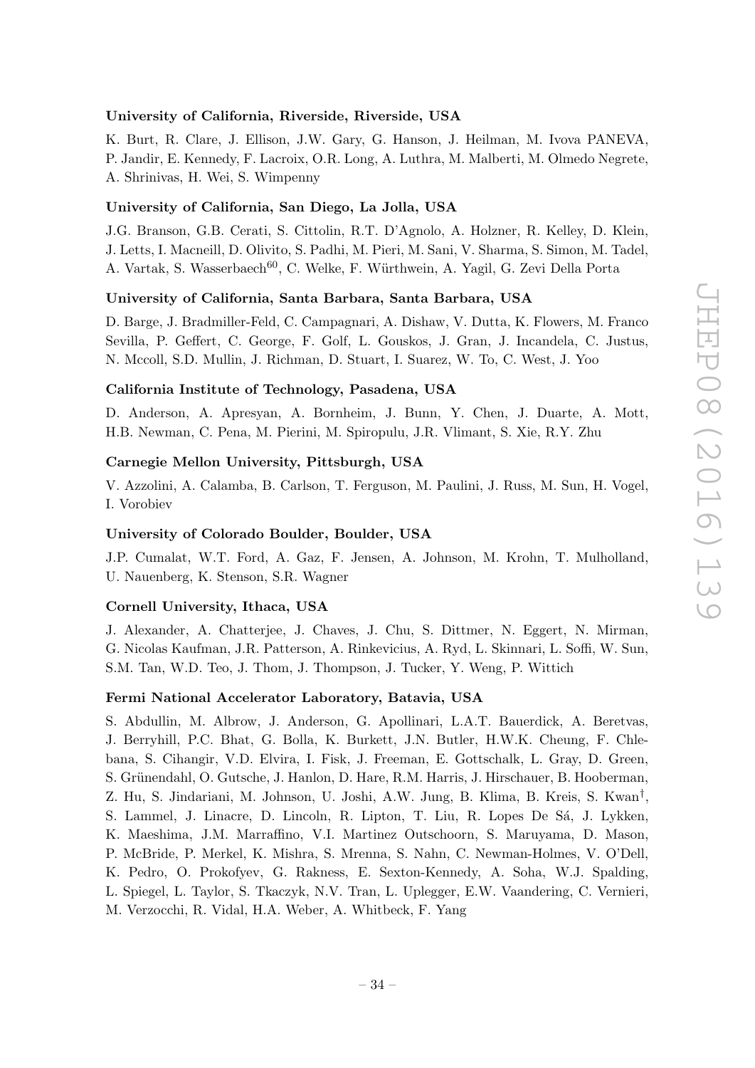### University of California, Riverside, Riverside, USA

K. Burt, R. Clare, J. Ellison, J.W. Gary, G. Hanson, J. Heilman, M. Ivova PANEVA, P. Jandir, E. Kennedy, F. Lacroix, O.R. Long, A. Luthra, M. Malberti, M. Olmedo Negrete, A. Shrinivas, H. Wei, S. Wimpenny

### University of California, San Diego, La Jolla, USA

J.G. Branson, G.B. Cerati, S. Cittolin, R.T. D'Agnolo, A. Holzner, R. Kelley, D. Klein, J. Letts, I. Macneill, D. Olivito, S. Padhi, M. Pieri, M. Sani, V. Sharma, S. Simon, M. Tadel, A. Vartak, S. Wasserbaech[60], C. Welke, F. Würthwein, A. Yagil, G. Zevi Della Porta

### University of California, Santa Barbara, Santa Barbara, USA

D. Barge, J. Bradmiller-Feld, C. Campagnari, A. Dishaw, V. Dutta, K. Flowers, M. Franco Sevilla, P. Geffert, C. George, F. Golf, L. Gouskos, J. Gran, J. Incandela, C. Justus, N. Mccoll, S.D. Mullin, J. Richman, D. Stuart, I. Suarez, W. To, C. West, J. Yoo

### California Institute of Technology, Pasadena, USA

D. Anderson, A. Apresyan, A. Bornheim, J. Bunn, Y. Chen, J. Duarte, A. Mott, H.B. Newman, C. Pena, M. Pierini, M. Spiropulu, J.R. Vlimant, S. Xie, R.Y. Zhu

### Carnegie Mellon University, Pittsburgh, USA

V. Azzolini, A. Calamba, B. Carlson, T. Ferguson, M. Paulini, J. Russ, M. Sun, H. Vogel, I. Vorobiev

### University of Colorado Boulder, Boulder, USA

J.P. Cumalat, W.T. Ford, A. Gaz, F. Jensen, A. Johnson, M. Krohn, T. Mulholland, U. Nauenberg, K. Stenson, S.R. Wagner

### Cornell University, Ithaca, USA

J. Alexander, A. Chatterjee, J. Chaves, J. Chu, S. Dittmer, N. Eggert, N. Mirman, G. Nicolas Kaufman, J.R. Patterson, A. Rinkevicius, A. Ryd, L. Skinnari, L. Soffi, W. Sun, S.M. Tan, W.D. Teo, J. Thom, J. Thompson, J. Tucker, Y. Weng, P. Wittich

### Fermi National Accelerator Laboratory, Batavia, USA

S. Abdullin, M. Albrow, J. Anderson, G. Apollinari, L.A.T. Bauerdick, A. Beretvas, J. Berryhill, P.C. Bhat, G. Bolla, K. Burkett, J.N. Butler, H.W.K. Cheung, F. Chlebana, S. Cihangir, V.D. Elvira, I. Fisk, J. Freeman, E. Gottschalk, L. Gray, D. Green, S. Grünendahl, O. Gutsche, J. Hanlon, D. Hare, R.M. Harris, J. Hirschauer, B. Hooberman, Z. Hu, S. Jindariani, M. Johnson, U. Joshi, A.W. Jung, B. Klima, B. Kreis, S. Kwan[†], S. Lammel, J. Linacre, D. Lincoln, R. Lipton, T. Liu, R. Lopes De Sá, J. Lykken, K. Maeshima, J.M. Marraffino, V.I. Martinez Outschoorn, S. Maruyama, D. Mason, P. McBride, P. Merkel, K. Mishra, S. Mrenna, S. Nahn, C. Newman-Holmes, V. O'Dell, K. Pedro, O. Prokofyev, G. Rakness, E. Sexton-Kennedy, A. Soha, W.J. Spalding, L. Spiegel, L. Taylor, S. Tkaczyk, N.V. Tran, L. Uplegger, E.W. Vaandering, C. Vernieri, M. Verzocchi, R. Vidal, H.A. Weber, A. Whitbeck, F. Yang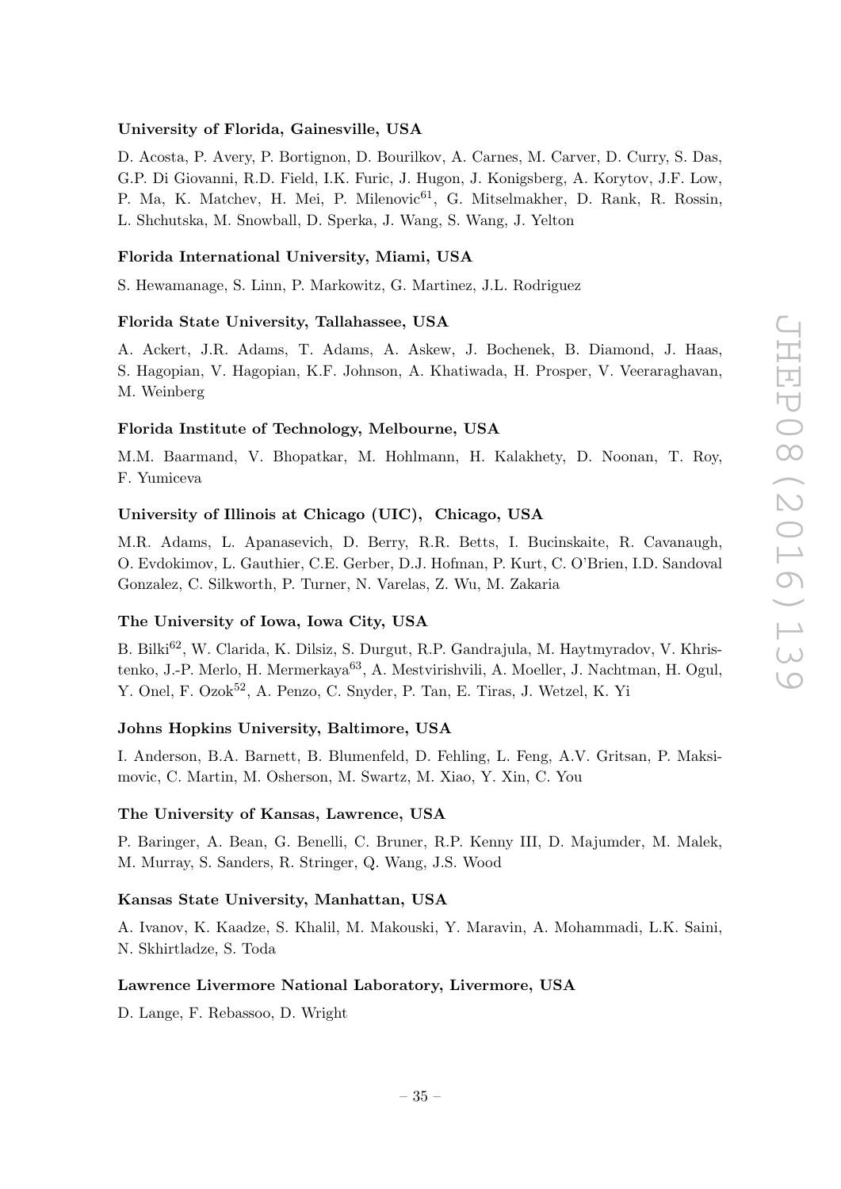**University of Florida, Gainesville, USA**

D. Acosta, P. Avery, P. Bortignon, D. Bourilkov, A. Carnes, M. Carver, D. Curry, S. Das, G.P. Di Giovanni, R.D. Field, I.K. Furic, J. Hugon, J. Konigsberg, A. Korytov, J.F. Low, P. Ma, K. Matchev, H. Mei, P. Milenovic[61], G. Mitselmakher, D. Rank, R. Rossin, L. Shchutska, M. Snowball, D. Sperka, J. Wang, S. Wang, J. Yelton

**Florida International University, Miami, USA**

S. Hewamanage, S. Linn, P. Markowitz, G. Martinez, J.L. Rodriguez

**Florida State University, Tallahassee, USA**

A. Ackert, J.R. Adams, T. Adams, A. Askew, J. Bochenek, B. Diamond, J. Haas, S. Hagopian, V. Hagopian, K.F. Johnson, A. Khatiwada, H. Prosper, V. Veeraraghavan, M. Weinberg

**Florida Institute of Technology, Melbourne, USA**

M.M. Baarmand, V. Bhopatkar, M. Hohlmann, H. Kalakhety, D. Noonan, T. Roy, F. Yumiceva

**University of Illinois at Chicago (UIC), Chicago, USA**

M.R. Adams, L. Apanasevich, D. Berry, R.R. Betts, I. Bucinskaite, R. Cavanaugh, O. Evdokimov, L. Gauthier, C.E. Gerber, D.J. Hofman, P. Kurt, C. O'Brien, I.D. Sandoval Gonzalez, C. Silkworth, P. Turner, N. Varelas, Z. Wu, M. Zakaria

**The University of Iowa, Iowa City, USA**

B. Bilki[62], W. Clarida, K. Dilsiz, S. Durgut, R.P. Gandrajula, M. Haytmyradov, V. Khristenko, J.-P. Merlo, H. Mermerkaya[63], A. Mestvirishvili, A. Moeller, J. Nachtman, H. Ogul, Y. Onel, F. Ozok[52], A. Penzo, C. Snyder, P. Tan, E. Tiras, J. Wetzel, K. Yi

**Johns Hopkins University, Baltimore, USA**

I. Anderson, B.A. Barnett, B. Blumenfeld, D. Fehling, L. Feng, A.V. Gritsan, P. Maksimovic, C. Martin, M. Osherson, M. Swartz, M. Xiao, Y. Xin, C. You

**The University of Kansas, Lawrence, USA**

P. Baringer, A. Bean, G. Benelli, C. Bruner, R.P. Kenny III, D. Majumder, M. Malek, M. Murray, S. Sanders, R. Stringer, Q. Wang, J.S. Wood

**Kansas State University, Manhattan, USA**

A. Ivanov, K. Kaadze, S. Khalil, M. Makouski, Y. Maravin, A. Mohammadi, L.K. Saini, N. Skhirtladze, S. Toda

**Lawrence Livermore National Laboratory, Livermore, USA**

D. Lange, F. Rebassoo, D. Wright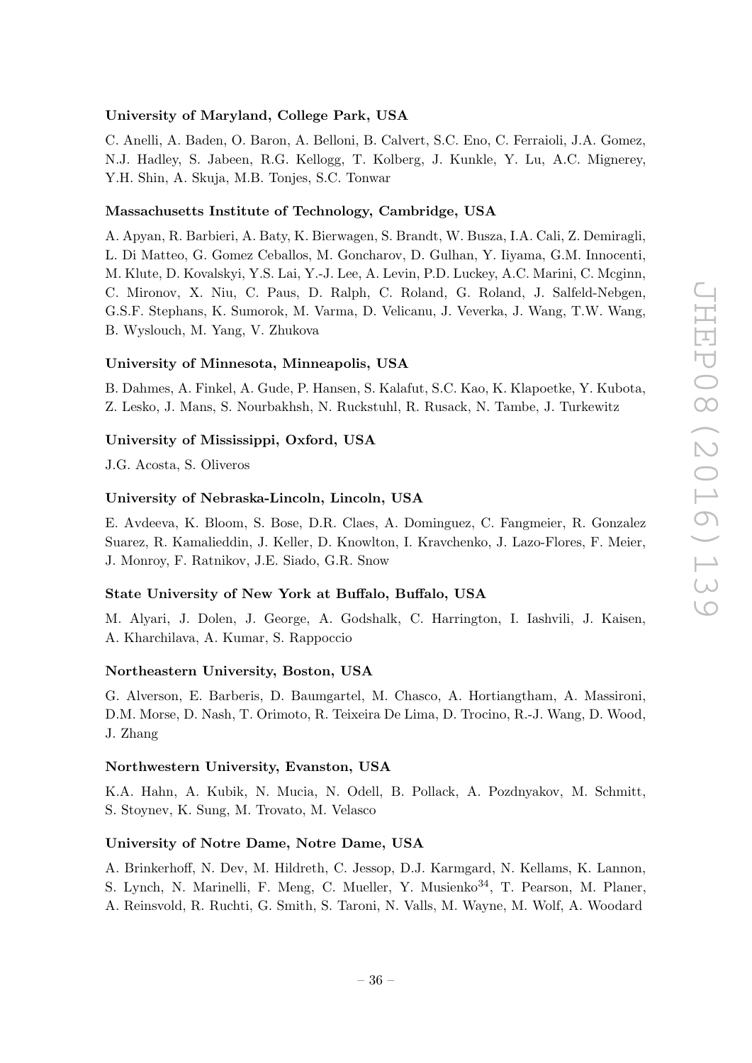**University of Maryland, College Park, USA**

C. Anelli, A. Baden, O. Baron, A. Belloni, B. Calvert, S.C. Eno, C. Ferraioli, J.A. Gomez, N.J. Hadley, S. Jabeen, R.G. Kellogg, T. Kolberg, J. Kunkle, Y. Lu, A.C. Mignerey, Y.H. Shin, A. Skuja, M.B. Tonjes, S.C. Tonwar

**Massachusetts Institute of Technology, Cambridge, USA**

A. Apyan, R. Barbieri, A. Baty, K. Bierwagen, S. Brandt, W. Busza, I.A. Cali, Z. Demiragli, L. Di Matteo, G. Gomez Ceballos, M. Goncharov, D. Gulhan, Y. Iiyama, G.M. Innocenti, M. Klute, D. Kovalskyi, Y.S. Lai, Y.-J. Lee, A. Levin, P.D. Luckey, A.C. Marini, C. Mcginn, C. Mironov, X. Niu, C. Paus, D. Ralph, C. Roland, G. Roland, J. Salfeld-Nebgen, G.S.F. Stephans, K. Sumorok, M. Varma, D. Velicanu, J. Veverka, J. Wang, T.W. Wang, B. Wyslouch, M. Yang, V. Zhukova

**University of Minnesota, Minneapolis, USA**

B. Dahmes, A. Finkel, A. Gude, P. Hansen, S. Kalafut, S.C. Kao, K. Klapoetke, Y. Kubota, Z. Lesko, J. Mans, S. Nourbakhsh, N. Ruckstuhl, R. Rusack, N. Tambe, J. Turkewitz

**University of Mississippi, Oxford, USA**

J.G. Acosta, S. Oliveros

**University of Nebraska-Lincoln, Lincoln, USA**

E. Avdeeva, K. Bloom, S. Bose, D.R. Claes, A. Dominguez, C. Fangmeier, R. Gonzalez Suarez, R. Kamalieddin, J. Keller, D. Knowlton, I. Kravchenko, J. Lazo-Flores, F. Meier, J. Monroy, F. Ratnikov, J.E. Siado, G.R. Snow

**State University of New York at Buffalo, Buffalo, USA**

M. Alyari, J. Dolen, J. George, A. Godshalk, C. Harrington, I. Iashvili, J. Kaisen, A. Kharchilava, A. Kumar, S. Rappoccio

**Northeastern University, Boston, USA**

G. Alverson, E. Barberis, D. Baumgartel, M. Chasco, A. Hortiangtham, A. Massironi, D.M. Morse, D. Nash, T. Orimoto, R. Teixeira De Lima, D. Trocino, R.-J. Wang, D. Wood, J. Zhang

**Northwestern University, Evanston, USA**

K.A. Hahn, A. Kubik, N. Mucia, N. Odell, B. Pollack, A. Pozdnyakov, M. Schmitt, S. Stoynev, K. Sung, M. Trovato, M. Velasco

**University of Notre Dame, Notre Dame, USA**

A. Brinkerhoff, N. Dev, M. Hildreth, C. Jessop, D.J. Karmgard, N. Kellams, K. Lannon, S. Lynch, N. Marinelli, F. Meng, C. Mueller, Y. Musienko[34], T. Pearson, M. Planer, A. Reinsvold, R. Ruchti, G. Smith, S. Taroni, N. Valls, M. Wayne, M. Wolf, A. Woodard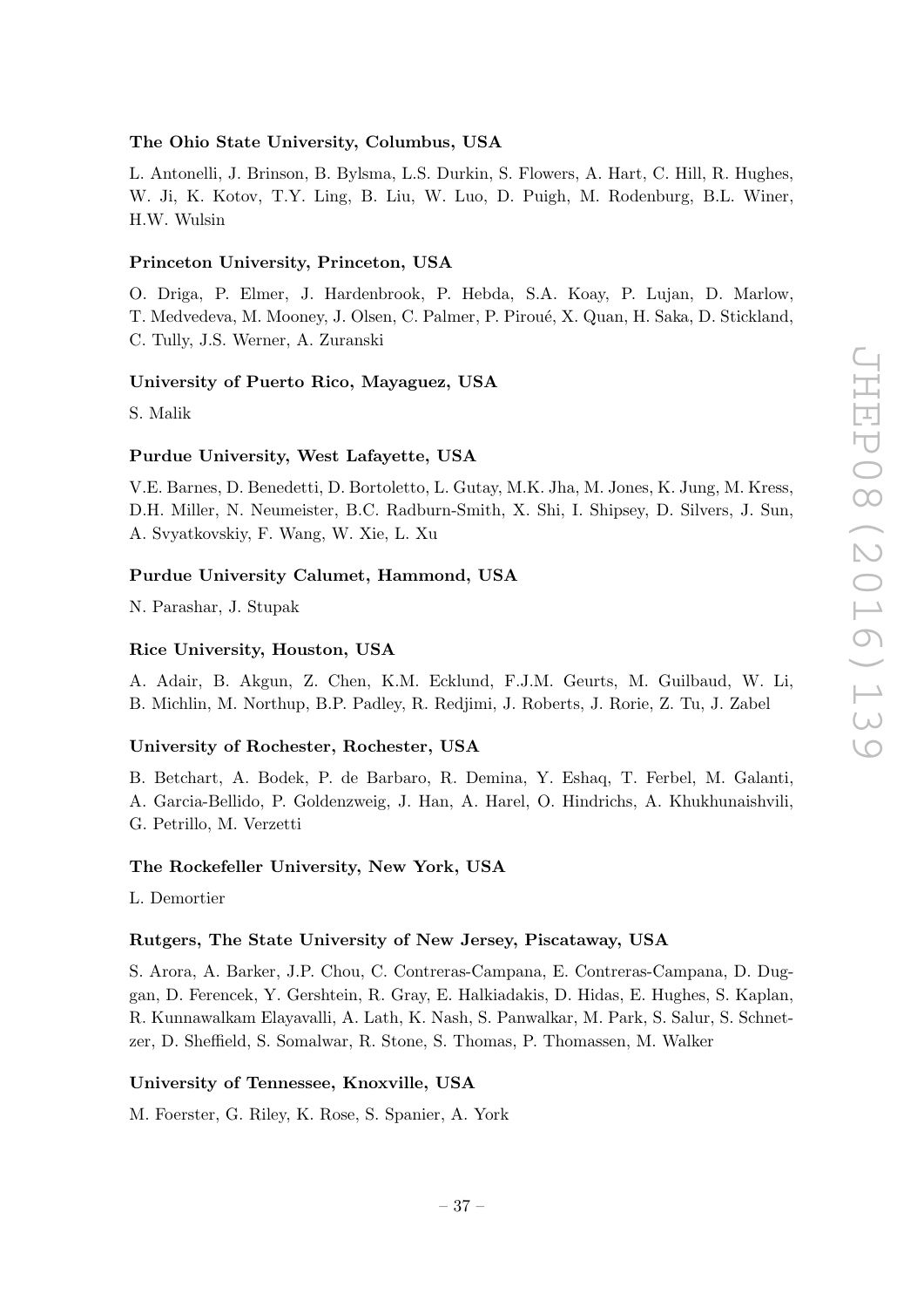**The Ohio State University, Columbus, USA**

L. Antonelli, J. Brinson, B. Bylsma, L.S. Durkin, S. Flowers, A. Hart, C. Hill, R. Hughes, W. Ji, K. Kotov, T.Y. Ling, B. Liu, W. Luo, D. Puigh, M. Rodenburg, B.L. Winer, H.W. Wulsin

**Princeton University, Princeton, USA**

O. Driga, P. Elmer, J. Hardenbrook, P. Hebda, S.A. Koay, P. Lujan, D. Marlow, T. Medvedeva, M. Mooney, J. Olsen, C. Palmer, P. Piroué, X. Quan, H. Saka, D. Stickland, C. Tully, J.S. Werner, A. Zuranski

**University of Puerto Rico, Mayaguez, USA**

S. Malik

**Purdue University, West Lafayette, USA**

V.E. Barnes, D. Benedetti, D. Bortoletto, L. Gutay, M.K. Jha, M. Jones, K. Jung, M. Kress, D.H. Miller, N. Neumeister, B.C. Radburn-Smith, X. Shi, I. Shipsey, D. Silvers, J. Sun, A. Svyatkovskiy, F. Wang, W. Xie, L. Xu

**Purdue University Calumet, Hammond, USA**

N. Parashar, J. Stupak

**Rice University, Houston, USA**

A. Adair, B. Akgun, Z. Chen, K.M. Ecklund, F.J.M. Geurts, M. Guilbaud, W. Li, B. Michlin, M. Northup, B.P. Padley, R. Redjimi, J. Roberts, J. Rorie, Z. Tu, J. Zabel

**University of Rochester, Rochester, USA**

B. Betchart, A. Bodek, P. de Barbaro, R. Demina, Y. Eshaq, T. Ferbel, M. Galanti, A. Garcia-Bellido, P. Goldenzweig, J. Han, A. Harel, O. Hindrichs, A. Khukhunaishvili, G. Petrillo, M. Verzetti

**The Rockefeller University, New York, USA**

L. Demortier

**Rutgers, The State University of New Jersey, Piscataway, USA**

S. Arora, A. Barker, J.P. Chou, C. Contreras-Campana, E. Contreras-Campana, D. Duggan, D. Ferencek, Y. Gershtein, R. Gray, E. Halkiadakis, D. Hidas, E. Hughes, S. Kaplan, R. Kunnawalkam Elayavalli, A. Lath, K. Nash, S. Panwalkar, M. Park, S. Salur, S. Schnetzer, D. Sheffield, S. Somalwar, R. Stone, S. Thomas, P. Thomassen, M. Walker

**University of Tennessee, Knoxville, USA**

M. Foerster, G. Riley, K. Rose, S. Spanier, A. York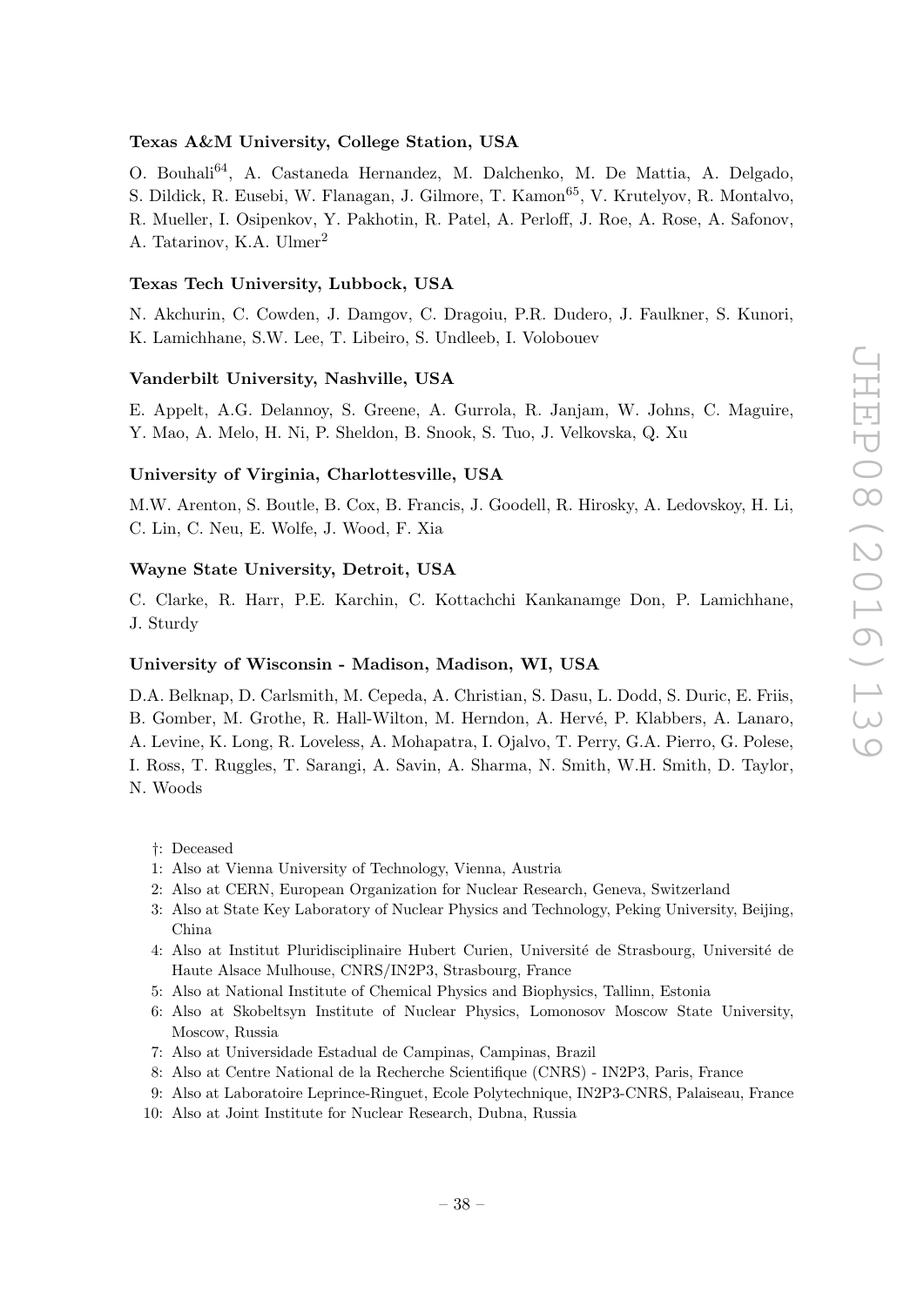### Texas A&M University, College Station, USA

O. Bouhali[64], A. Castaneda Hernandez, M. Dalchenko, M. De Mattia, A. Delgado, S. Dildick, R. Eusebi, W. Flanagan, J. Gilmore, T. Kamon[65], V. Krutelyov, R. Montalvo, R. Mueller, I. Osipenkov, Y. Pakhotin, R. Patel, A. Perloff, J. Roe, A. Rose, A. Safonov, A. Tatarinov, K.A. Ulmer[2]

### Texas Tech University, Lubbock, USA

N. Akchurin, C. Cowden, J. Damgov, C. Dragoiu, P.R. Dudero, J. Faulkner, S. Kunori, K. Lamichhane, S.W. Lee, T. Libeiro, S. Undleeb, I. Volobouev

### Vanderbilt University, Nashville, USA

E. Appelt, A.G. Delannoy, S. Greene, A. Gurrola, R. Janjam, W. Johns, C. Maguire, Y. Mao, A. Melo, H. Ni, P. Sheldon, B. Snook, S. Tuo, J. Velkovska, Q. Xu

### University of Virginia, Charlottesville, USA

M.W. Arenton, S. Boutle, B. Cox, B. Francis, J. Goodell, R. Hirosky, A. Ledovskoy, H. Li, C. Lin, C. Neu, E. Wolfe, J. Wood, F. Xia

### Wayne State University, Detroit, USA

C. Clarke, R. Harr, P.E. Karchin, C. Kottachchi Kankanamge Don, P. Lamichhane, J. Sturdy

### University of Wisconsin - Madison, Madison, WI, USA

D.A. Belknap, D. Carlsmith, M. Cepeda, A. Christian, S. Dasu, L. Dodd, S. Duric, E. Friis, B. Gomber, M. Grothe, R. Hall-Wilton, M. Herndon, A. Hervé, P. Klabbers, A. Lanaro, A. Levine, K. Long, R. Loveless, A. Mohapatra, I. Ojalvo, T. Perry, G.A. Pierro, G. Polese, I. Ross, T. Ruggles, T. Sarangi, A. Savin, A. Sharma, N. Smith, W.H. Smith, D. Taylor, N. Woods

†: Deceased
1: Also at Vienna University of Technology, Vienna, Austria
2: Also at CERN, European Organization for Nuclear Research, Geneva, Switzerland
3: Also at State Key Laboratory of Nuclear Physics and Technology, Peking University, Beijing, China
4: Also at Institut Pluridisciplinaire Hubert Curien, Université de Strasbourg, Université de Haute Alsace Mulhouse, CNRS/IN2P3, Strasbourg, France
5: Also at National Institute of Chemical Physics and Biophysics, Tallinn, Estonia
6: Also at Skobeltsyn Institute of Nuclear Physics, Lomonosov Moscow State University, Moscow, Russia
7: Also at Universidade Estadual de Campinas, Campinas, Brazil
8: Also at Centre National de la Recherche Scientifique (CNRS) - IN2P3, Paris, France
9: Also at Laboratoire Leprince-Ringuet, Ecole Polytechnique, IN2P3-CNRS, Palaiseau, France
10: Also at Joint Institute for Nuclear Research, Dubna, Russia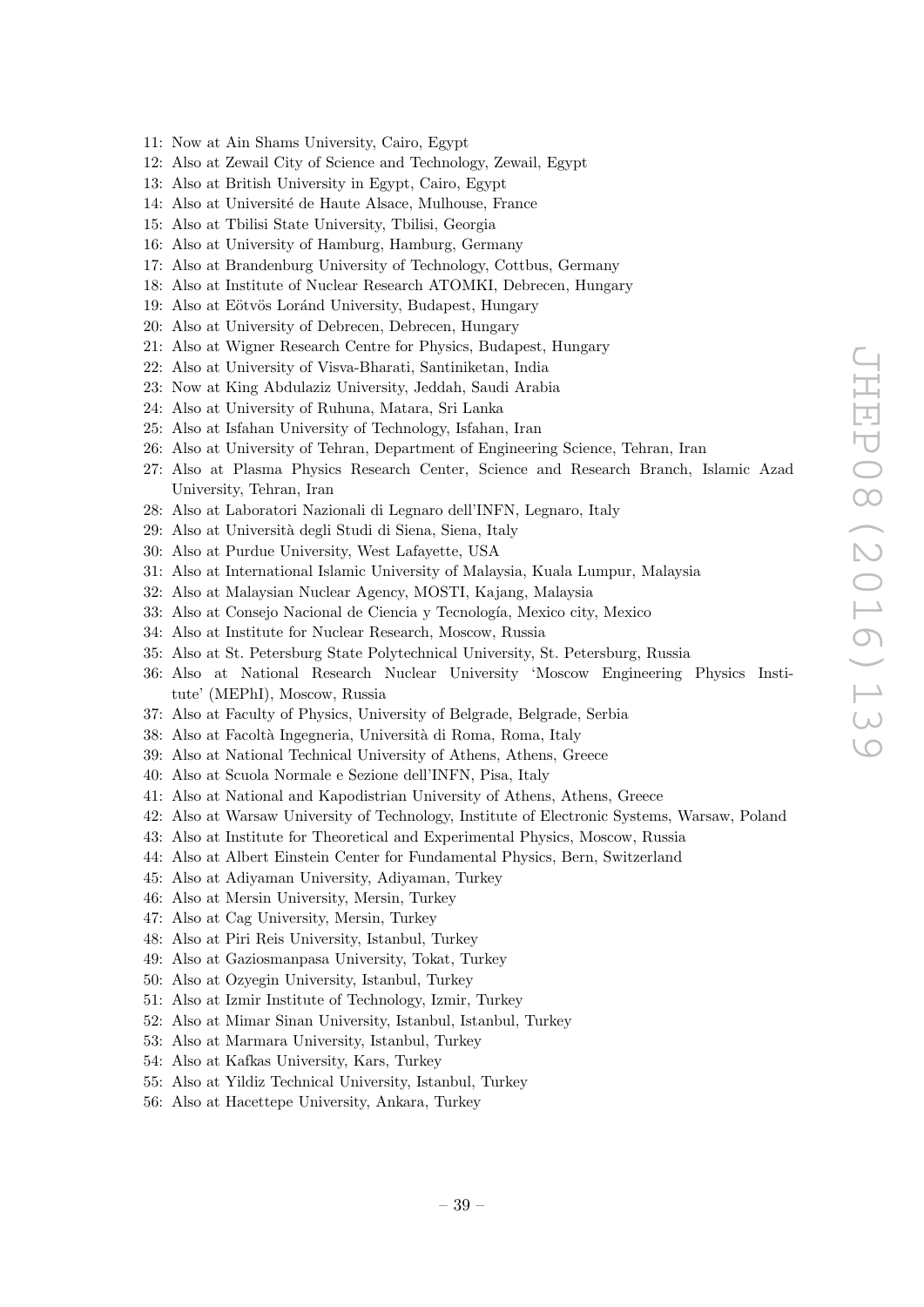11: Now at Ain Shams University, Cairo, Egypt
12: Also at Zewail City of Science and Technology, Zewail, Egypt
13: Also at British University in Egypt, Cairo, Egypt
14: Also at Université de Haute Alsace, Mulhouse, France
15: Also at Tbilisi State University, Tbilisi, Georgia
16: Also at University of Hamburg, Hamburg, Germany
17: Also at Brandenburg University of Technology, Cottbus, Germany
18: Also at Institute of Nuclear Research ATOMKI, Debrecen, Hungary
19: Also at Eötvös Loránd University, Budapest, Hungary
20: Also at University of Debrecen, Debrecen, Hungary
21: Also at Wigner Research Centre for Physics, Budapest, Hungary
22: Also at University of Visva-Bharati, Santiniketan, India
23: Now at King Abdulaziz University, Jeddah, Saudi Arabia
24: Also at University of Ruhuna, Matara, Sri Lanka
25: Also at Isfahan University of Technology, Isfahan, Iran
26: Also at University of Tehran, Department of Engineering Science, Tehran, Iran
27: Also at Plasma Physics Research Center, Science and Research Branch, Islamic Azad University, Tehran, Iran
28: Also at Laboratori Nazionali di Legnaro dell'INFN, Legnaro, Italy
29: Also at Università degli Studi di Siena, Siena, Italy
30: Also at Purdue University, West Lafayette, USA
31: Also at International Islamic University of Malaysia, Kuala Lumpur, Malaysia
32: Also at Malaysian Nuclear Agency, MOSTI, Kajang, Malaysia
33: Also at Consejo Nacional de Ciencia y Tecnología, Mexico city, Mexico
34: Also at Institute for Nuclear Research, Moscow, Russia
35: Also at St. Petersburg State Polytechnical University, St. Petersburg, Russia
36: Also at National Research Nuclear University 'Moscow Engineering Physics Institute' (MEPhI), Moscow, Russia
37: Also at Faculty of Physics, University of Belgrade, Belgrade, Serbia
38: Also at Facoltà Ingegneria, Università di Roma, Roma, Italy
39: Also at National Technical University of Athens, Athens, Greece
40: Also at Scuola Normale e Sezione dell'INFN, Pisa, Italy
41: Also at National and Kapodistrian University of Athens, Athens, Greece
42: Also at Warsaw University of Technology, Institute of Electronic Systems, Warsaw, Poland
43: Also at Institute for Theoretical and Experimental Physics, Moscow, Russia
44: Also at Albert Einstein Center for Fundamental Physics, Bern, Switzerland
45: Also at Adiyaman University, Adiyaman, Turkey
46: Also at Mersin University, Mersin, Turkey
47: Also at Cag University, Mersin, Turkey
48: Also at Piri Reis University, Istanbul, Turkey
49: Also at Gaziosmanpasa University, Tokat, Turkey
50: Also at Ozyegin University, Istanbul, Turkey
51: Also at Izmir Institute of Technology, Izmir, Turkey
52: Also at Mimar Sinan University, Istanbul, Istanbul, Turkey
53: Also at Marmara University, Istanbul, Turkey
54: Also at Kafkas University, Kars, Turkey
55: Also at Yildiz Technical University, Istanbul, Turkey
56: Also at Hacettepe University, Ankara, Turkey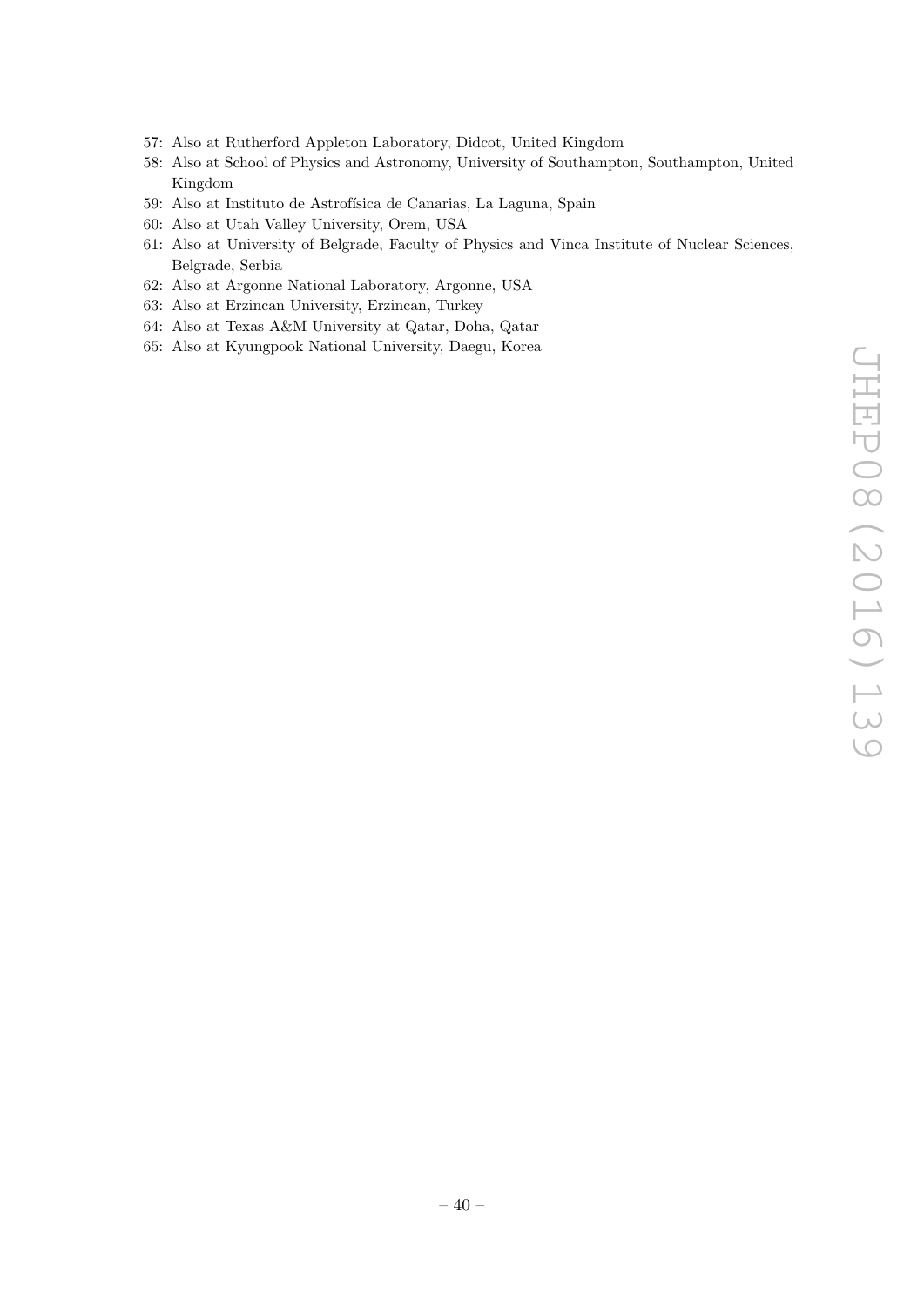57: Also at Rutherford Appleton Laboratory, Didcot, United Kingdom
58: Also at School of Physics and Astronomy, University of Southampton, Southampton, United Kingdom
59: Also at Instituto de Astrofísica de Canarias, La Laguna, Spain
60: Also at Utah Valley University, Orem, USA
61: Also at University of Belgrade, Faculty of Physics and Vinca Institute of Nuclear Sciences, Belgrade, Serbia
62: Also at Argonne National Laboratory, Argonne, USA
63: Also at Erzincan University, Erzincan, Turkey
64: Also at Texas A&M University at Qatar, Doha, Qatar
65: Also at Kyungpook National University, Daegu, Korea